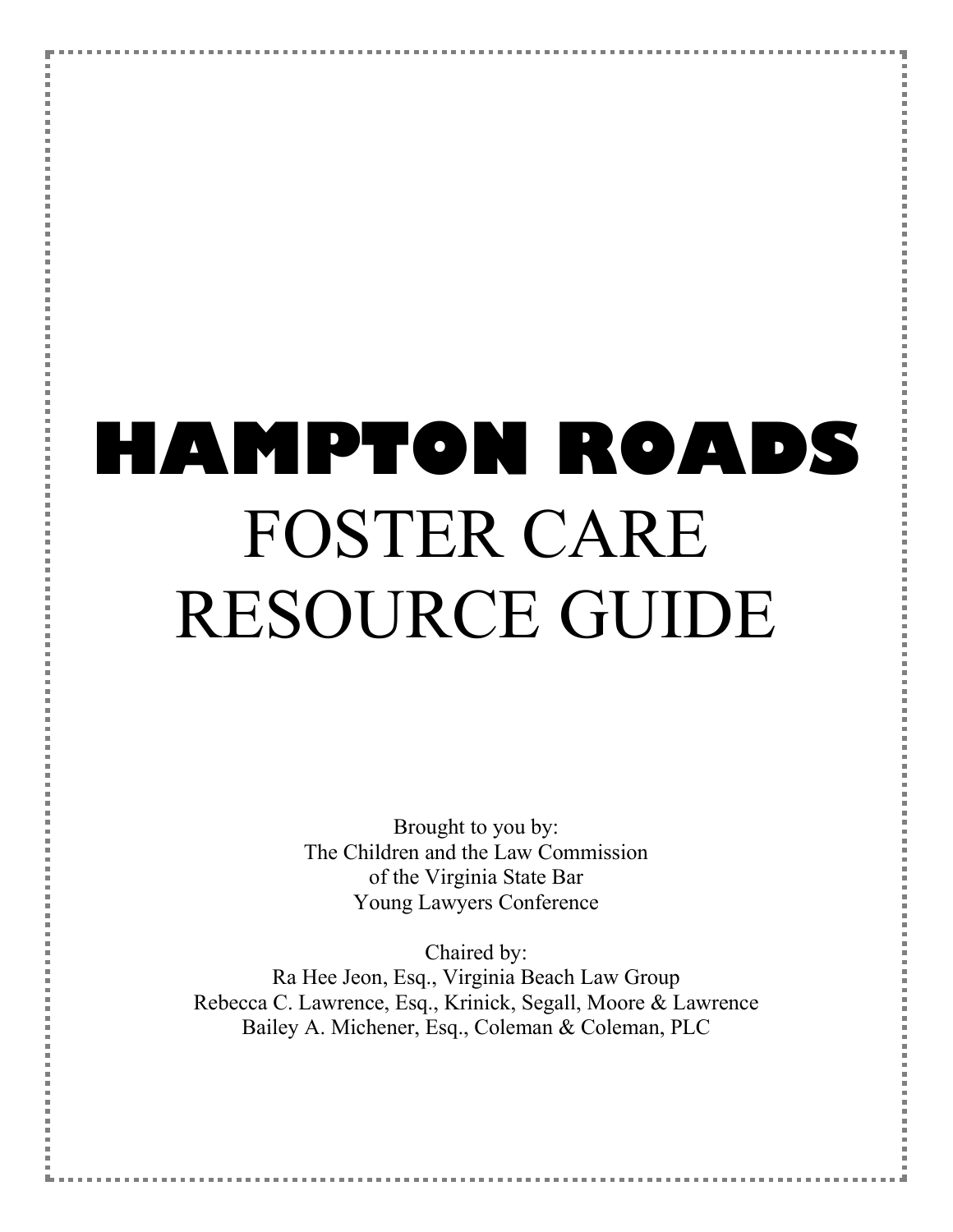# HAMPTON ROADS
# FOSTER CARE RESOURCE GUIDE

Brought to you by:
The Children and the Law Commission
of the Virginia State Bar
Young Lawyers Conference

Chaired by:
Ra Hee Jeon, Esq., Virginia Beach Law Group
Rebecca C. Lawrence, Esq., Krinick, Segall, Moore & Lawrence
Bailey A. Michener, Esq., Coleman & Coleman, PLC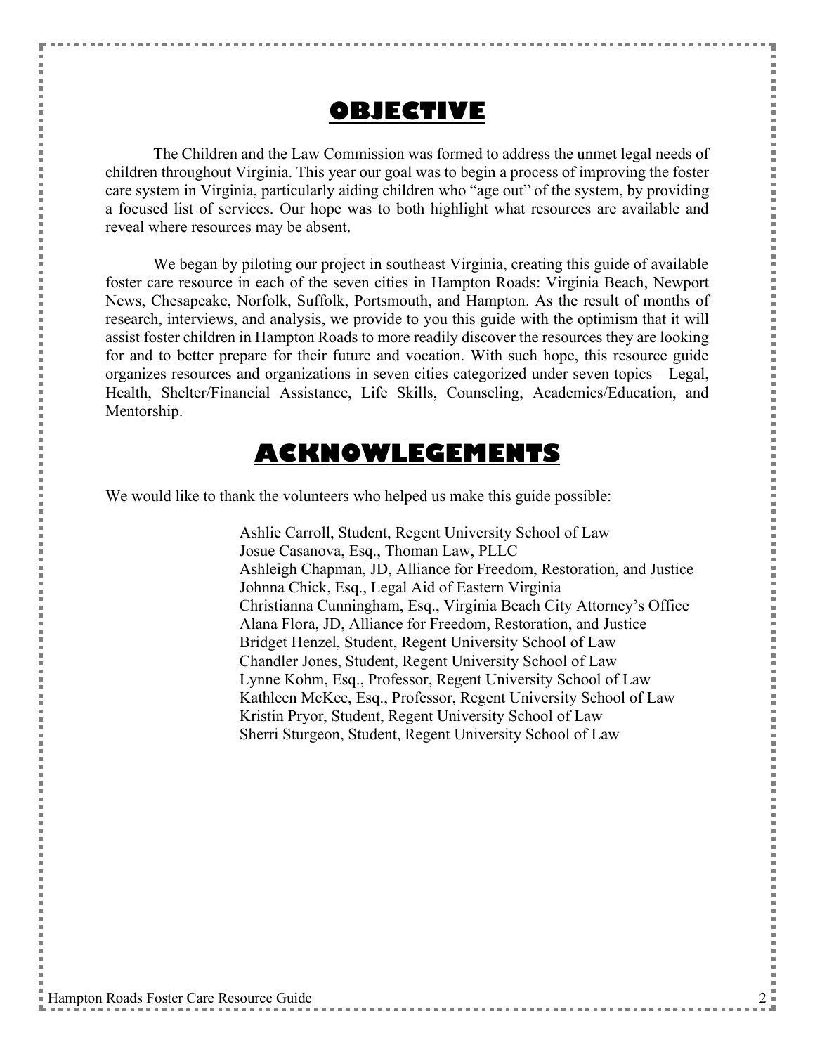# OBJECTIVE

The Children and the Law Commission was formed to address the unmet legal needs of children throughout Virginia. This year our goal was to begin a process of improving the foster care system in Virginia, particularly aiding children who "age out" of the system, by providing a focused list of services. Our hope was to both highlight what resources are available and reveal where resources may be absent.

We began by piloting our project in southeast Virginia, creating this guide of available foster care resource in each of the seven cities in Hampton Roads: Virginia Beach, Newport News, Chesapeake, Norfolk, Suffolk, Portsmouth, and Hampton. As the result of months of research, interviews, and analysis, we provide to you this guide with the optimism that it will assist foster children in Hampton Roads to more readily discover the resources they are looking for and to better prepare for their future and vocation. With such hope, this resource guide organizes resources and organizations in seven cities categorized under seven topics—Legal, Health, Shelter/Financial Assistance, Life Skills, Counseling, Academics/Education, and Mentorship.

# ACKNOWLEGEMENTS

We would like to thank the volunteers who helped us make this guide possible:

Ashlie Carroll, Student, Regent University School of Law
Josue Casanova, Esq., Thoman Law, PLLC
Ashleigh Chapman, JD, Alliance for Freedom, Restoration, and Justice
Johnna Chick, Esq., Legal Aid of Eastern Virginia
Christianna Cunningham, Esq., Virginia Beach City Attorney's Office
Alana Flora, JD, Alliance for Freedom, Restoration, and Justice
Bridget Henzel, Student, Regent University School of Law
Chandler Jones, Student, Regent University School of Law
Lynne Kohm, Esq., Professor, Regent University School of Law
Kathleen McKee, Esq., Professor, Regent University School of Law
Kristin Pryor, Student, Regent University School of Law
Sherri Sturgeon, Student, Regent University School of Law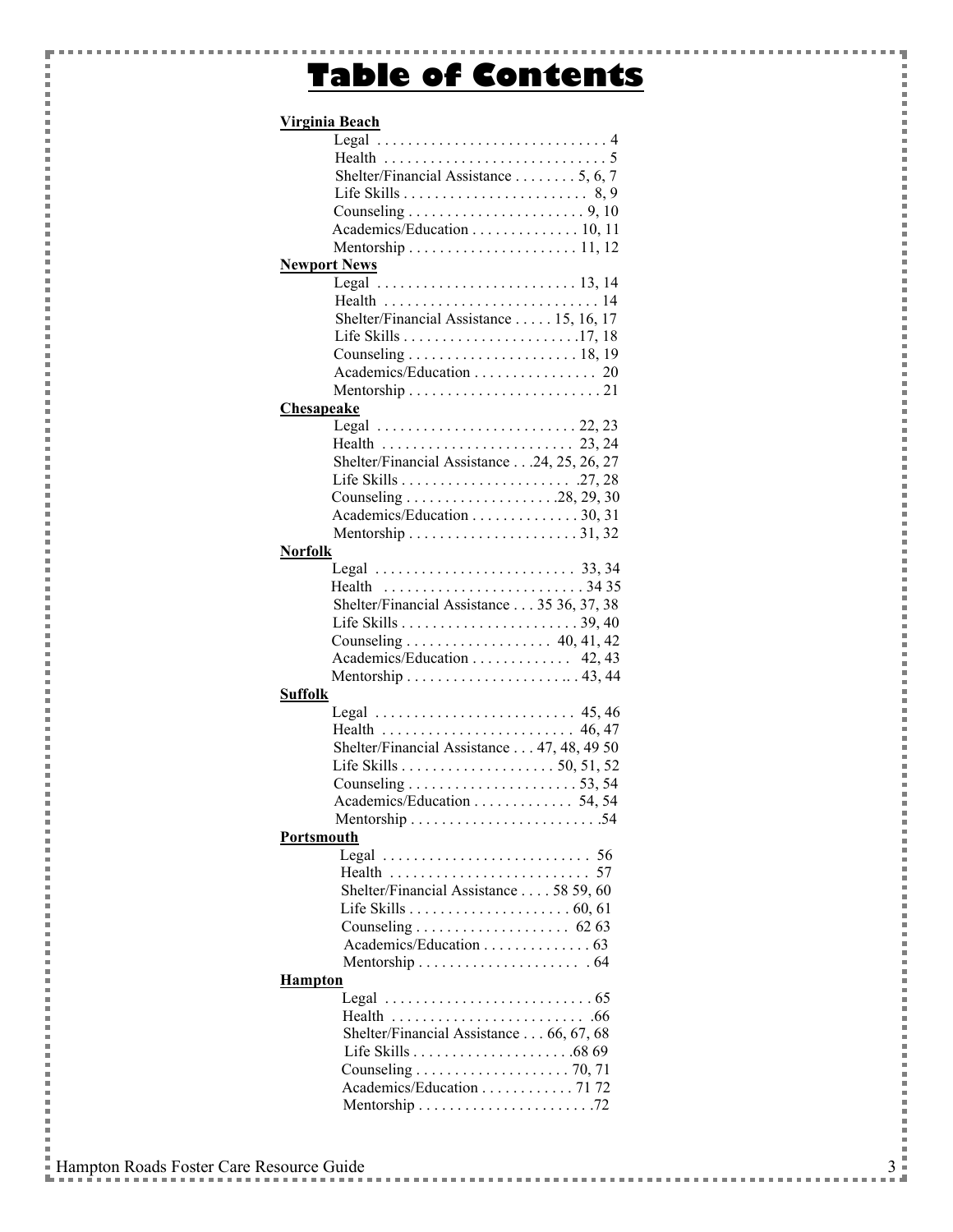# Table of Contents

**Virginia Beach**

- Legal . . . . . . . . . . . . . . . . . . . . . . . . . . . . . . 4
- Health . . . . . . . . . . . . . . . . . . . . . . . . . . . . . 5
- Shelter/Financial Assistance . . . . . . . . 5, 6, 7
- Life Skills . . . . . . . . . . . . . . . . . . . . . . . . 8, 9
- Counseling . . . . . . . . . . . . . . . . . . . . . . . 9, 10
- Academics/Education . . . . . . . . . . . . . . 10, 11
- Mentorship . . . . . . . . . . . . . . . . . . . . . . 11, 12

**Newport News**

- Legal . . . . . . . . . . . . . . . . . . . . . . . . . . 13, 14
- Health . . . . . . . . . . . . . . . . . . . . . . . . . . . . 14
- Shelter/Financial Assistance . . . . . 15, 16, 17
- Life Skills . . . . . . . . . . . . . . . . . . . . . . .17, 18
- Counseling . . . . . . . . . . . . . . . . . . . . . . 18, 19
- Academics/Education . . . . . . . . . . . . . . . . 20
- Mentorship . . . . . . . . . . . . . . . . . . . . . . . . . 21

**Chesapeake**

- Legal . . . . . . . . . . . . . . . . . . . . . . . . . . 22, 23
- Health . . . . . . . . . . . . . . . . . . . . . . . . . 23, 24
- Shelter/Financial Assistance . . .24, 25, 26, 27
- Life Skills . . . . . . . . . . . . . . . . . . . . . . .27, 28
- Counseling . . . . . . . . . . . . . . . . . . . .28, 29, 30
- Academics/Education . . . . . . . . . . . . . . 30, 31
- Mentorship . . . . . . . . . . . . . . . . . . . . . . 31, 32

**Norfolk**

- Legal . . . . . . . . . . . . . . . . . . . . . . . . . . 33, 34
- Health . . . . . . . . . . . . . . . . . . . . . . . . . . 34 35
- Shelter/Financial Assistance . . . 35 36, 37, 38
- Life Skills . . . . . . . . . . . . . . . . . . . . . . . 39, 40
- Counseling . . . . . . . . . . . . . . . . . . . 40, 41, 42
- Academics/Education . . . . . . . . . . . . . 42, 43
- Mentorship . . . . . . . . . . . . . . . . . . . . .. . 43, 44

**Suffolk**

- Legal . . . . . . . . . . . . . . . . . . . . . . . . . . 45, 46
- Health . . . . . . . . . . . . . . . . . . . . . . . . . 46, 47
- Shelter/Financial Assistance . . . 47, 48, 49 50
- Life Skills . . . . . . . . . . . . . . . . . . . . 50, 51, 52
- Counseling . . . . . . . . . . . . . . . . . . . . . . 53, 54
- Academics/Education . . . . . . . . . . . . . 54, 54
- Mentorship . . . . . . . . . . . . . . . . . . . . . . . . .54

**Portsmouth**

- Legal . . . . . . . . . . . . . . . . . . . . . . . . . . . 56
- Health . . . . . . . . . . . . . . . . . . . . . . . . . . 57
- Shelter/Financial Assistance . . . . 58 59, 60
- Life Skills . . . . . . . . . . . . . . . . . . . . . 60, 61
- Counseling . . . . . . . . . . . . . . . . . . . . 62 63
- Academics/Education . . . . . . . . . . . . . . 63
- Mentorship . . . . . . . . . . . . . . . . . . . . . . 64

**Hampton**

- Legal . . . . . . . . . . . . . . . . . . . . . . . . . . . 65
- Health . . . . . . . . . . . . . . . . . . . . . . . . . .66
- Shelter/Financial Assistance . . . 66, 67, 68
- Life Skills . . . . . . . . . . . . . . . . . . . . .68 69
- Counseling . . . . . . . . . . . . . . . . . . . . 70, 71
- Academics/Education . . . . . . . . . . . . 71 72
- Mentorship . . . . . . . . . . . . . . . . . . . . . . .72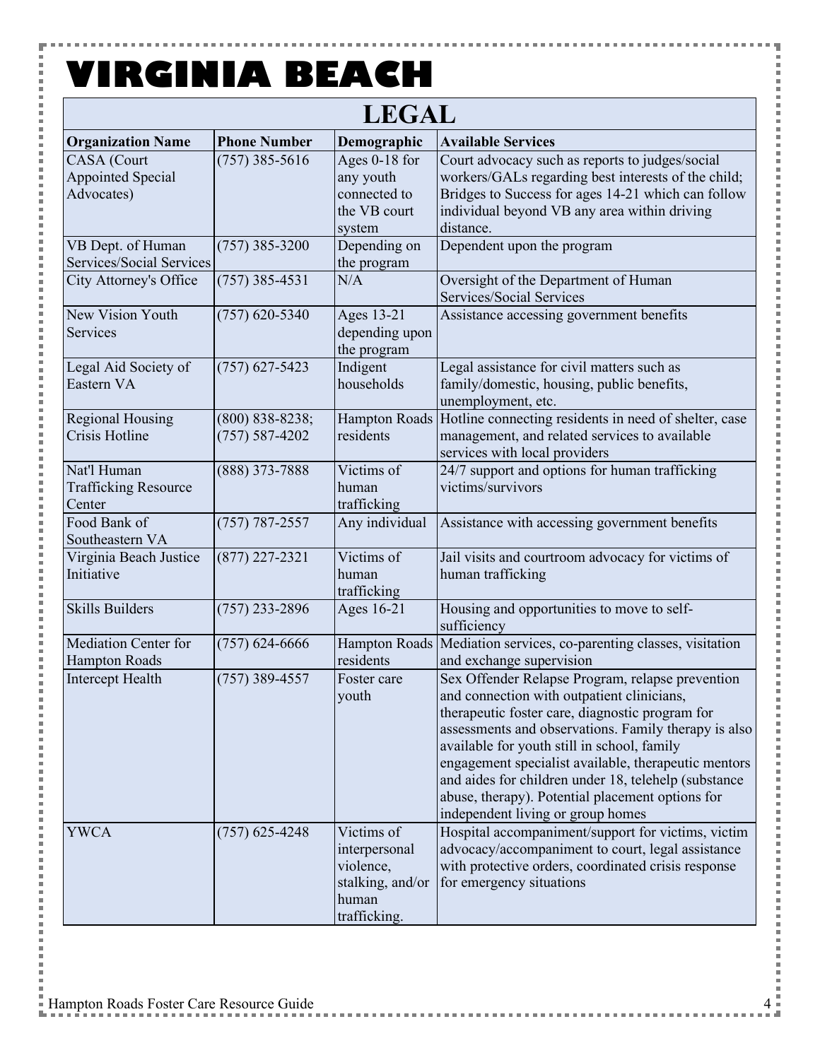# VIRGINIA BEACH

## LEGAL

| Organization Name | Phone Number | Demographic | Available Services |
|---|---|---|---|
| CASA (Court Appointed Special Advocates) | (757) 385-5616 | Ages 0-18 for any youth connected to the VB court system | Court advocacy such as reports to judges/social workers/GALs regarding best interests of the child; Bridges to Success for ages 14-21 which can follow individual beyond VB any area within driving distance. |
| VB Dept. of Human Services/Social Services | (757) 385-3200 | Depending on the program | Dependent upon the program |
| City Attorney's Office | (757) 385-4531 | N/A | Oversight of the Department of Human Services/Social Services |
| New Vision Youth Services | (757) 620-5340 | Ages 13-21 depending upon the program | Assistance accessing government benefits |
| Legal Aid Society of Eastern VA | (757) 627-5423 | Indigent households | Legal assistance for civil matters such as family/domestic, housing, public benefits, unemployment, etc. |
| Regional Housing Crisis Hotline | (800) 838-8238; (757) 587-4202 | Hampton Roads residents | Hotline connecting residents in need of shelter, case management, and related services to available services with local providers |
| Nat'l Human Trafficking Resource Center | (888) 373-7888 | Victims of human trafficking | 24/7 support and options for human trafficking victims/survivors |
| Food Bank of Southeastern VA | (757) 787-2557 | Any individual | Assistance with accessing government benefits |
| Virginia Beach Justice Initiative | (877) 227-2321 | Victims of human trafficking | Jail visits and courtroom advocacy for victims of human trafficking |
| Skills Builders | (757) 233-2896 | Ages 16-21 | Housing and opportunities to move to self-sufficiency |
| Mediation Center for Hampton Roads | (757) 624-6666 | Hampton Roads residents | Mediation services, co-parenting classes, visitation and exchange supervision |
| Intercept Health | (757) 389-4557 | Foster care youth | Sex Offender Relapse Program, relapse prevention and connection with outpatient clinicians, therapeutic foster care, diagnostic program for assessments and observations. Family therapy is also available for youth still in school, family engagement specialist available, therapeutic mentors and aides for children under 18, telehelp (substance abuse, therapy). Potential placement options for independent living or group homes |
| YWCA | (757) 625-4248 | Victims of interpersonal violence, stalking, and/or human trafficking. | Hospital accompaniment/support for victims, victim advocacy/accompaniment to court, legal assistance with protective orders, coordinated crisis response for emergency situations |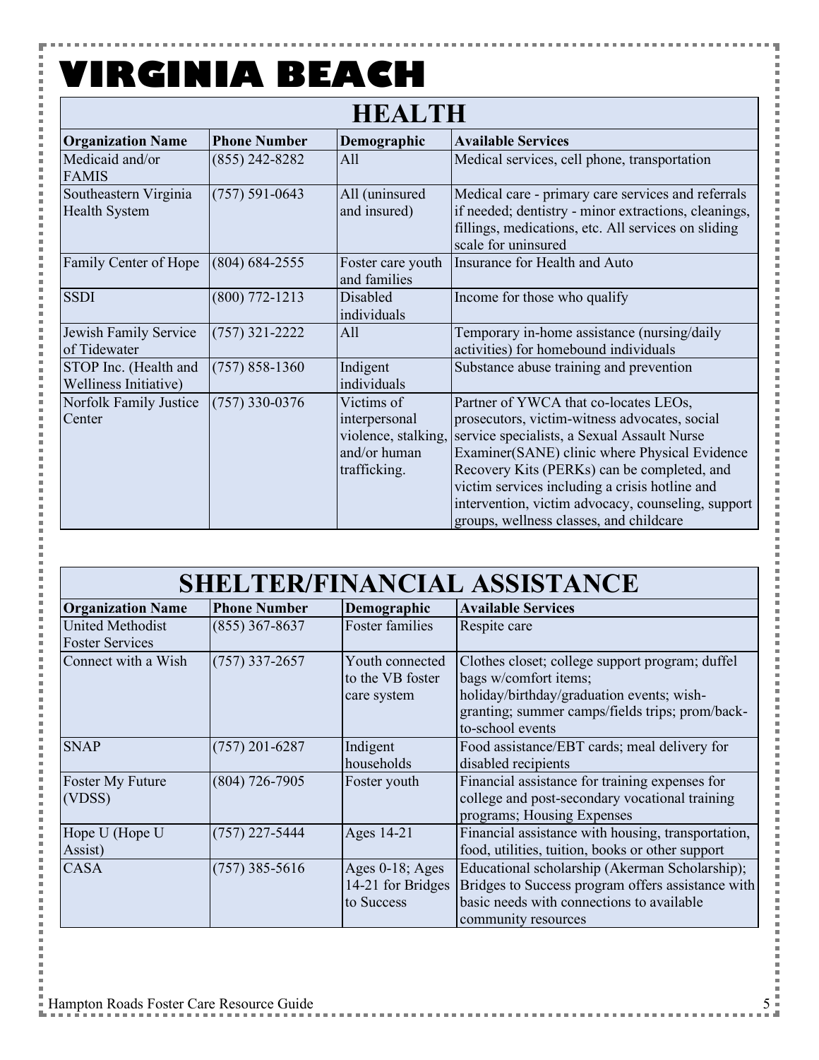# VIRGINIA BEACH

## HEALTH

| Organization Name | Phone Number | Demographic | Available Services |
|---|---|---|---|
| Medicaid and/or FAMIS | (855) 242-8282 | All | Medical services, cell phone, transportation |
| Southeastern Virginia Health System | (757) 591-0643 | All (uninsured and insured) | Medical care - primary care services and referrals if needed; dentistry - minor extractions, cleanings, fillings, medications, etc. All services on sliding scale for uninsured |
| Family Center of Hope | (804) 684-2555 | Foster care youth and families | Insurance for Health and Auto |
| SSDI | (800) 772-1213 | Disabled individuals | Income for those who qualify |
| Jewish Family Service of Tidewater | (757) 321-2222 | All | Temporary in-home assistance (nursing/daily activities) for homebound individuals |
| STOP Inc. (Health and Welliness Initiative) | (757) 858-1360 | Indigent individuals | Substance abuse training and prevention |
| Norfolk Family Justice Center | (757) 330-0376 | Victims of interpersonal violence, stalking, and/or human trafficking. | Partner of YWCA that co-locates LEOs, prosecutors, victim-witness advocates, social service specialists, a Sexual Assault Nurse Examiner(SANE) clinic where Physical Evidence Recovery Kits (PERKs) can be completed, and victim services including a crisis hotline and intervention, victim advocacy, counseling, support groups, wellness classes, and childcare |

## SHELTER/FINANCIAL ASSISTANCE

| Organization Name | Phone Number | Demographic | Available Services |
|---|---|---|---|
| United Methodist Foster Services | (855) 367-8637 | Foster families | Respite care |
| Connect with a Wish | (757) 337-2657 | Youth connected to the VB foster care system | Clothes closet; college support program; duffel bags w/comfort items; holiday/birthday/graduation events; wish-granting; summer camps/fields trips; prom/back-to-school events |
| SNAP | (757) 201-6287 | Indigent households | Food assistance/EBT cards; meal delivery for disabled recipients |
| Foster My Future (VDSS) | (804) 726-7905 | Foster youth | Financial assistance for training expenses for college and post-secondary vocational training programs; Housing Expenses |
| Hope U (Hope U Assist) | (757) 227-5444 | Ages 14-21 | Financial assistance with housing, transportation, food, utilities, tuition, books or other support |
| CASA | (757) 385-5616 | Ages 0-18; Ages 14-21 for Bridges to Success | Educational scholarship (Akerman Scholarship); Bridges to Success program offers assistance with basic needs with connections to available community resources |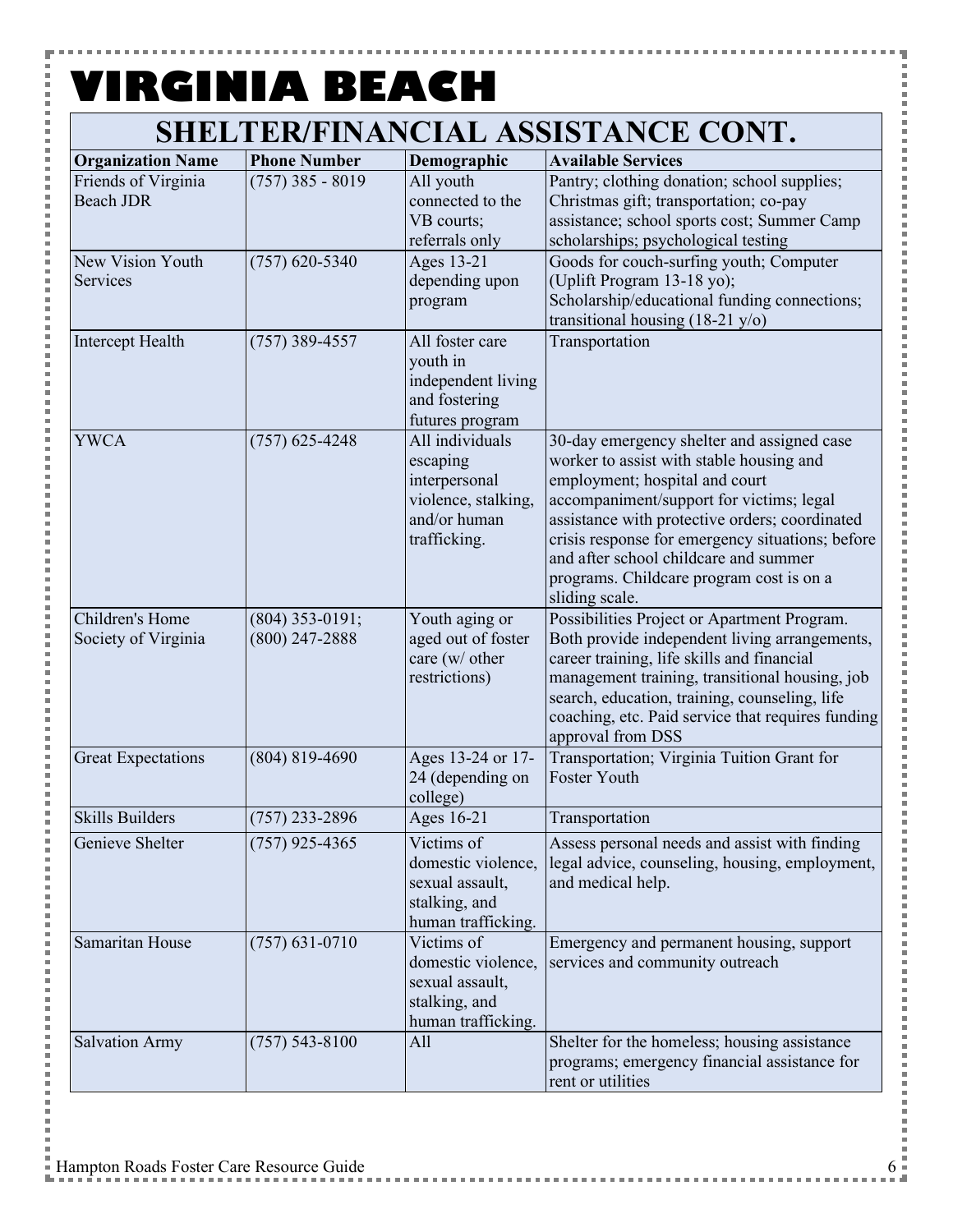# VIRGINIA BEACH

## SHELTER/FINANCIAL ASSISTANCE CONT.

| Organization Name | Phone Number | Demographic | Available Services |
|---|---|---|---|
| Friends of Virginia Beach JDR | (757) 385 - 8019 | All youth connected to the VB courts; referrals only | Pantry; clothing donation; school supplies; Christmas gift; transportation; co-pay assistance; school sports cost; Summer Camp scholarships; psychological testing |
| New Vision Youth Services | (757) 620-5340 | Ages 13-21 depending upon program | Goods for couch-surfing youth; Computer (Uplift Program 13-18 yo); Scholarship/educational funding connections; transitional housing (18-21 y/o) |
| Intercept Health | (757) 389-4557 | All foster care youth in independent living and fostering futures program | Transportation |
| YWCA | (757) 625-4248 | All individuals escaping interpersonal violence, stalking, and/or human trafficking. | 30-day emergency shelter and assigned case worker to assist with stable housing and employment; hospital and court accompaniment/support for victims; legal assistance with protective orders; coordinated crisis response for emergency situations; before and after school childcare and summer programs. Childcare program cost is on a sliding scale. |
| Children's Home Society of Virginia | (804) 353-0191; (800) 247-2888 | Youth aging or aged out of foster care (w/ other restrictions) | Possibilities Project or Apartment Program. Both provide independent living arrangements, career training, life skills and financial management training, transitional housing, job search, education, training, counseling, life coaching, etc. Paid service that requires funding approval from DSS |
| Great Expectations | (804) 819-4690 | Ages 13-24 or 17-24 (depending on college) | Transportation; Virginia Tuition Grant for Foster Youth |
| Skills Builders | (757) 233-2896 | Ages 16-21 | Transportation |
| Genieve Shelter | (757) 925-4365 | Victims of domestic violence, sexual assault, stalking, and human trafficking. | Assess personal needs and assist with finding legal advice, counseling, housing, employment, and medical help. |
| Samaritan House | (757) 631-0710 | Victims of domestic violence, sexual assault, stalking, and human trafficking. | Emergency and permanent housing, support services and community outreach |
| Salvation Army | (757) 543-8100 | All | Shelter for the homeless; housing assistance programs; emergency financial assistance for rent or utilities |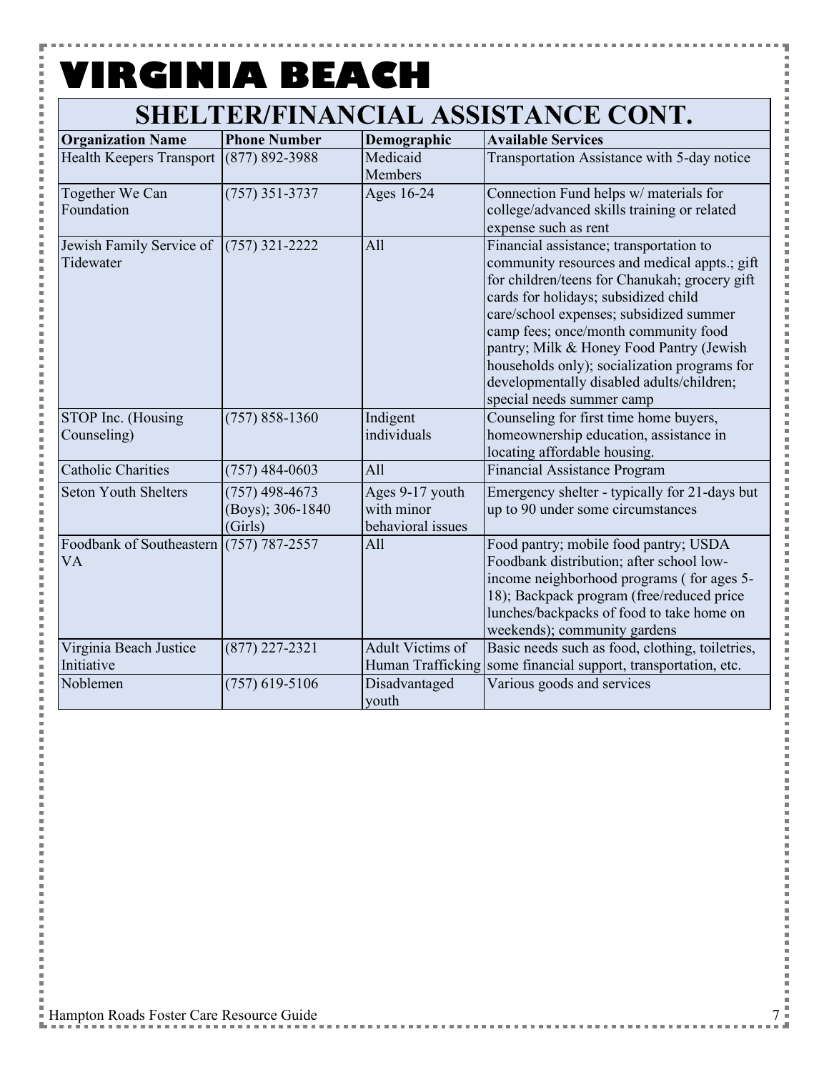# VIRGINIA BEACH

## SHELTER/FINANCIAL ASSISTANCE CONT.

| Organization Name | Phone Number | Demographic | Available Services |
|---|---|---|---|
| Health Keepers Transport | (877) 892-3988 | Medicaid Members | Transportation Assistance with 5-day notice |
| Together We Can Foundation | (757) 351-3737 | Ages 16-24 | Connection Fund helps w/ materials for college/advanced skills training or related expense such as rent |
| Jewish Family Service of Tidewater | (757) 321-2222 | All | Financial assistance; transportation to community resources and medical appts.; gift for children/teens for Chanukah; grocery gift cards for holidays; subsidized child care/school expenses; subsidized summer camp fees; once/month community food pantry; Milk & Honey Food Pantry (Jewish households only); socialization programs for developmentally disabled adults/children; special needs summer camp |
| STOP Inc. (Housing Counseling) | (757) 858-1360 | Indigent individuals | Counseling for first time home buyers, homeownership education, assistance in locating affordable housing. |
| Catholic Charities | (757) 484-0603 | All | Financial Assistance Program |
| Seton Youth Shelters | (757) 498-4673 (Boys); 306-1840 (Girls) | Ages 9-17 youth with minor behavioral issues | Emergency shelter - typically for 21-days but up to 90 under some circumstances |
| Foodbank of Southeastern VA | (757) 787-2557 | All | Food pantry; mobile food pantry; USDA Foodbank distribution; after school low-income neighborhood programs ( for ages 5-18); Backpack program (free/reduced price lunches/backpacks of food to take home on weekends); community gardens |
| Virginia Beach Justice Initiative | (877) 227-2321 | Adult Victims of Human Trafficking | Basic needs such as food, clothing, toiletries, some financial support, transportation, etc. |
| Noblemen | (757) 619-5106 | Disadvantaged youth | Various goods and services |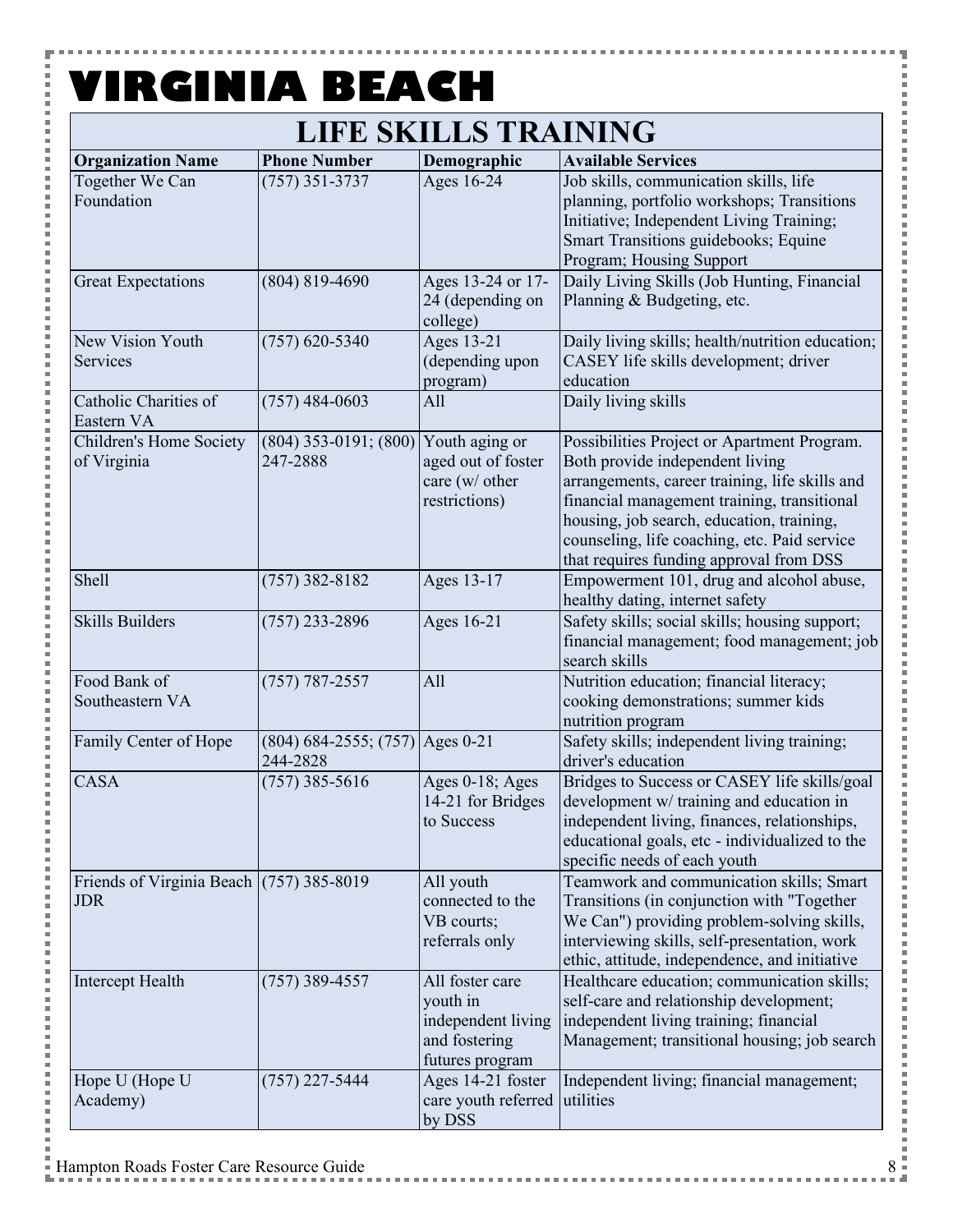# VIRGINIA BEACH

## LIFE SKILLS TRAINING

| Organization Name | Phone Number | Demographic | Available Services |
| --- | --- | --- | --- |
| Together We Can Foundation | (757) 351-3737 | Ages 16-24 | Job skills, communication skills, life planning, portfolio workshops; Transitions Initiative; Independent Living Training; Smart Transitions guidebooks; Equine Program; Housing Support |
| Great Expectations | (804) 819-4690 | Ages 13-24 or 17-24 (depending on college) | Daily Living Skills (Job Hunting, Financial Planning & Budgeting, etc. |
| New Vision Youth Services | (757) 620-5340 | Ages 13-21 (depending upon program) | Daily living skills; health/nutrition education; CASEY life skills development; driver education |
| Catholic Charities of Eastern VA | (757) 484-0603 | All | Daily living skills |
| Children's Home Society of Virginia | (804) 353-0191; (800) 247-2888 | Youth aging or aged out of foster care (w/ other restrictions) | Possibilities Project or Apartment Program. Both provide independent living arrangements, career training, life skills and financial management training, transitional housing, job search, education, training, counseling, life coaching, etc. Paid service that requires funding approval from DSS |
| Shell | (757) 382-8182 | Ages 13-17 | Empowerment 101, drug and alcohol abuse, healthy dating, internet safety |
| Skills Builders | (757) 233-2896 | Ages 16-21 | Safety skills; social skills; housing support; financial management; food management; job search skills |
| Food Bank of Southeastern VA | (757) 787-2557 | All | Nutrition education; financial literacy; cooking demonstrations; summer kids nutrition program |
| Family Center of Hope | (804) 684-2555; (757) 244-2828 | Ages 0-21 | Safety skills; independent living training; driver's education |
| CASA | (757) 385-5616 | Ages 0-18; Ages 14-21 for Bridges to Success | Bridges to Success or CASEY life skills/goal development w/ training and education in independent living, finances, relationships, educational goals, etc - individualized to the specific needs of each youth |
| Friends of Virginia Beach JDR | (757) 385-8019 | All youth connected to the VB courts; referrals only | Teamwork and communication skills; Smart Transitions (in conjunction with "Together We Can") providing problem-solving skills, interviewing skills, self-presentation, work ethic, attitude, independence, and initiative |
| Intercept Health | (757) 389-4557 | All foster care youth in independent living and fostering futures program | Healthcare education; communication skills; self-care and relationship development; independent living training; financial Management; transitional housing; job search |
| Hope U (Hope U Academy) | (757) 227-5444 | Ages 14-21 foster care youth referred by DSS | Independent living; financial management; utilities |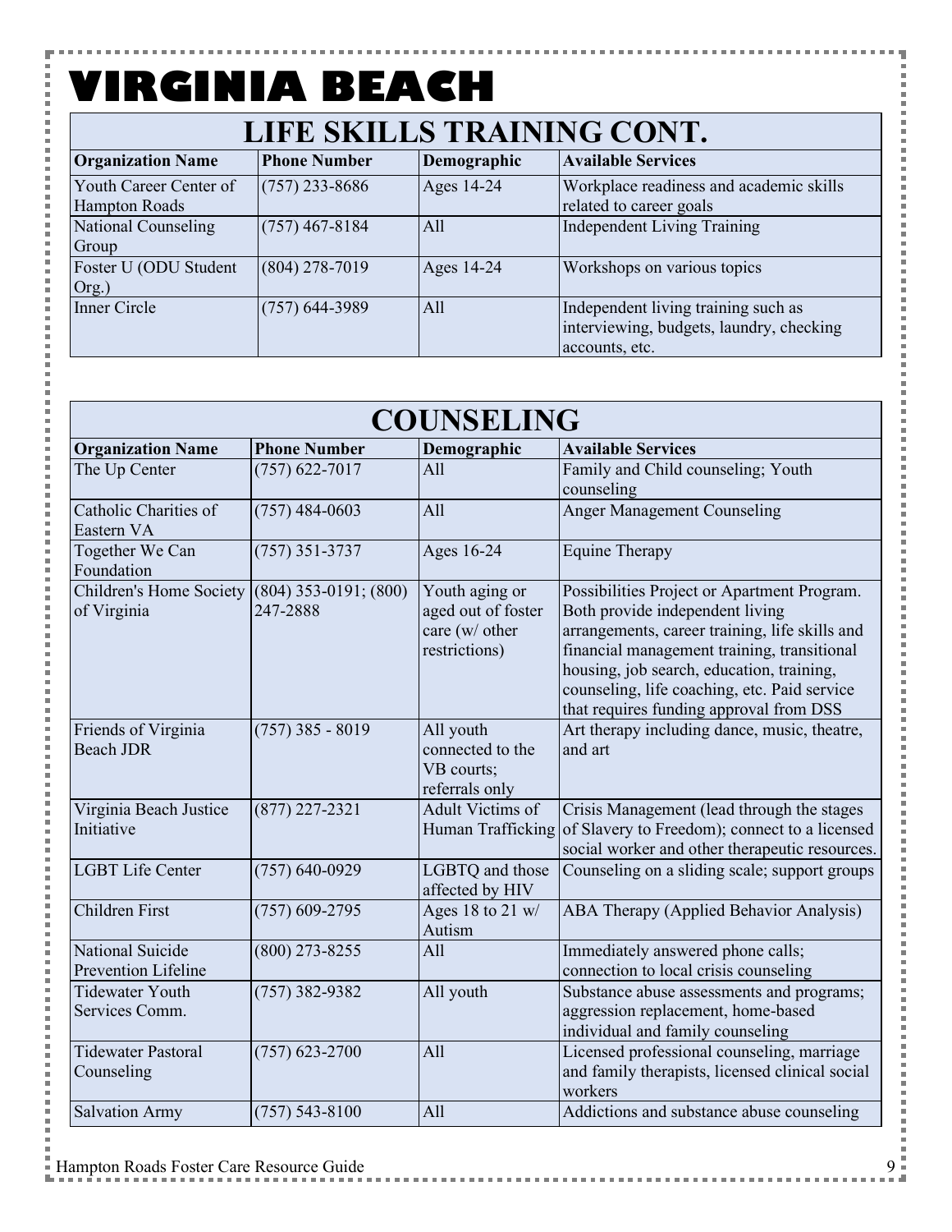# VIRGINIA BEACH

## LIFE SKILLS TRAINING CONT.

| Organization Name | Phone Number | Demographic | Available Services |
|---|---|---|---|
| Youth Career Center of Hampton Roads | (757) 233-8686 | Ages 14-24 | Workplace readiness and academic skills related to career goals |
| National Counseling Group | (757) 467-8184 | All | Independent Living Training |
| Foster U (ODU Student Org.) | (804) 278-7019 | Ages 14-24 | Workshops on various topics |
| Inner Circle | (757) 644-3989 | All | Independent living training such as interviewing, budgets, laundry, checking accounts, etc. |

## COUNSELING

| Organization Name | Phone Number | Demographic | Available Services |
|---|---|---|---|
| The Up Center | (757) 622-7017 | All | Family and Child counseling; Youth counseling |
| Catholic Charities of Eastern VA | (757) 484-0603 | All | Anger Management Counseling |
| Together We Can Foundation | (757) 351-3737 | Ages 16-24 | Equine Therapy |
| Children's Home Society of Virginia | (804) 353-0191; (800) 247-2888 | Youth aging or aged out of foster care (w/ other restrictions) | Possibilities Project or Apartment Program. Both provide independent living arrangements, career training, life skills and financial management training, transitional housing, job search, education, training, counseling, life coaching, etc. Paid service that requires funding approval from DSS |
| Friends of Virginia Beach JDR | (757) 385 - 8019 | All youth connected to the VB courts; referrals only | Art therapy including dance, music, theatre, and art |
| Virginia Beach Justice Initiative | (877) 227-2321 | Adult Victims of Human Trafficking | Crisis Management (lead through the stages of Slavery to Freedom); connect to a licensed social worker and other therapeutic resources. |
| LGBT Life Center | (757) 640-0929 | LGBTQ and those affected by HIV | Counseling on a sliding scale; support groups |
| Children First | (757) 609-2795 | Ages 18 to 21 w/ Autism | ABA Therapy (Applied Behavior Analysis) |
| National Suicide Prevention Lifeline | (800) 273-8255 | All | Immediately answered phone calls; connection to local crisis counseling |
| Tidewater Youth Services Comm. | (757) 382-9382 | All youth | Substance abuse assessments and programs; aggression replacement, home-based individual and family counseling |
| Tidewater Pastoral Counseling | (757) 623-2700 | All | Licensed professional counseling, marriage and family therapists, licensed clinical social workers |
| Salvation Army | (757) 543-8100 | All | Addictions and substance abuse counseling |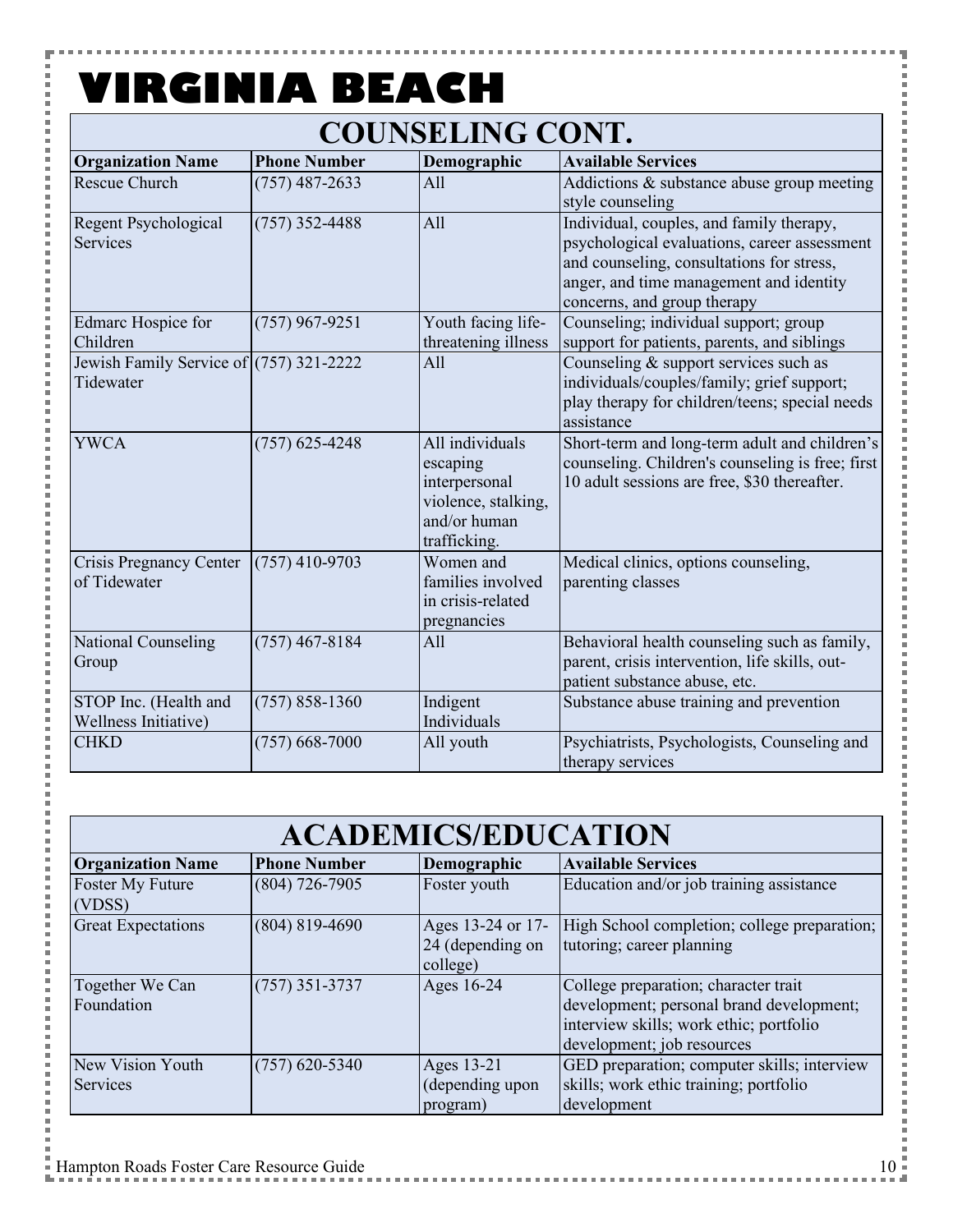# VIRGINIA BEACH

## COUNSELING CONT.

| Organization Name | Phone Number | Demographic | Available Services |
|---|---|---|---|
| Rescue Church | (757) 487-2633 | All | Addictions & substance abuse group meeting style counseling |
| Regent Psychological Services | (757) 352-4488 | All | Individual, couples, and family therapy, psychological evaluations, career assessment and counseling, consultations for stress, anger, and time management and identity concerns, and group therapy |
| Edmarc Hospice for Children | (757) 967-9251 | Youth facing life-threatening illness | Counseling; individual support; group support for patients, parents, and siblings |
| Jewish Family Service of Tidewater | (757) 321-2222 | All | Counseling & support services such as individuals/couples/family; grief support; play therapy for children/teens; special needs assistance |
| YWCA | (757) 625-4248 | All individuals escaping interpersonal violence, stalking, and/or human trafficking. | Short-term and long-term adult and children's counseling. Children's counseling is free; first 10 adult sessions are free, $30 thereafter. |
| Crisis Pregnancy Center of Tidewater | (757) 410-9703 | Women and families involved in crisis-related pregnancies | Medical clinics, options counseling, parenting classes |
| National Counseling Group | (757) 467-8184 | All | Behavioral health counseling such as family, parent, crisis intervention, life skills, out-patient substance abuse, etc. |
| STOP Inc. (Health and Wellness Initiative) | (757) 858-1360 | Indigent Individuals | Substance abuse training and prevention |
| CHKD | (757) 668-7000 | All youth | Psychiatrists, Psychologists, Counseling and therapy services |

## ACADEMICS/EDUCATION

| Organization Name | Phone Number | Demographic | Available Services |
|---|---|---|---|
| Foster My Future (VDSS) | (804) 726-7905 | Foster youth | Education and/or job training assistance |
| Great Expectations | (804) 819-4690 | Ages 13-24 or 17-24 (depending on college) | High School completion; college preparation; tutoring; career planning |
| Together We Can Foundation | (757) 351-3737 | Ages 16-24 | College preparation; character trait development; personal brand development; interview skills; work ethic; portfolio development; job resources |
| New Vision Youth Services | (757) 620-5340 | Ages 13-21 (depending upon program) | GED preparation; computer skills; interview skills; work ethic training; portfolio development |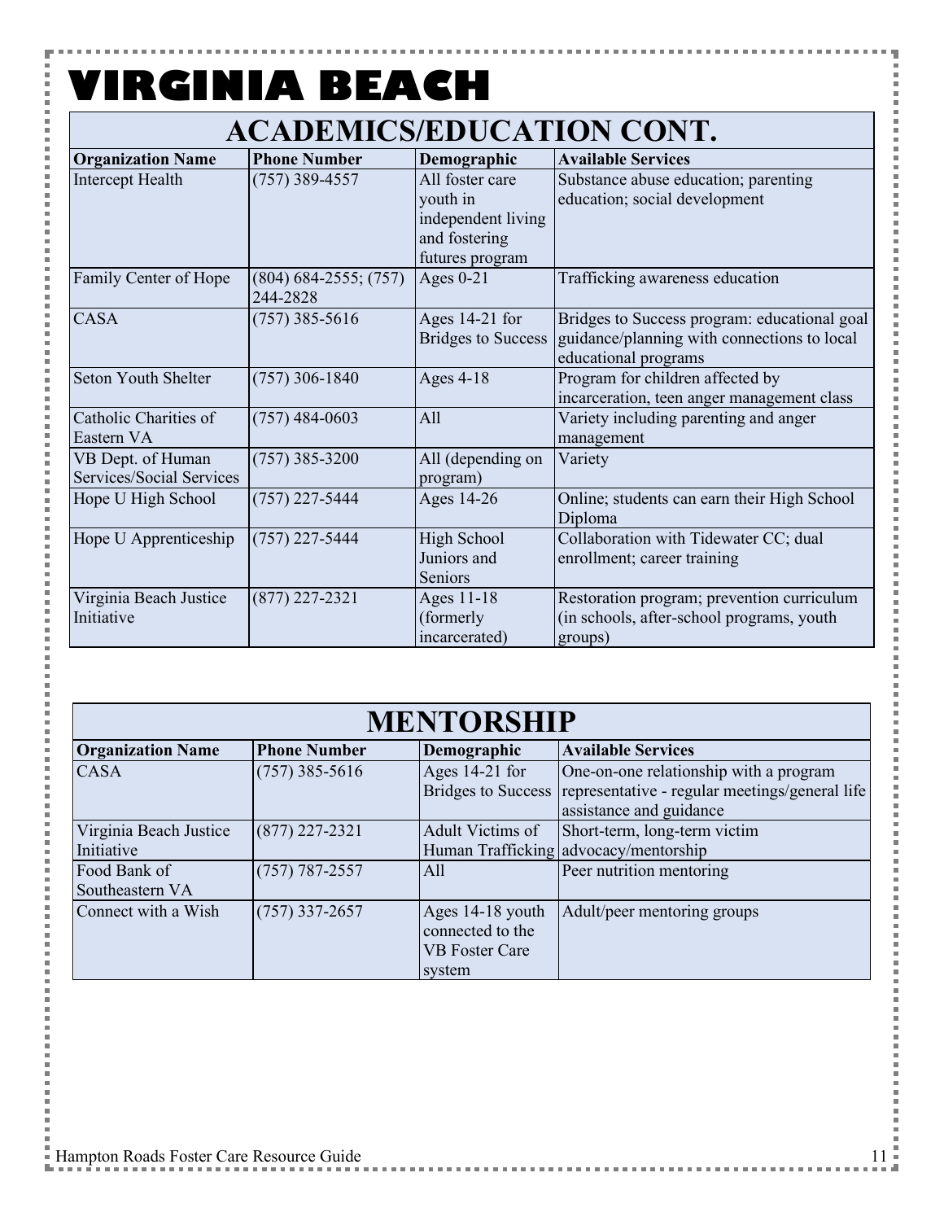# VIRGINIA BEACH

## ACADEMICS/EDUCATION CONT.

| Organization Name | Phone Number | Demographic | Available Services |
|---|---|---|---|
| Intercept Health | (757) 389-4557 | All foster care youth in independent living and fostering futures program | Substance abuse education; parenting education; social development |
| Family Center of Hope | (804) 684-2555; (757) 244-2828 | Ages 0-21 | Trafficking awareness education |
| CASA | (757) 385-5616 | Ages 14-21 for Bridges to Success | Bridges to Success program: educational goal guidance/planning with connections to local educational programs |
| Seton Youth Shelter | (757) 306-1840 | Ages 4-18 | Program for children affected by incarceration, teen anger management class |
| Catholic Charities of Eastern VA | (757) 484-0603 | All | Variety including parenting and anger management |
| VB Dept. of Human Services/Social Services | (757) 385-3200 | All (depending on program) | Variety |
| Hope U High School | (757) 227-5444 | Ages 14-26 | Online; students can earn their High School Diploma |
| Hope U Apprenticeship | (757) 227-5444 | High School Juniors and Seniors | Collaboration with Tidewater CC; dual enrollment; career training |
| Virginia Beach Justice Initiative | (877) 227-2321 | Ages 11-18 (formerly incarcerated) | Restoration program; prevention curriculum (in schools, after-school programs, youth groups) |

## MENTORSHIP

| Organization Name | Phone Number | Demographic | Available Services |
|---|---|---|---|
| CASA | (757) 385-5616 | Ages 14-21 for Bridges to Success | One-on-one relationship with a program representative - regular meetings/general life assistance and guidance |
| Virginia Beach Justice Initiative | (877) 227-2321 | Adult Victims of Human Trafficking | Short-term, long-term victim advocacy/mentorship |
| Food Bank of Southeastern VA | (757) 787-2557 | All | Peer nutrition mentoring |
| Connect with a Wish | (757) 337-2657 | Ages 14-18 youth connected to the VB Foster Care system | Adult/peer mentoring groups |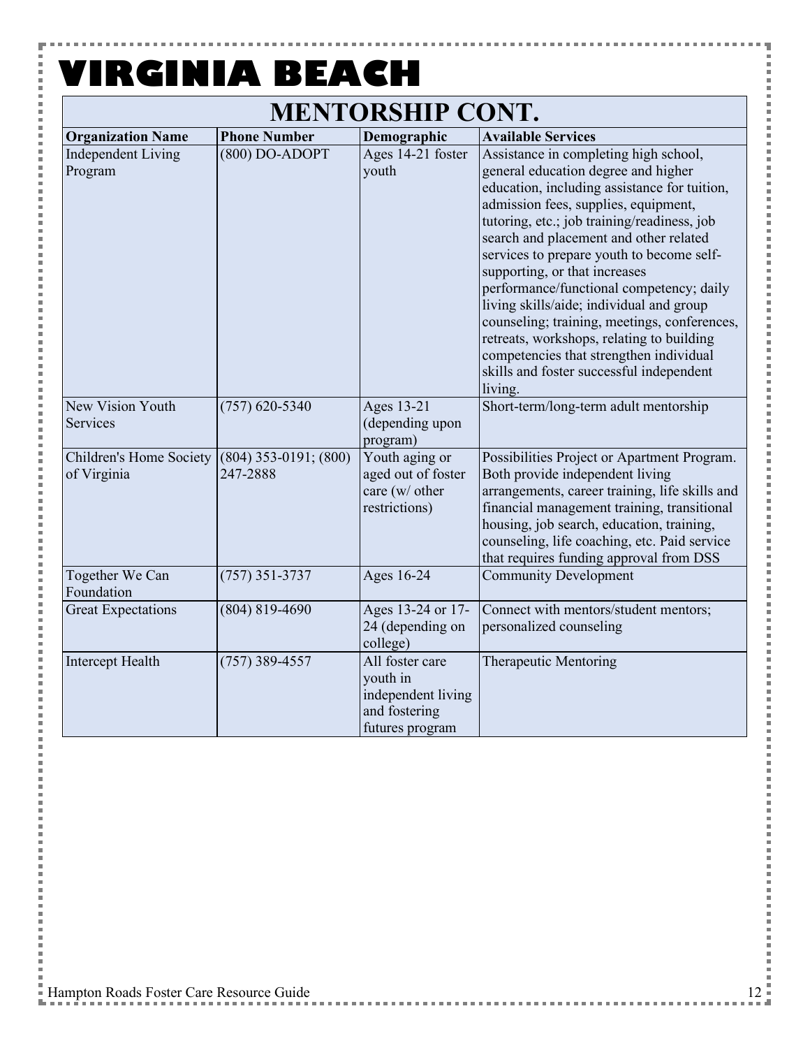# VIRGINIA BEACH

## MENTORSHIP CONT.

| Organization Name | Phone Number | Demographic | Available Services |
|---|---|---|---|
| Independent Living Program | (800) DO-ADOPT | Ages 14-21 foster youth | Assistance in completing high school, general education degree and higher education, including assistance for tuition, admission fees, supplies, equipment, tutoring, etc.; job training/readiness, job search and placement and other related services to prepare youth to become self-supporting, or that increases performance/functional competency; daily living skills/aide; individual and group counseling; training, meetings, conferences, retreats, workshops, relating to building competencies that strengthen individual skills and foster successful independent living. |
| New Vision Youth Services | (757) 620-5340 | Ages 13-21 (depending upon program) | Short-term/long-term adult mentorship |
| Children's Home Society of Virginia | (804) 353-0191; (800) 247-2888 | Youth aging or aged out of foster care (w/ other restrictions) | Possibilities Project or Apartment Program. Both provide independent living arrangements, career training, life skills and financial management training, transitional housing, job search, education, training, counseling, life coaching, etc. Paid service that requires funding approval from DSS |
| Together We Can Foundation | (757) 351-3737 | Ages 16-24 | Community Development |
| Great Expectations | (804) 819-4690 | Ages 13-24 or 17-24 (depending on college) | Connect with mentors/student mentors; personalized counseling |
| Intercept Health | (757) 389-4557 | All foster care youth in independent living and fostering futures program | Therapeutic Mentoring |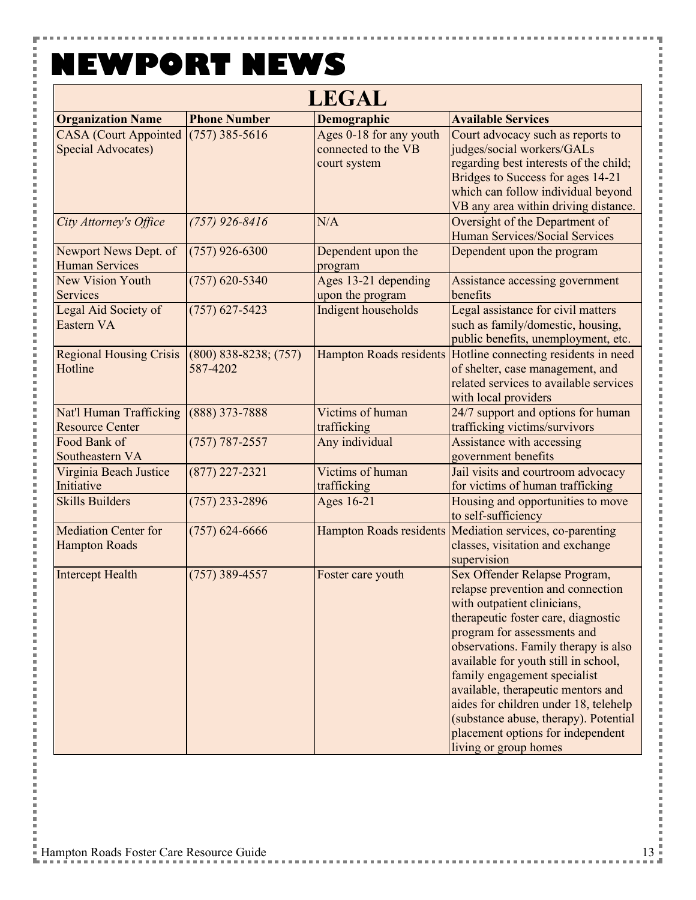# NEWPORT NEWS

## LEGAL

| Organization Name | Phone Number | Demographic | Available Services |
|---|---|---|---|
| CASA (Court Appointed Special Advocates) | (757) 385-5616 | Ages 0-18 for any youth connected to the VB court system | Court advocacy such as reports to judges/social workers/GALs regarding best interests of the child; Bridges to Success for ages 14-21 which can follow individual beyond VB any area within driving distance. |
| *City Attorney's Office* | *(757) 926-8416* | N/A | Oversight of the Department of Human Services/Social Services |
| Newport News Dept. of Human Services | (757) 926-6300 | Dependent upon the program | Dependent upon the program |
| New Vision Youth Services | (757) 620-5340 | Ages 13-21 depending upon the program | Assistance accessing government benefits |
| Legal Aid Society of Eastern VA | (757) 627-5423 | Indigent households | Legal assistance for civil matters such as family/domestic, housing, public benefits, unemployment, etc. |
| Regional Housing Crisis Hotline | (800) 838-8238; (757) 587-4202 | Hampton Roads residents | Hotline connecting residents in need of shelter, case management, and related services to available services with local providers |
| Nat'l Human Trafficking Resource Center | (888) 373-7888 | Victims of human trafficking | 24/7 support and options for human trafficking victims/survivors |
| Food Bank of Southeastern VA | (757) 787-2557 | Any individual | Assistance with accessing government benefits |
| Virginia Beach Justice Initiative | (877) 227-2321 | Victims of human trafficking | Jail visits and courtroom advocacy for victims of human trafficking |
| Skills Builders | (757) 233-2896 | Ages 16-21 | Housing and opportunities to move to self-sufficiency |
| Mediation Center for Hampton Roads | (757) 624-6666 | Hampton Roads residents | Mediation services, co-parenting classes, visitation and exchange supervision |
| Intercept Health | (757) 389-4557 | Foster care youth | Sex Offender Relapse Program, relapse prevention and connection with outpatient clinicians, therapeutic foster care, diagnostic program for assessments and observations. Family therapy is also available for youth still in school, family engagement specialist available, therapeutic mentors and aides for children under 18, telehelp (substance abuse, therapy). Potential placement options for independent living or group homes |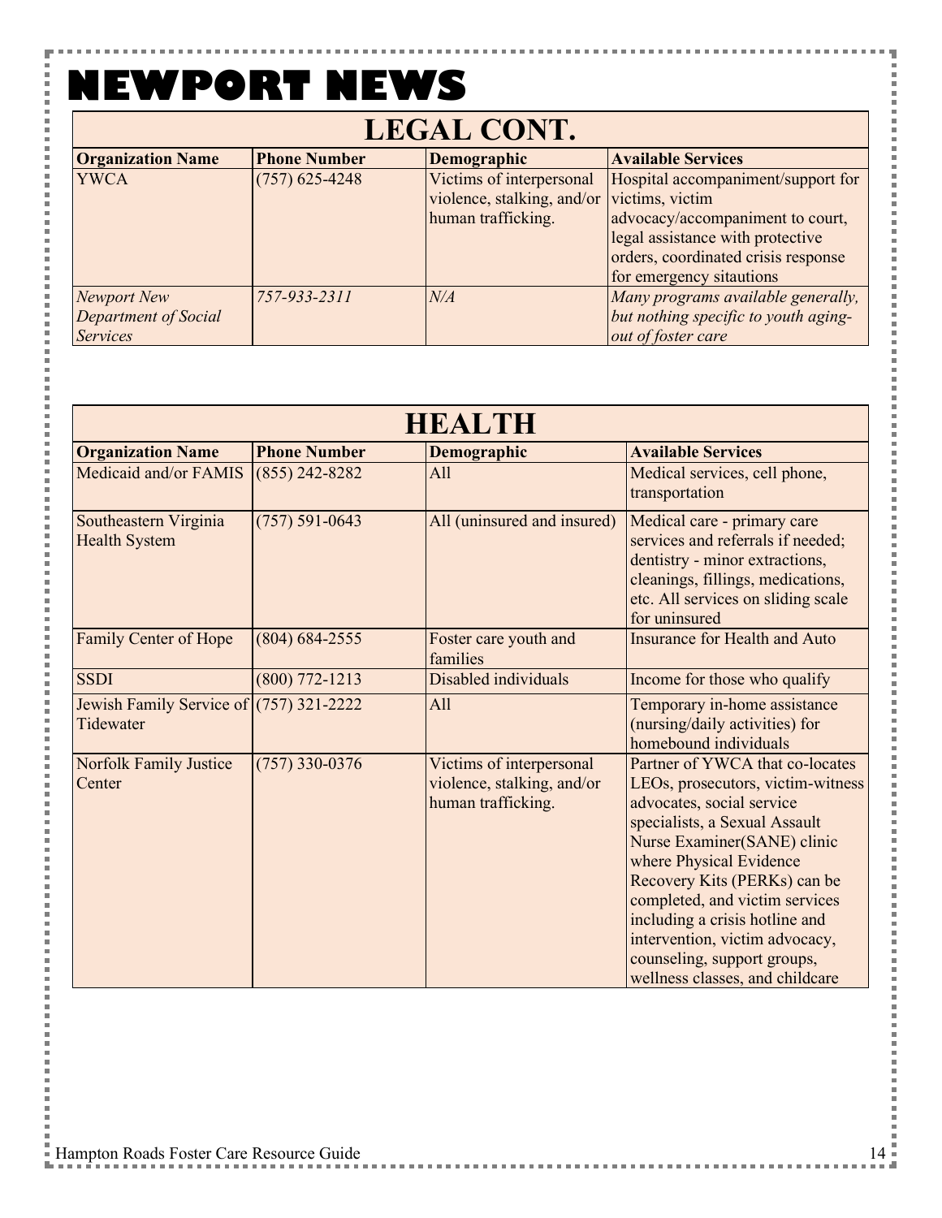# NEWPORT NEWS

## LEGAL CONT.

| Organization Name | Phone Number | Demographic | Available Services |
|---|---|---|---|
| YWCA | (757) 625-4248 | Victims of interpersonal violence, stalking, and/or human trafficking. | Hospital accompaniment/support for victims, victim advocacy/accompaniment to court, legal assistance with protective orders, coordinated crisis response for emergency sitautions |
| *Newport New Department of Social Services* | *757-933-2311* | *N/A* | *Many programs available generally, but nothing specific to youth aging-out of foster care* |

## HEALTH

| Organization Name | Phone Number | Demographic | Available Services |
|---|---|---|---|
| Medicaid and/or FAMIS | (855) 242-8282 | All | Medical services, cell phone, transportation |
| Southeastern Virginia Health System | (757) 591-0643 | All (uninsured and insured) | Medical care - primary care services and referrals if needed; dentistry - minor extractions, cleanings, fillings, medications, etc. All services on sliding scale for uninsured |
| Family Center of Hope | (804) 684-2555 | Foster care youth and families | Insurance for Health and Auto |
| SSDI | (800) 772-1213 | Disabled individuals | Income for those who qualify |
| Jewish Family Service of Tidewater | (757) 321-2222 | All | Temporary in-home assistance (nursing/daily activities) for homebound individuals |
| Norfolk Family Justice Center | (757) 330-0376 | Victims of interpersonal violence, stalking, and/or human trafficking. | Partner of YWCA that co-locates LEOs, prosecutors, victim-witness advocates, social service specialists, a Sexual Assault Nurse Examiner(SANE) clinic where Physical Evidence Recovery Kits (PERKs) can be completed, and victim services including a crisis hotline and intervention, victim advocacy, counseling, support groups, wellness classes, and childcare |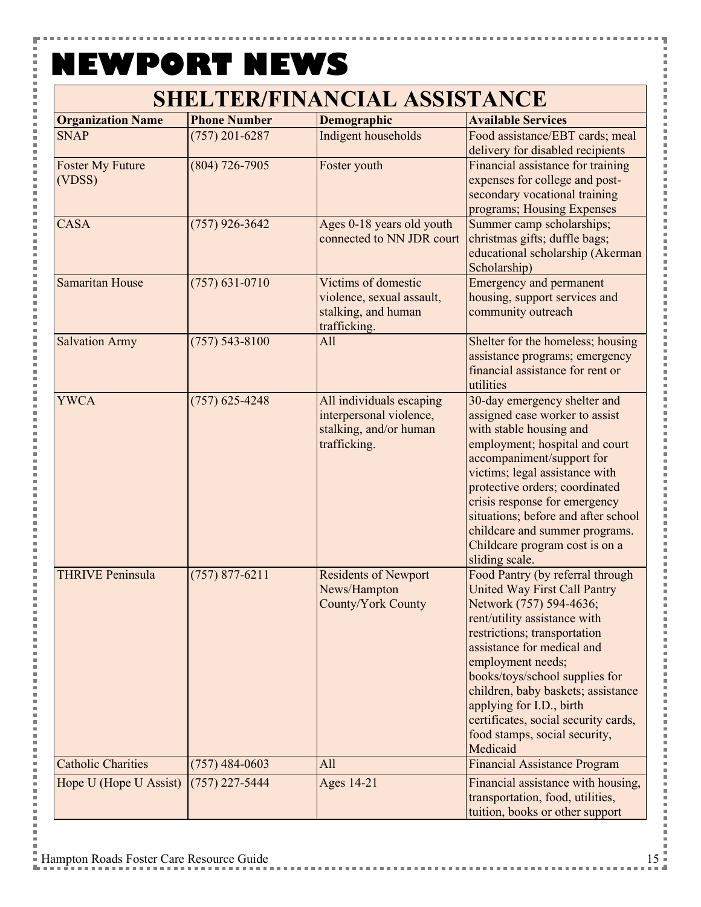# NEWPORT NEWS

## SHELTER/FINANCIAL ASSISTANCE

| Organization Name | Phone Number | Demographic | Available Services |
|---|---|---|---|
| SNAP | (757) 201-6287 | Indigent households | Food assistance/EBT cards; meal delivery for disabled recipients |
| Foster My Future (VDSS) | (804) 726-7905 | Foster youth | Financial assistance for training expenses for college and post-secondary vocational training programs; Housing Expenses |
| CASA | (757) 926-3642 | Ages 0-18 years old youth connected to NN JDR court | Summer camp scholarships; christmas gifts; duffle bags; educational scholarship (Akerman Scholarship) |
| Samaritan House | (757) 631-0710 | Victims of domestic violence, sexual assault, stalking, and human trafficking. | Emergency and permanent housing, support services and community outreach |
| Salvation Army | (757) 543-8100 | All | Shelter for the homeless; housing assistance programs; emergency financial assistance for rent or utilities |
| YWCA | (757) 625-4248 | All individuals escaping interpersonal violence, stalking, and/or human trafficking. | 30-day emergency shelter and assigned case worker to assist with stable housing and employment; hospital and court accompaniment/support for victims; legal assistance with protective orders; coordinated crisis response for emergency situations; before and after school childcare and summer programs. Childcare program cost is on a sliding scale. |
| THRIVE Peninsula | (757) 877-6211 | Residents of Newport News/Hampton County/York County | Food Pantry (by referral through United Way First Call Pantry Network (757) 594-4636; rent/utility assistance with restrictions; transportation assistance for medical and employment needs; books/toys/school supplies for children, baby baskets; assistance applying for I.D., birth certificates, social security cards, food stamps, social security, Medicaid |
| Catholic Charities | (757) 484-0603 | All | Financial Assistance Program |
| Hope U (Hope U Assist) | (757) 227-5444 | Ages 14-21 | Financial assistance with housing, transportation, food, utilities, tuition, books or other support |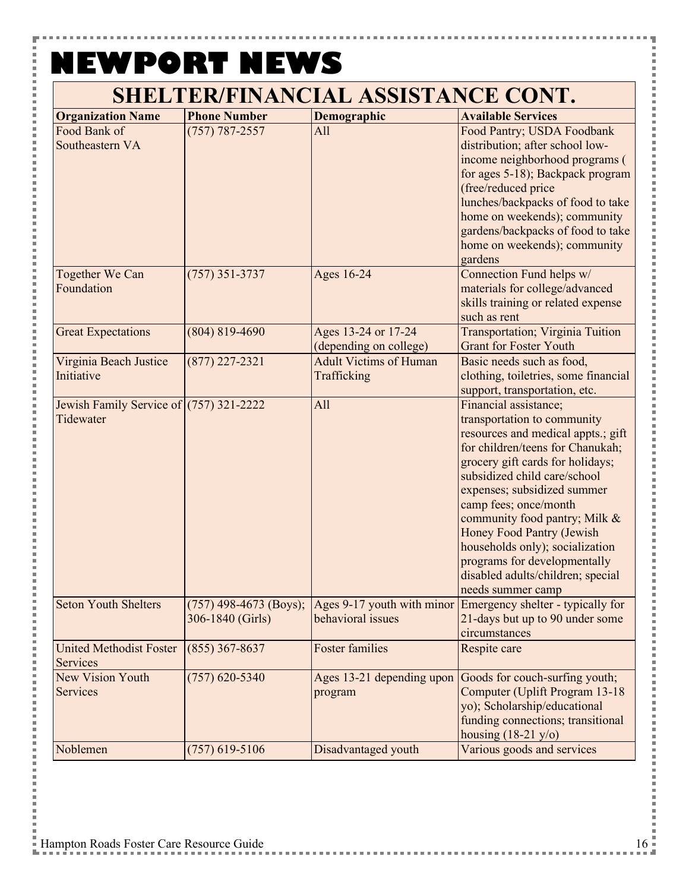# NEWPORT NEWS

## SHELTER/FINANCIAL ASSISTANCE CONT.

| Organization Name | Phone Number | Demographic | Available Services |
|---|---|---|---|
| Food Bank of Southeastern VA | (757) 787-2557 | All | Food Pantry; USDA Foodbank distribution; after school low-income neighborhood programs ( for ages 5-18); Backpack program (free/reduced price lunches/backpacks of food to take home on weekends); community gardens/backpacks of food to take home on weekends); community gardens |
| Together We Can Foundation | (757) 351-3737 | Ages 16-24 | Connection Fund helps w/ materials for college/advanced skills training or related expense such as rent |
| Great Expectations | (804) 819-4690 | Ages 13-24 or 17-24 (depending on college) | Transportation; Virginia Tuition Grant for Foster Youth |
| Virginia Beach Justice Initiative | (877) 227-2321 | Adult Victims of Human Trafficking | Basic needs such as food, clothing, toiletries, some financial support, transportation, etc. |
| Jewish Family Service of Tidewater | (757) 321-2222 | All | Financial assistance; transportation to community resources and medical appts.; gift for children/teens for Chanukah; grocery gift cards for holidays; subsidized child care/school expenses; subsidized summer camp fees; once/month community food pantry; Milk & Honey Food Pantry (Jewish households only); socialization programs for developmentally disabled adults/children; special needs summer camp |
| Seton Youth Shelters | (757) 498-4673 (Boys); 306-1840 (Girls) | Ages 9-17 youth with minor behavioral issues | Emergency shelter - typically for 21-days but up to 90 under some circumstances |
| United Methodist Foster Services | (855) 367-8637 | Foster families | Respite care |
| New Vision Youth Services | (757) 620-5340 | Ages 13-21 depending upon program | Goods for couch-surfing youth; Computer (Uplift Program 13-18 yo); Scholarship/educational funding connections; transitional housing (18-21 y/o) |
| Noblemen | (757) 619-5106 | Disadvantaged youth | Various goods and services |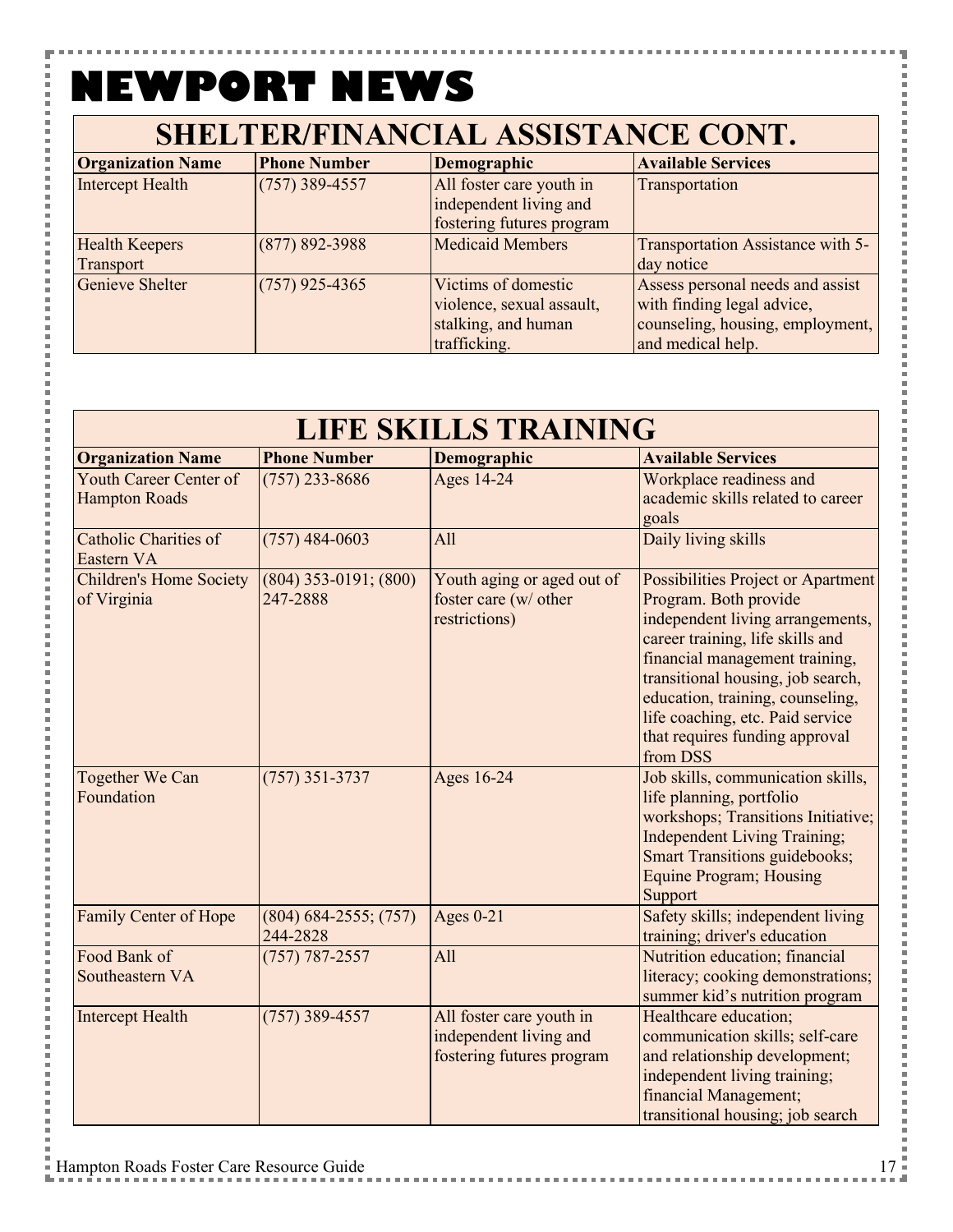# NEWPORT NEWS

## SHELTER/FINANCIAL ASSISTANCE CONT.

| Organization Name | Phone Number | Demographic | Available Services |
|---|---|---|---|
| Intercept Health | (757) 389-4557 | All foster care youth in independent living and fostering futures program | Transportation |
| Health Keepers Transport | (877) 892-3988 | Medicaid Members | Transportation Assistance with 5-day notice |
| Genieve Shelter | (757) 925-4365 | Victims of domestic violence, sexual assault, stalking, and human trafficking. | Assess personal needs and assist with finding legal advice, counseling, housing, employment, and medical help. |

## LIFE SKILLS TRAINING

| Organization Name | Phone Number | Demographic | Available Services |
|---|---|---|---|
| Youth Career Center of Hampton Roads | (757) 233-8686 | Ages 14-24 | Workplace readiness and academic skills related to career goals |
| Catholic Charities of Eastern VA | (757) 484-0603 | All | Daily living skills |
| Children's Home Society of Virginia | (804) 353-0191; (800) 247-2888 | Youth aging or aged out of foster care (w/ other restrictions) | Possibilities Project or Apartment Program. Both provide independent living arrangements, career training, life skills and financial management training, transitional housing, job search, education, training, counseling, life coaching, etc. Paid service that requires funding approval from DSS |
| Together We Can Foundation | (757) 351-3737 | Ages 16-24 | Job skills, communication skills, life planning, portfolio workshops; Transitions Initiative; Independent Living Training; Smart Transitions guidebooks; Equine Program; Housing Support |
| Family Center of Hope | (804) 684-2555; (757) 244-2828 | Ages 0-21 | Safety skills; independent living training; driver's education |
| Food Bank of Southeastern VA | (757) 787-2557 | All | Nutrition education; financial literacy; cooking demonstrations; summer kid's nutrition program |
| Intercept Health | (757) 389-4557 | All foster care youth in independent living and fostering futures program | Healthcare education; communication skills; self-care and relationship development; independent living training; financial Management; transitional housing; job search |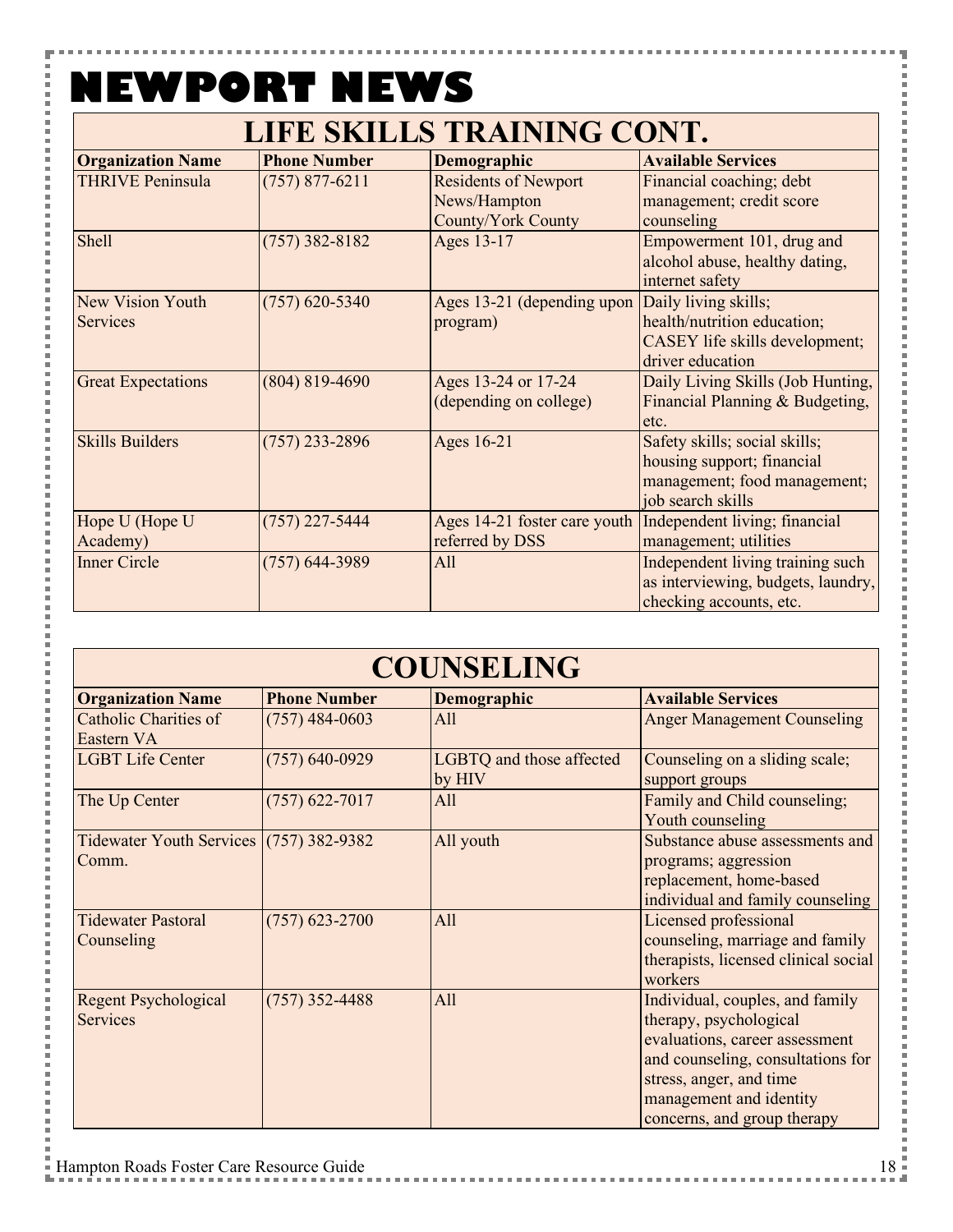# NEWPORT NEWS

## LIFE SKILLS TRAINING CONT.

| Organization Name | Phone Number | Demographic | Available Services |
|---|---|---|---|
| THRIVE Peninsula | (757) 877-6211 | Residents of Newport News/Hampton County/York County | Financial coaching; debt management; credit score counseling |
| Shell | (757) 382-8182 | Ages 13-17 | Empowerment 101, drug and alcohol abuse, healthy dating, internet safety |
| New Vision Youth Services | (757) 620-5340 | Ages 13-21 (depending upon program) | Daily living skills; health/nutrition education; CASEY life skills development; driver education |
| Great Expectations | (804) 819-4690 | Ages 13-24 or 17-24 (depending on college) | Daily Living Skills (Job Hunting, Financial Planning & Budgeting, etc. |
| Skills Builders | (757) 233-2896 | Ages 16-21 | Safety skills; social skills; housing support; financial management; food management; job search skills |
| Hope U (Hope U Academy) | (757) 227-5444 | Ages 14-21 foster care youth referred by DSS | Independent living; financial management; utilities |
| Inner Circle | (757) 644-3989 | All | Independent living training such as interviewing, budgets, laundry, checking accounts, etc. |

## COUNSELING

| Organization Name | Phone Number | Demographic | Available Services |
|---|---|---|---|
| Catholic Charities of Eastern VA | (757) 484-0603 | All | Anger Management Counseling |
| LGBT Life Center | (757) 640-0929 | LGBTQ and those affected by HIV | Counseling on a sliding scale; support groups |
| The Up Center | (757) 622-7017 | All | Family and Child counseling; Youth counseling |
| Tidewater Youth Services Comm. | (757) 382-9382 | All youth | Substance abuse assessments and programs; aggression replacement, home-based individual and family counseling |
| Tidewater Pastoral Counseling | (757) 623-2700 | All | Licensed professional counseling, marriage and family therapists, licensed clinical social workers |
| Regent Psychological Services | (757) 352-4488 | All | Individual, couples, and family therapy, psychological evaluations, career assessment and counseling, consultations for stress, anger, and time management and identity concerns, and group therapy |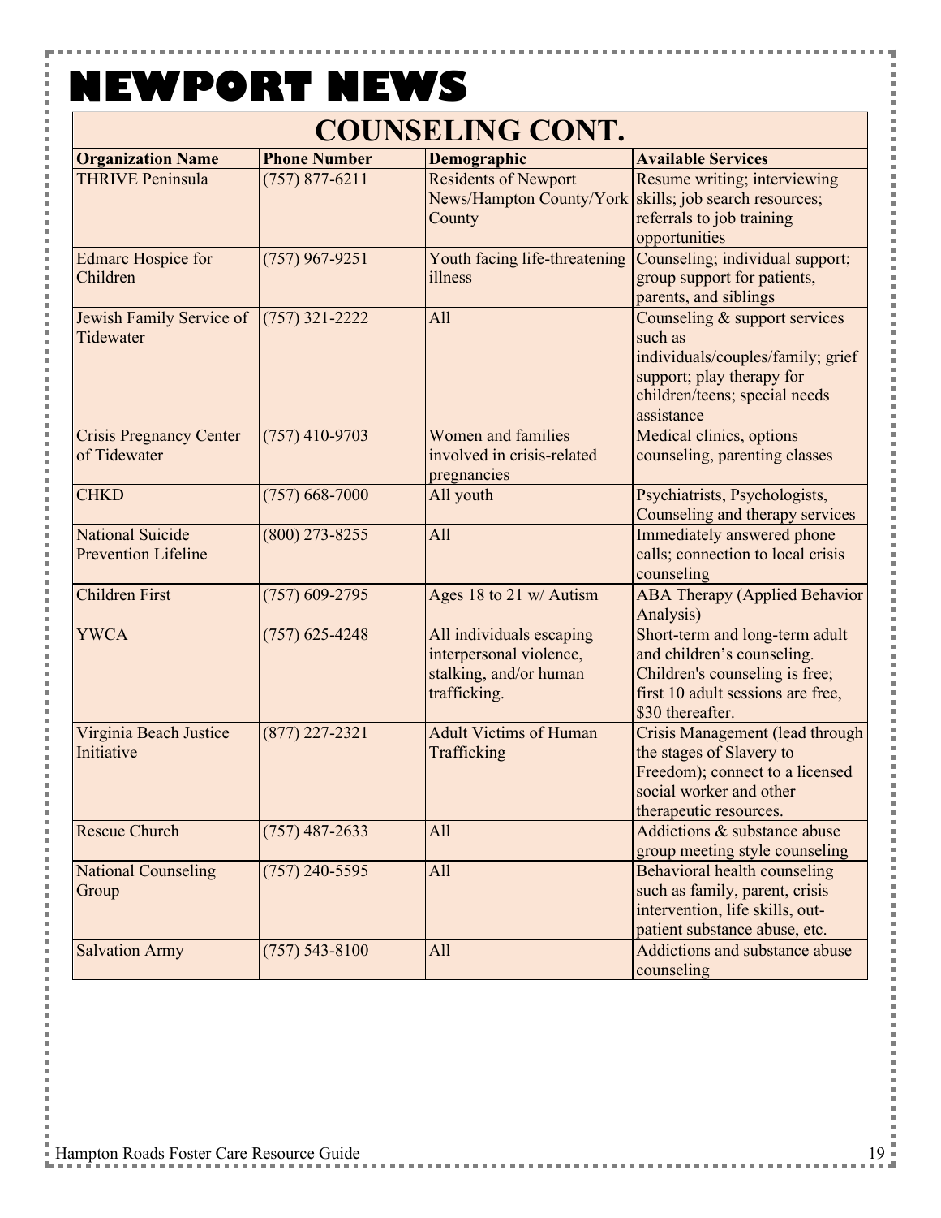# NEWPORT NEWS

## COUNSELING CONT.

| Organization Name | Phone Number | Demographic | Available Services |
|---|---|---|---|
| THRIVE Peninsula | (757) 877-6211 | Residents of Newport News/Hampton County/York County | Resume writing; interviewing skills; job search resources; referrals to job training opportunities |
| Edmarc Hospice for Children | (757) 967-9251 | Youth facing life-threatening illness | Counseling; individual support; group support for patients, parents, and siblings |
| Jewish Family Service of Tidewater | (757) 321-2222 | All | Counseling & support services such as individuals/couples/family; grief support; play therapy for children/teens; special needs assistance |
| Crisis Pregnancy Center of Tidewater | (757) 410-9703 | Women and families involved in crisis-related pregnancies | Medical clinics, options counseling, parenting classes |
| CHKD | (757) 668-7000 | All youth | Psychiatrists, Psychologists, Counseling and therapy services |
| National Suicide Prevention Lifeline | (800) 273-8255 | All | Immediately answered phone calls; connection to local crisis counseling |
| Children First | (757) 609-2795 | Ages 18 to 21 w/ Autism | ABA Therapy (Applied Behavior Analysis) |
| YWCA | (757) 625-4248 | All individuals escaping interpersonal violence, stalking, and/or human trafficking. | Short-term and long-term adult and children's counseling. Children's counseling is free; first 10 adult sessions are free, $30 thereafter. |
| Virginia Beach Justice Initiative | (877) 227-2321 | Adult Victims of Human Trafficking | Crisis Management (lead through the stages of Slavery to Freedom); connect to a licensed social worker and other therapeutic resources. |
| Rescue Church | (757) 487-2633 | All | Addictions & substance abuse group meeting style counseling |
| National Counseling Group | (757) 240-5595 | All | Behavioral health counseling such as family, parent, crisis intervention, life skills, out-patient substance abuse, etc. |
| Salvation Army | (757) 543-8100 | All | Addictions and substance abuse counseling |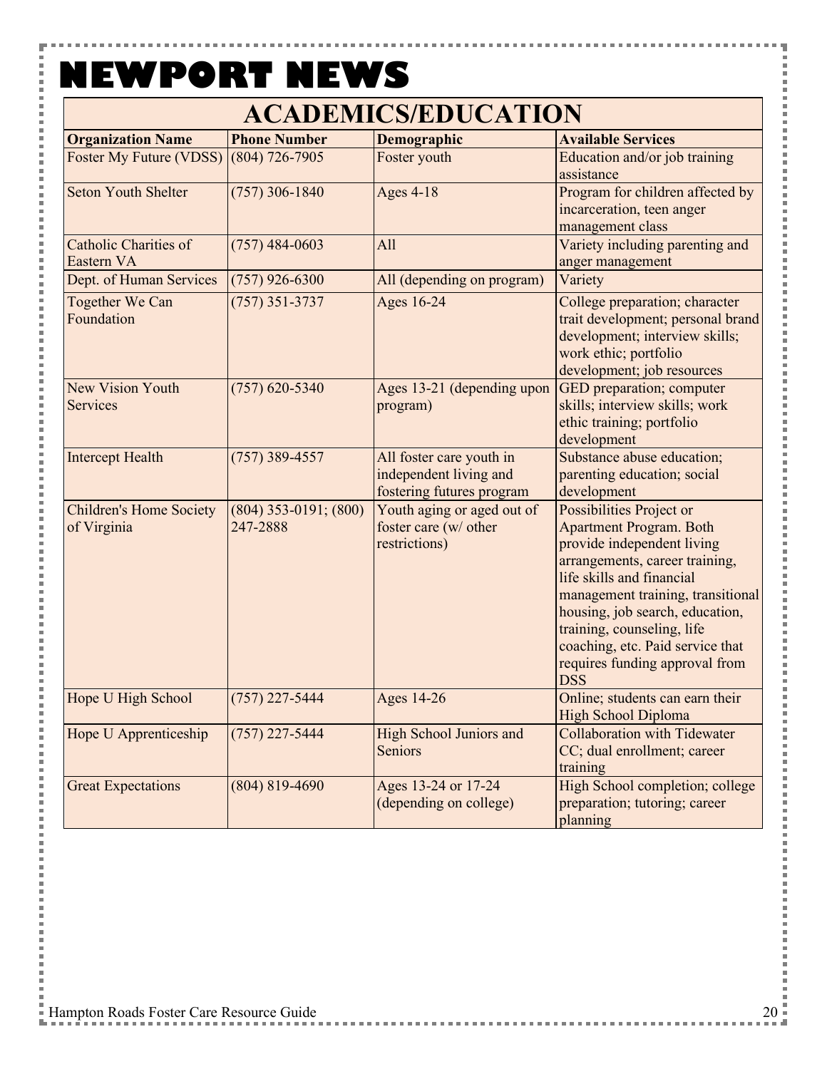# NEWPORT NEWS

## ACADEMICS/EDUCATION

| Organization Name | Phone Number | Demographic | Available Services |
|---|---|---|---|
| Foster My Future (VDSS) | (804) 726-7905 | Foster youth | Education and/or job training assistance |
| Seton Youth Shelter | (757) 306-1840 | Ages 4-18 | Program for children affected by incarceration, teen anger management class |
| Catholic Charities of Eastern VA | (757) 484-0603 | All | Variety including parenting and anger management |
| Dept. of Human Services | (757) 926-6300 | All (depending on program) | Variety |
| Together We Can Foundation | (757) 351-3737 | Ages 16-24 | College preparation; character trait development; personal brand development; interview skills; work ethic; portfolio development; job resources |
| New Vision Youth Services | (757) 620-5340 | Ages 13-21 (depending upon program) | GED preparation; computer skills; interview skills; work ethic training; portfolio development |
| Intercept Health | (757) 389-4557 | All foster care youth in independent living and fostering futures program | Substance abuse education; parenting education; social development |
| Children's Home Society of Virginia | (804) 353-0191; (800) 247-2888 | Youth aging or aged out of foster care (w/ other restrictions) | Possibilities Project or Apartment Program. Both provide independent living arrangements, career training, life skills and financial management training, transitional housing, job search, education, training, counseling, life coaching, etc. Paid service that requires funding approval from DSS |
| Hope U High School | (757) 227-5444 | Ages 14-26 | Online; students can earn their High School Diploma |
| Hope U Apprenticeship | (757) 227-5444 | High School Juniors and Seniors | Collaboration with Tidewater CC; dual enrollment; career training |
| Great Expectations | (804) 819-4690 | Ages 13-24 or 17-24 (depending on college) | High School completion; college preparation; tutoring; career planning |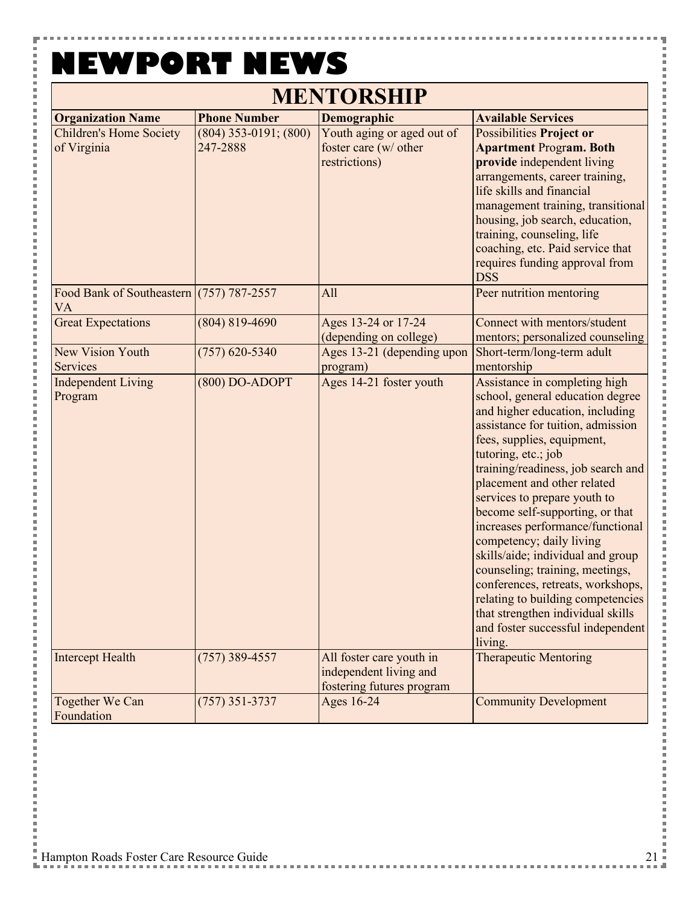# NEWPORT NEWS

## MENTORSHIP

| Organization Name | Phone Number | Demographic | Available Services |
|---|---|---|---|
| Children's Home Society of Virginia | (804) 353-0191; (800) 247-2888 | Youth aging or aged out of foster care (w/ other restrictions) | Possibilities **Project or Apartment** Prog**ram. Both provide** independent living arrangements, career training, life skills and financial management training, transitional housing, job search, education, training, counseling, life coaching, etc. Paid service that requires funding approval from DSS |
| Food Bank of Southeastern VA | (757) 787-2557 | All | Peer nutrition mentoring |
| Great Expectations | (804) 819-4690 | Ages 13-24 or 17-24 (depending on college) | Connect with mentors/student mentors; personalized counseling |
| New Vision Youth Services | (757) 620-5340 | Ages 13-21 (depending upon program) | Short-term/long-term adult mentorship |
| Independent Living Program | (800) DO-ADOPT | Ages 14-21 foster youth | Assistance in completing high school, general education degree and higher education, including assistance for tuition, admission fees, supplies, equipment, tutoring, etc.; job training/readiness, job search and placement and other related services to prepare youth to become self-supporting, or that increases performance/functional competency; daily living skills/aide; individual and group counseling; training, meetings, conferences, retreats, workshops, relating to building competencies that strengthen individual skills and foster successful independent living. |
| Intercept Health | (757) 389-4557 | All foster care youth in independent living and fostering futures program | Therapeutic Mentoring |
| Together We Can Foundation | (757) 351-3737 | Ages 16-24 | Community Development |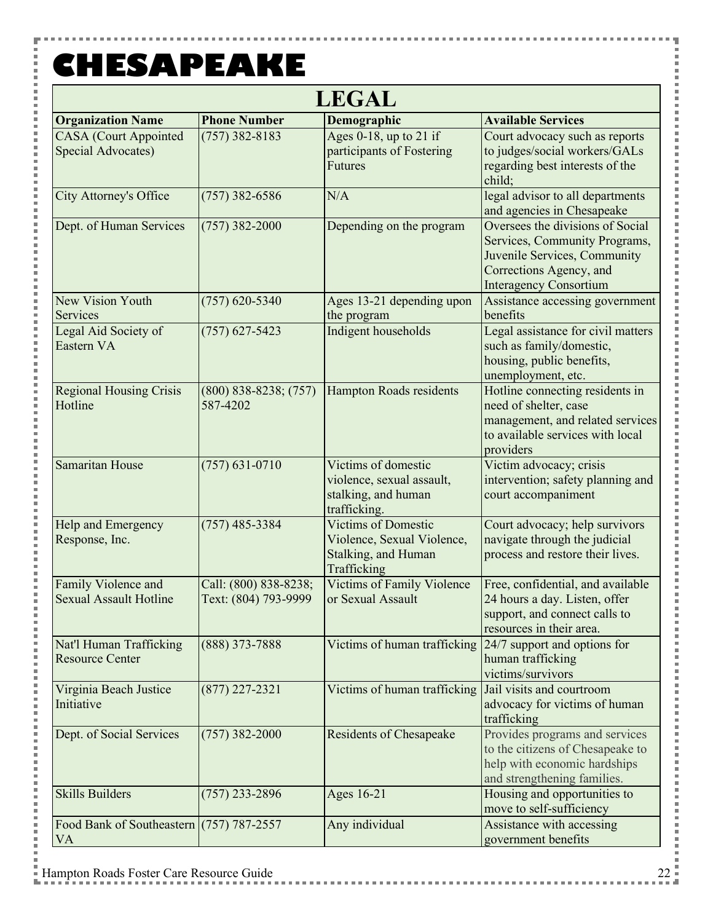# CHESAPEAKE

## LEGAL

| Organization Name | Phone Number | Demographic | Available Services |
|---|---|---|---|
| CASA (Court Appointed Special Advocates) | (757) 382-8183 | Ages 0-18, up to 21 if participants of Fostering Futures | Court advocacy such as reports to judges/social workers/GALs regarding best interests of the child; |
| City Attorney's Office | (757) 382-6586 | N/A | legal advisor to all departments and agencies in Chesapeake |
| Dept. of Human Services | (757) 382-2000 | Depending on the program | Oversees the divisions of Social Services, Community Programs, Juvenile Services, Community Corrections Agency, and Interagency Consortium |
| New Vision Youth Services | (757) 620-5340 | Ages 13-21 depending upon the program | Assistance accessing government benefits |
| Legal Aid Society of Eastern VA | (757) 627-5423 | Indigent households | Legal assistance for civil matters such as family/domestic, housing, public benefits, unemployment, etc. |
| Regional Housing Crisis Hotline | (800) 838-8238; (757) 587-4202 | Hampton Roads residents | Hotline connecting residents in need of shelter, case management, and related services to available services with local providers |
| Samaritan House | (757) 631-0710 | Victims of domestic violence, sexual assault, stalking, and human trafficking. | Victim advocacy; crisis intervention; safety planning and court accompaniment |
| Help and Emergency Response, Inc. | (757) 485-3384 | Victims of Domestic Violence, Sexual Violence, Stalking, and Human Trafficking | Court advocacy; help survivors navigate through the judicial process and restore their lives. |
| Family Violence and Sexual Assault Hotline | Call: (800) 838-8238; Text: (804) 793-9999 | Victims of Family Violence or Sexual Assault | Free, confidential, and available 24 hours a day. Listen, offer support, and connect calls to resources in their area. |
| Nat'l Human Trafficking Resource Center | (888) 373-7888 | Victims of human trafficking | 24/7 support and options for human trafficking victims/survivors |
| Virginia Beach Justice Initiative | (877) 227-2321 | Victims of human trafficking | Jail visits and courtroom advocacy for victims of human trafficking |
| Dept. of Social Services | (757) 382-2000 | Residents of Chesapeake | Provides programs and services to the citizens of Chesapeake to help with economic hardships and strengthening families. |
| Skills Builders | (757) 233-2896 | Ages 16-21 | Housing and opportunities to move to self-sufficiency |
| Food Bank of Southeastern VA | (757) 787-2557 | Any individual | Assistance with accessing government benefits |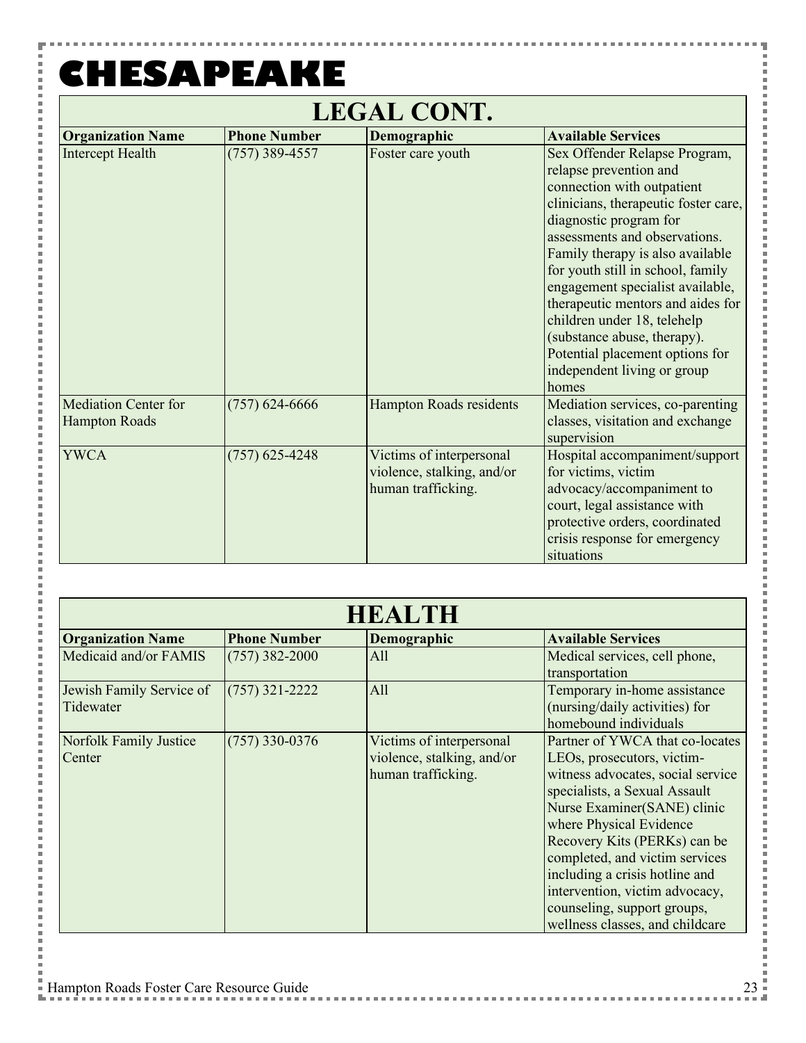# CHESAPEAKE

## LEGAL CONT.

| Organization Name | Phone Number | Demographic | Available Services |
|---|---|---|---|
| Intercept Health | (757) 389-4557 | Foster care youth | Sex Offender Relapse Program, relapse prevention and connection with outpatient clinicians, therapeutic foster care, diagnostic program for assessments and observations. Family therapy is also available for youth still in school, family engagement specialist available, therapeutic mentors and aides for children under 18, telehelp (substance abuse, therapy). Potential placement options for independent living or group homes |
| Mediation Center for Hampton Roads | (757) 624-6666 | Hampton Roads residents | Mediation services, co-parenting classes, visitation and exchange supervision |
| YWCA | (757) 625-4248 | Victims of interpersonal violence, stalking, and/or human trafficking. | Hospital accompaniment/support for victims, victim advocacy/accompaniment to court, legal assistance with protective orders, coordinated crisis response for emergency situations |

## HEALTH

| Organization Name | Phone Number | Demographic | Available Services |
|---|---|---|---|
| Medicaid and/or FAMIS | (757) 382-2000 | All | Medical services, cell phone, transportation |
| Jewish Family Service of Tidewater | (757) 321-2222 | All | Temporary in-home assistance (nursing/daily activities) for homebound individuals |
| Norfolk Family Justice Center | (757) 330-0376 | Victims of interpersonal violence, stalking, and/or human trafficking. | Partner of YWCA that co-locates LEOs, prosecutors, victim-witness advocates, social service specialists, a Sexual Assault Nurse Examiner(SANE) clinic where Physical Evidence Recovery Kits (PERKs) can be completed, and victim services including a crisis hotline and intervention, victim advocacy, counseling, support groups, wellness classes, and childcare |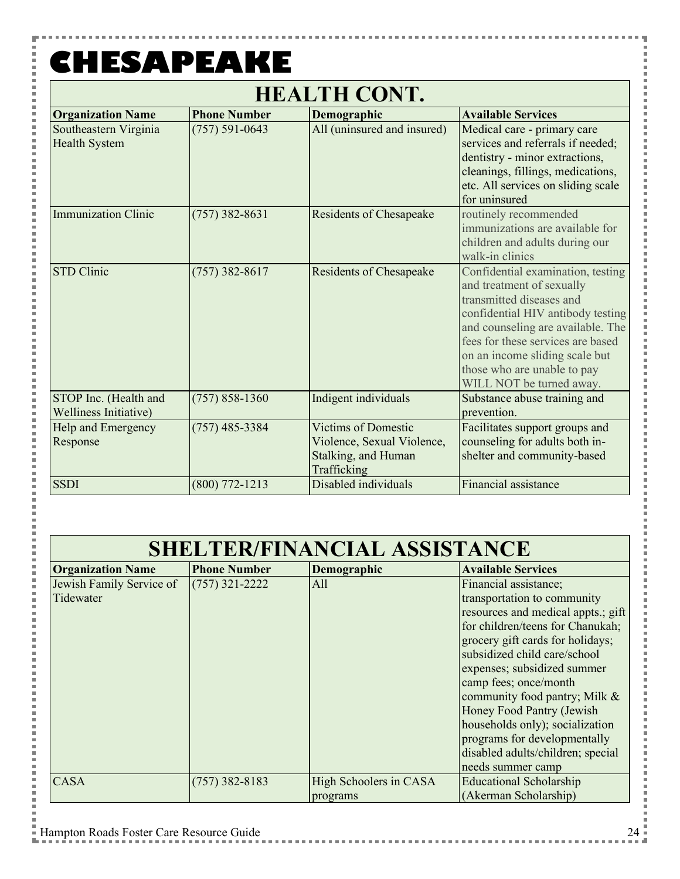# CHESAPEAKE

## HEALTH CONT.

| Organization Name | Phone Number | Demographic | Available Services |
|---|---|---|---|
| Southeastern Virginia Health System | (757) 591-0643 | All (uninsured and insured) | Medical care - primary care services and referrals if needed; dentistry - minor extractions, cleanings, fillings, medications, etc. All services on sliding scale for uninsured |
| Immunization Clinic | (757) 382-8631 | Residents of Chesapeake | routinely recommended immunizations are available for children and adults during our walk-in clinics |
| STD Clinic | (757) 382-8617 | Residents of Chesapeake | Confidential examination, testing and treatment of sexually transmitted diseases and confidential HIV antibody testing and counseling are available. The fees for these services are based on an income sliding scale but those who are unable to pay WILL NOT be turned away. |
| STOP Inc. (Health and Wellness Initiative) | (757) 858-1360 | Indigent individuals | Substance abuse training and prevention. |
| Help and Emergency Response | (757) 485-3384 | Victims of Domestic Violence, Sexual Violence, Stalking, and Human Trafficking | Facilitates support groups and counseling for adults both in-shelter and community-based |
| SSDI | (800) 772-1213 | Disabled individuals | Financial assistance |

## SHELTER/FINANCIAL ASSISTANCE

| Organization Name | Phone Number | Demographic | Available Services |
|---|---|---|---|
| Jewish Family Service of Tidewater | (757) 321-2222 | All | Financial assistance; transportation to community resources and medical appts.; gift for children/teens for Chanukah; grocery gift cards for holidays; subsidized child care/school expenses; subsidized summer camp fees; once/month community food pantry; Milk & Honey Food Pantry (Jewish households only); socialization programs for developmentally disabled adults/children; special needs summer camp |
| CASA | (757) 382-8183 | High Schoolers in CASA programs | Educational Scholarship (Akerman Scholarship) |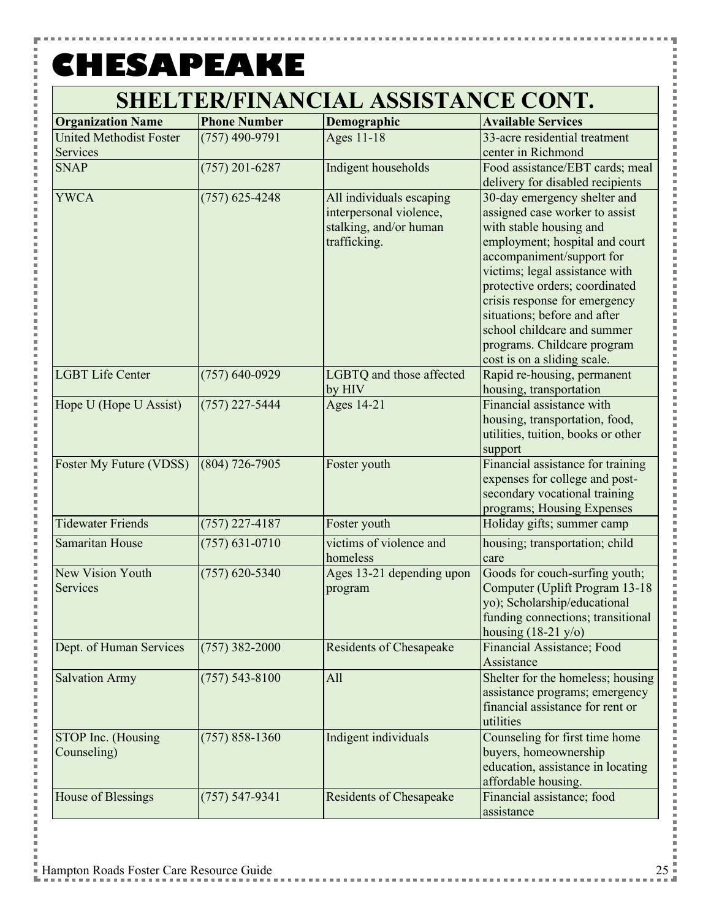# CHESAPEAKE

## SHELTER/FINANCIAL ASSISTANCE CONT.

| Organization Name | Phone Number | Demographic | Available Services |
|---|---|---|---|
| United Methodist Foster Services | (757) 490-9791 | Ages 11-18 | 33-acre residential treatment center in Richmond |
| SNAP | (757) 201-6287 | Indigent households | Food assistance/EBT cards; meal delivery for disabled recipients |
| YWCA | (757) 625-4248 | All individuals escaping interpersonal violence, stalking, and/or human trafficking. | 30-day emergency shelter and assigned case worker to assist with stable housing and employment; hospital and court accompaniment/support for victims; legal assistance with protective orders; coordinated crisis response for emergency situations; before and after school childcare and summer programs. Childcare program cost is on a sliding scale. |
| LGBT Life Center | (757) 640-0929 | LGBTQ and those affected by HIV | Rapid re-housing, permanent housing, transportation |
| Hope U (Hope U Assist) | (757) 227-5444 | Ages 14-21 | Financial assistance with housing, transportation, food, utilities, tuition, books or other support |
| Foster My Future (VDSS) | (804) 726-7905 | Foster youth | Financial assistance for training expenses for college and post-secondary vocational training programs; Housing Expenses |
| Tidewater Friends | (757) 227-4187 | Foster youth | Holiday gifts; summer camp |
| Samaritan House | (757) 631-0710 | victims of violence and homeless | housing; transportation; child care |
| New Vision Youth Services | (757) 620-5340 | Ages 13-21 depending upon program | Goods for couch-surfing youth; Computer (Uplift Program 13-18 yo); Scholarship/educational funding connections; transitional housing (18-21 y/o) |
| Dept. of Human Services | (757) 382-2000 | Residents of Chesapeake | Financial Assistance; Food Assistance |
| Salvation Army | (757) 543-8100 | All | Shelter for the homeless; housing assistance programs; emergency financial assistance for rent or utilities |
| STOP Inc. (Housing Counseling) | (757) 858-1360 | Indigent individuals | Counseling for first time home buyers, homeownership education, assistance in locating affordable housing. |
| House of Blessings | (757) 547-9341 | Residents of Chesapeake | Financial assistance; food assistance |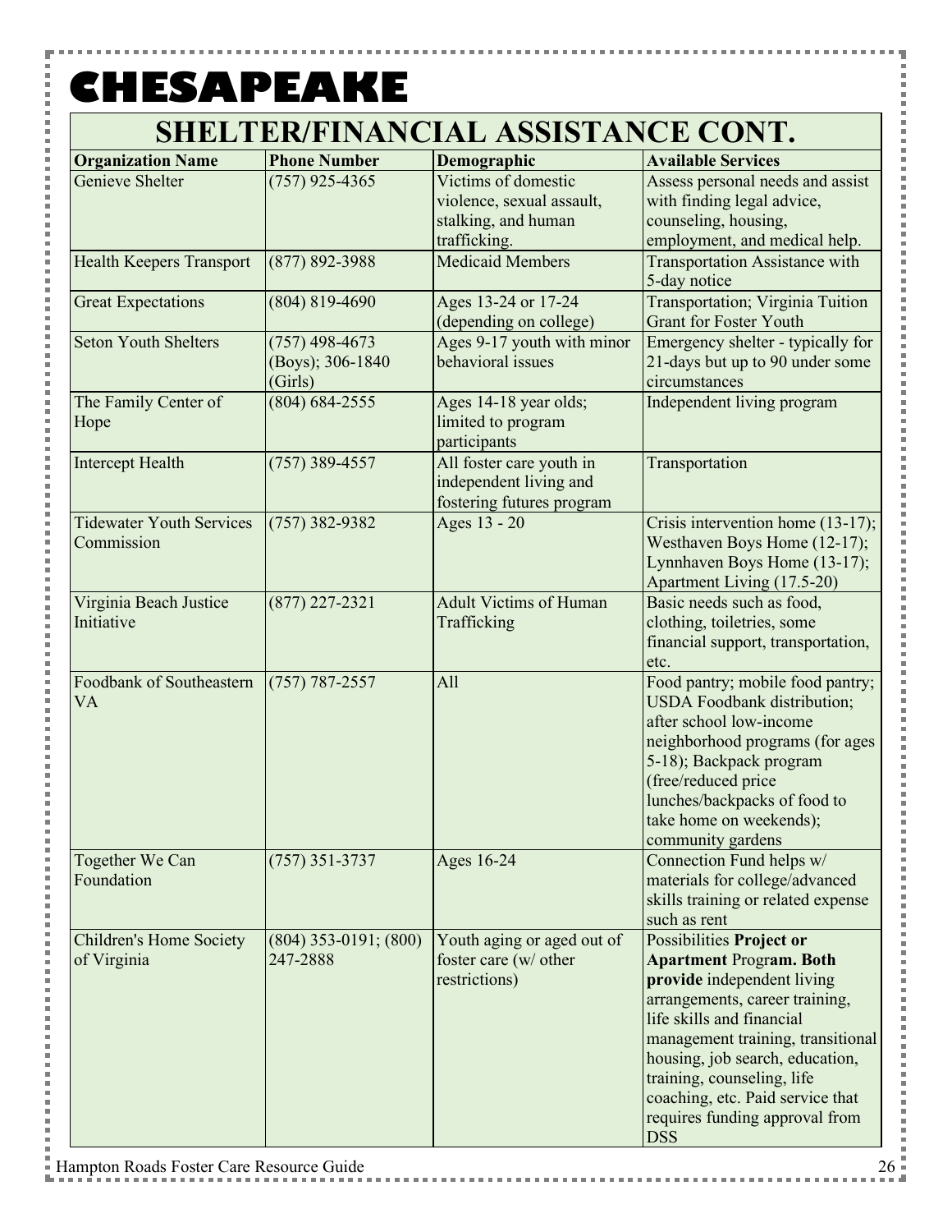# CHESAPEAKE

## SHELTER/FINANCIAL ASSISTANCE CONT.

| Organization Name | Phone Number | Demographic | Available Services |
|---|---|---|---|
| Genieve Shelter | (757) 925-4365 | Victims of domestic violence, sexual assault, stalking, and human trafficking. | Assess personal needs and assist with finding legal advice, counseling, housing, employment, and medical help. |
| Health Keepers Transport | (877) 892-3988 | Medicaid Members | Transportation Assistance with 5-day notice |
| Great Expectations | (804) 819-4690 | Ages 13-24 or 17-24 (depending on college) | Transportation; Virginia Tuition Grant for Foster Youth |
| Seton Youth Shelters | (757) 498-4673 (Boys); 306-1840 (Girls) | Ages 9-17 youth with minor behavioral issues | Emergency shelter - typically for 21-days but up to 90 under some circumstances |
| The Family Center of Hope | (804) 684-2555 | Ages 14-18 year olds; limited to program participants | Independent living program |
| Intercept Health | (757) 389-4557 | All foster care youth in independent living and fostering futures program | Transportation |
| Tidewater Youth Services Commission | (757) 382-9382 | Ages 13 - 20 | Crisis intervention home (13-17); Westhaven Boys Home (12-17); Lynnhaven Boys Home (13-17); Apartment Living (17.5-20) |
| Virginia Beach Justice Initiative | (877) 227-2321 | Adult Victims of Human Trafficking | Basic needs such as food, clothing, toiletries, some financial support, transportation, etc. |
| Foodbank of Southeastern VA | (757) 787-2557 | All | Food pantry; mobile food pantry; USDA Foodbank distribution; after school low-income neighborhood programs (for ages 5-18); Backpack program (free/reduced price lunches/backpacks of food to take home on weekends); community gardens |
| Together We Can Foundation | (757) 351-3737 | Ages 16-24 | Connection Fund helps w/ materials for college/advanced skills training or related expense such as rent |
| Children's Home Society of Virginia | (804) 353-0191; (800) 247-2888 | Youth aging or aged out of foster care (w/ other restrictions) | Possibilities **Project or Apartment** Progr**am. Both provide** independent living arrangements, career training, life skills and financial management training, transitional housing, job search, education, training, counseling, life coaching, etc. Paid service that requires funding approval from DSS |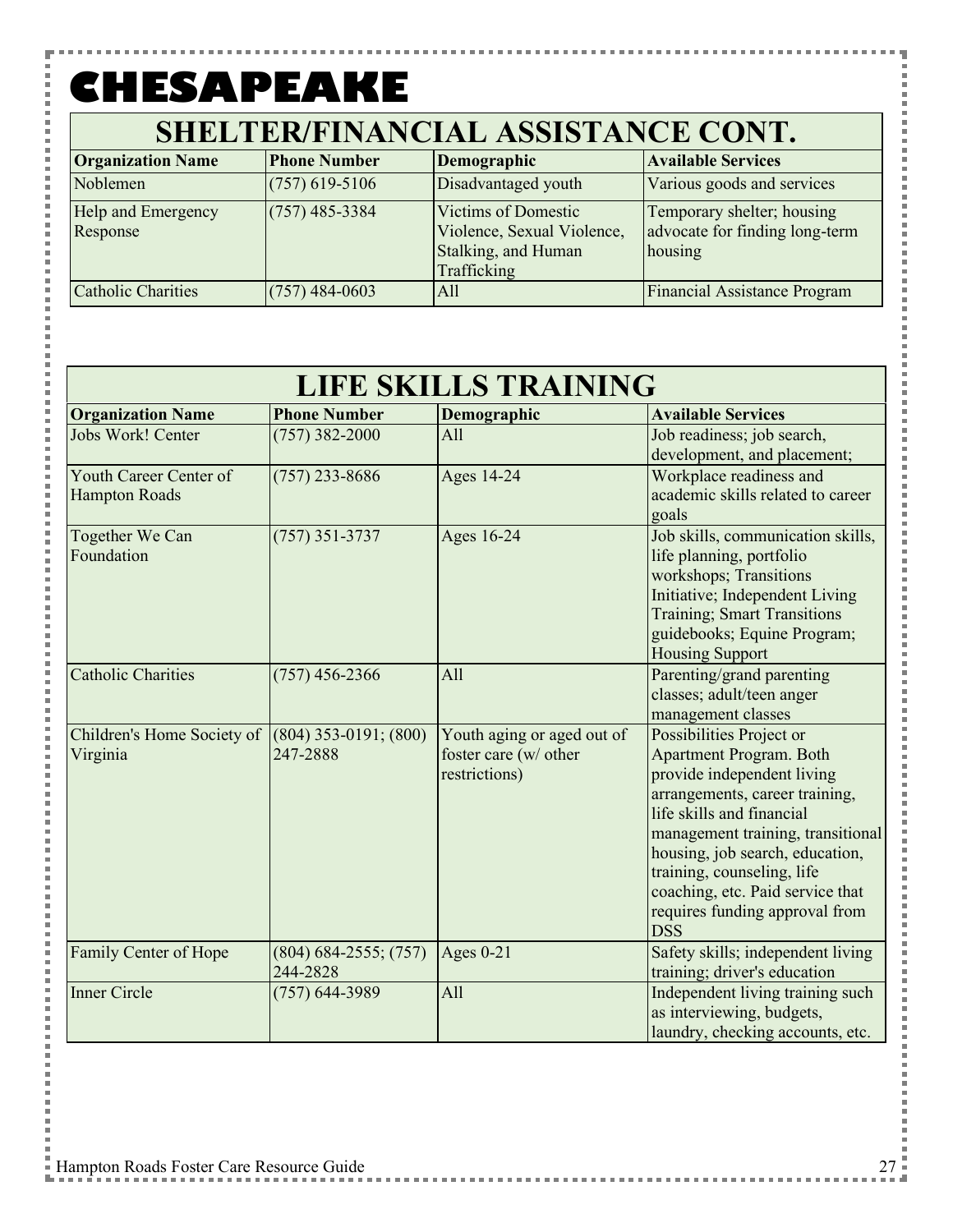# CHESAPEAKE

## SHELTER/FINANCIAL ASSISTANCE CONT.

| Organization Name | Phone Number | Demographic | Available Services |
|---|---|---|---|
| Noblemen | (757) 619-5106 | Disadvantaged youth | Various goods and services |
| Help and Emergency Response | (757) 485-3384 | Victims of Domestic Violence, Sexual Violence, Stalking, and Human Trafficking | Temporary shelter; housing advocate for finding long-term housing |
| Catholic Charities | (757) 484-0603 | All | Financial Assistance Program |

## LIFE SKILLS TRAINING

| Organization Name | Phone Number | Demographic | Available Services |
|---|---|---|---|
| Jobs Work! Center | (757) 382-2000 | All | Job readiness; job search, development, and placement; |
| Youth Career Center of Hampton Roads | (757) 233-8686 | Ages 14-24 | Workplace readiness and academic skills related to career goals |
| Together We Can Foundation | (757) 351-3737 | Ages 16-24 | Job skills, communication skills, life planning, portfolio workshops; Transitions Initiative; Independent Living Training; Smart Transitions guidebooks; Equine Program; Housing Support |
| Catholic Charities | (757) 456-2366 | All | Parenting/grand parenting classes; adult/teen anger management classes |
| Children's Home Society of Virginia | (804) 353-0191; (800) 247-2888 | Youth aging or aged out of foster care (w/ other restrictions) | Possibilities Project or Apartment Program. Both provide independent living arrangements, career training, life skills and financial management training, transitional housing, job search, education, training, counseling, life coaching, etc. Paid service that requires funding approval from DSS |
| Family Center of Hope | (804) 684-2555; (757) 244-2828 | Ages 0-21 | Safety skills; independent living training; driver's education |
| Inner Circle | (757) 644-3989 | All | Independent living training such as interviewing, budgets, laundry, checking accounts, etc. |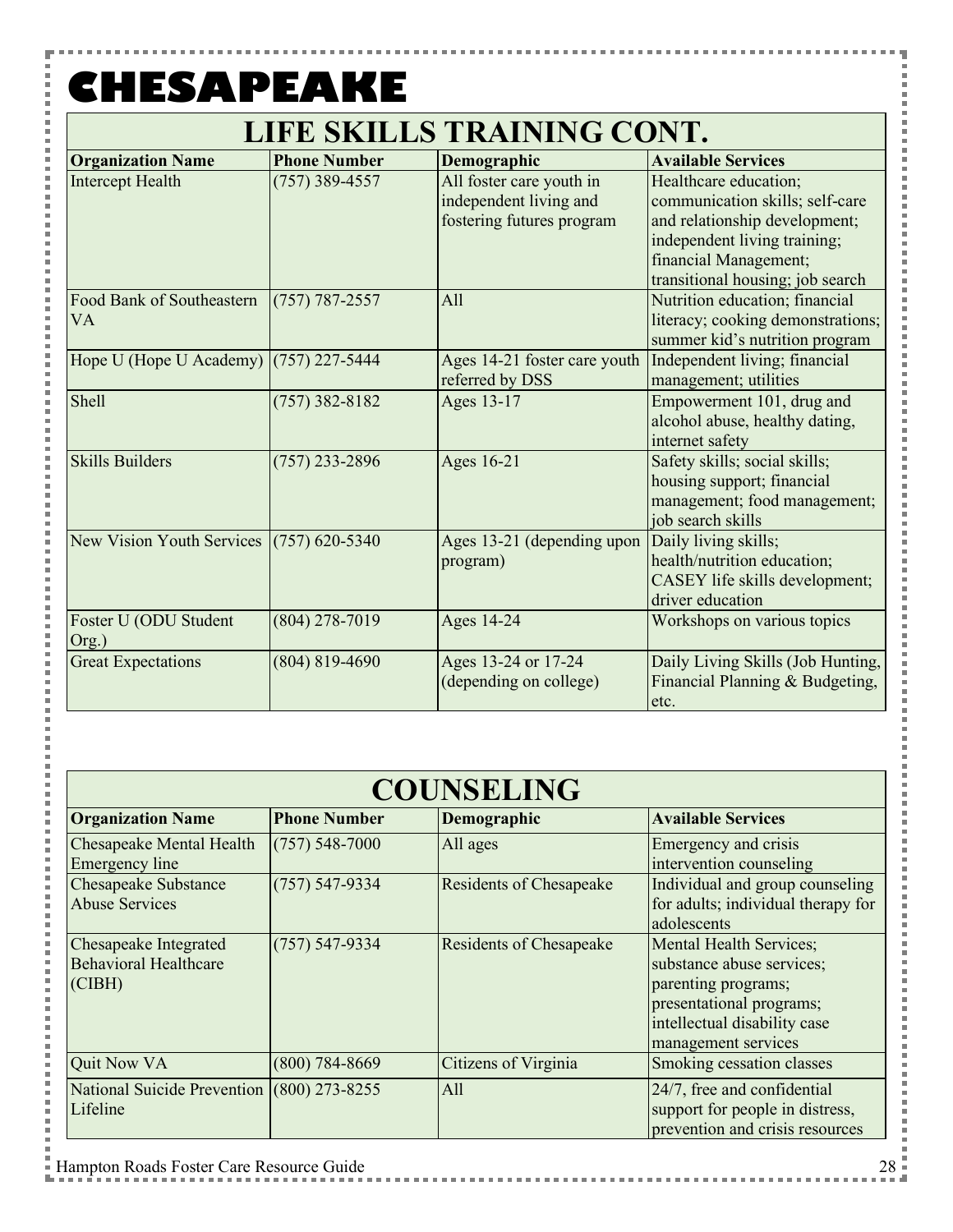# CHESAPEAKE

## LIFE SKILLS TRAINING CONT.

| Organization Name | Phone Number | Demographic | Available Services |
|---|---|---|---|
| Intercept Health | (757) 389-4557 | All foster care youth in independent living and fostering futures program | Healthcare education; communication skills; self-care and relationship development; independent living training; financial Management; transitional housing; job search |
| Food Bank of Southeastern VA | (757) 787-2557 | All | Nutrition education; financial literacy; cooking demonstrations; summer kid's nutrition program |
| Hope U (Hope U Academy) | (757) 227-5444 | Ages 14-21 foster care youth referred by DSS | Independent living; financial management; utilities |
| Shell | (757) 382-8182 | Ages 13-17 | Empowerment 101, drug and alcohol abuse, healthy dating, internet safety |
| Skills Builders | (757) 233-2896 | Ages 16-21 | Safety skills; social skills; housing support; financial management; food management; job search skills |
| New Vision Youth Services | (757) 620-5340 | Ages 13-21 (depending upon program) | Daily living skills; health/nutrition education; CASEY life skills development; driver education |
| Foster U (ODU Student Org.) | (804) 278-7019 | Ages 14-24 | Workshops on various topics |
| Great Expectations | (804) 819-4690 | Ages 13-24 or 17-24 (depending on college) | Daily Living Skills (Job Hunting, Financial Planning & Budgeting, etc. |

## COUNSELING

| Organization Name | Phone Number | Demographic | Available Services |
|---|---|---|---|
| Chesapeake Mental Health Emergency line | (757) 548-7000 | All ages | Emergency and crisis intervention counseling |
| Chesapeake Substance Abuse Services | (757) 547-9334 | Residents of Chesapeake | Individual and group counseling for adults; individual therapy for adolescents |
| Chesapeake Integrated Behavioral Healthcare (CIBH) | (757) 547-9334 | Residents of Chesapeake | Mental Health Services; substance abuse services; parenting programs; presentational programs; intellectual disability case management services |
| Quit Now VA | (800) 784-8669 | Citizens of Virginia | Smoking cessation classes |
| National Suicide Prevention Lifeline | (800) 273-8255 | All | 24/7, free and confidential support for people in distress, prevention and crisis resources |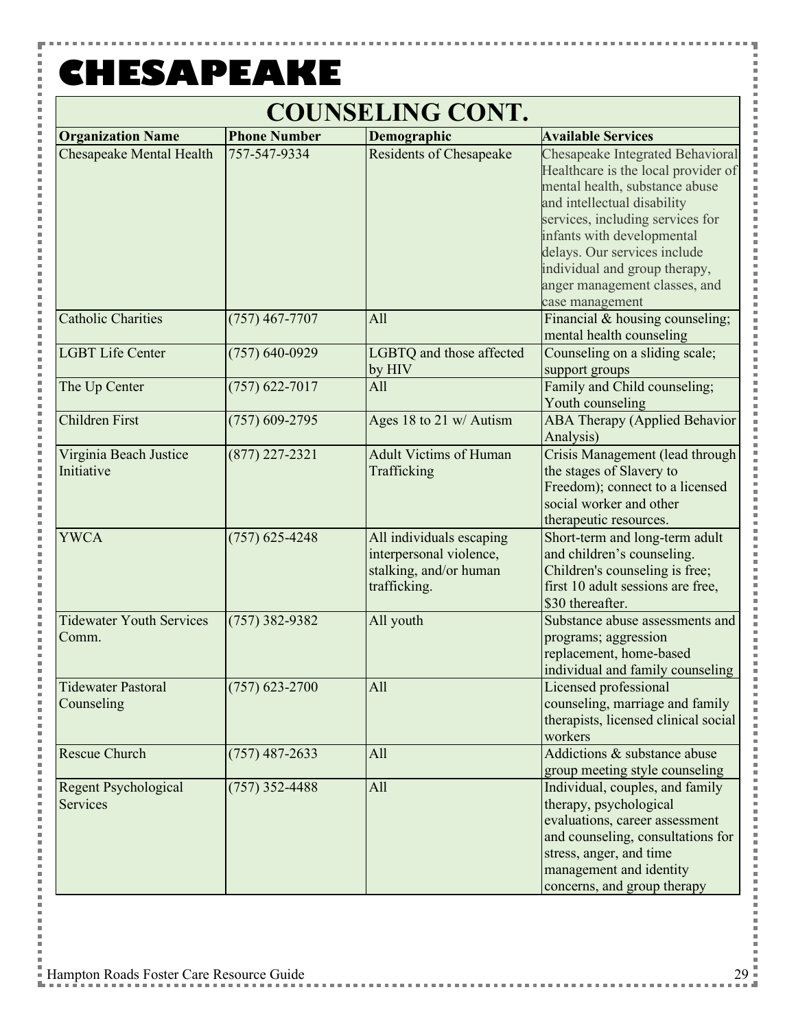# CHESAPEAKE

## COUNSELING CONT.

| Organization Name | Phone Number | Demographic | Available Services |
| --- | --- | --- | --- |
| Chesapeake Mental Health | 757-547-9334 | Residents of Chesapeake | Chesapeake Integrated Behavioral Healthcare is the local provider of mental health, substance abuse and intellectual disability services, including services for infants with developmental delays. Our services include individual and group therapy, anger management classes, and case management |
| Catholic Charities | (757) 467-7707 | All | Financial & housing counseling; mental health counseling |
| LGBT Life Center | (757) 640-0929 | LGBTQ and those affected by HIV | Counseling on a sliding scale; support groups |
| The Up Center | (757) 622-7017 | All | Family and Child counseling; Youth counseling |
| Children First | (757) 609-2795 | Ages 18 to 21 w/ Autism | ABA Therapy (Applied Behavior Analysis) |
| Virginia Beach Justice Initiative | (877) 227-2321 | Adult Victims of Human Trafficking | Crisis Management (lead through the stages of Slavery to Freedom); connect to a licensed social worker and other therapeutic resources. |
| YWCA | (757) 625-4248 | All individuals escaping interpersonal violence, stalking, and/or human trafficking. | Short-term and long-term adult and children's counseling. Children's counseling is free; first 10 adult sessions are free, $30 thereafter. |
| Tidewater Youth Services Comm. | (757) 382-9382 | All youth | Substance abuse assessments and programs; aggression replacement, home-based individual and family counseling |
| Tidewater Pastoral Counseling | (757) 623-2700 | All | Licensed professional counseling, marriage and family therapists, licensed clinical social workers |
| Rescue Church | (757) 487-2633 | All | Addictions & substance abuse group meeting style counseling |
| Regent Psychological Services | (757) 352-4488 | All | Individual, couples, and family therapy, psychological evaluations, career assessment and counseling, consultations for stress, anger, and time management and identity concerns, and group therapy |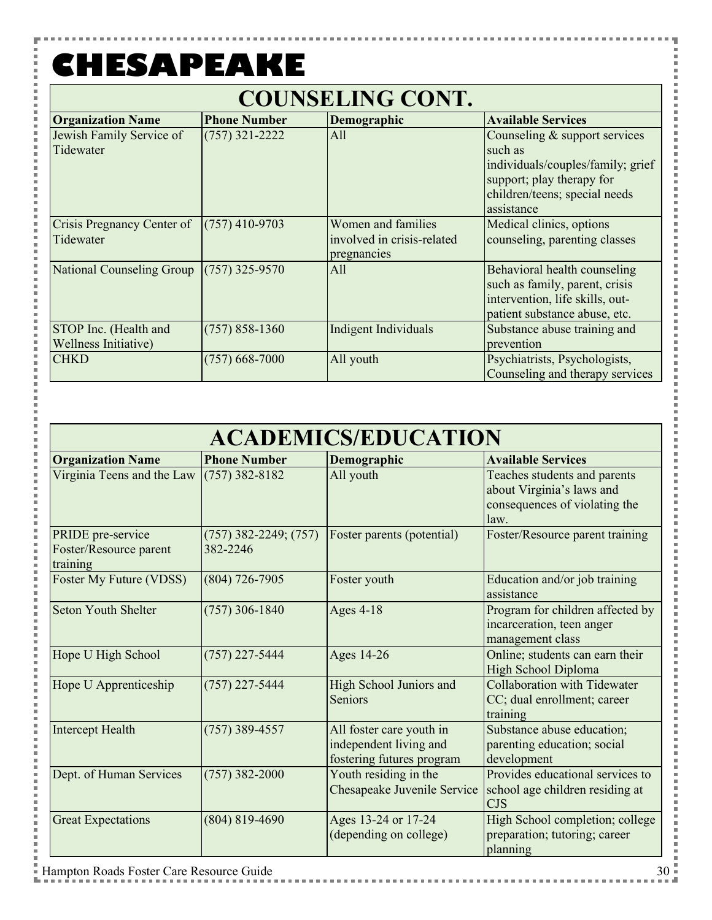# CHESAPEAKE

## COUNSELING CONT.

| Organization Name | Phone Number | Demographic | Available Services |
|---|---|---|---|
| Jewish Family Service of Tidewater | (757) 321-2222 | All | Counseling & support services such as individuals/couples/family; grief support; play therapy for children/teens; special needs assistance |
| Crisis Pregnancy Center of Tidewater | (757) 410-9703 | Women and families involved in crisis-related pregnancies | Medical clinics, options counseling, parenting classes |
| National Counseling Group | (757) 325-9570 | All | Behavioral health counseling such as family, parent, crisis intervention, life skills, out-patient substance abuse, etc. |
| STOP Inc. (Health and Wellness Initiative) | (757) 858-1360 | Indigent Individuals | Substance abuse training and prevention |
| CHKD | (757) 668-7000 | All youth | Psychiatrists, Psychologists, Counseling and therapy services |

## ACADEMICS/EDUCATION

| Organization Name | Phone Number | Demographic | Available Services |
|---|---|---|---|
| Virginia Teens and the Law | (757) 382-8182 | All youth | Teaches students and parents about Virginia's laws and consequences of violating the law. |
| PRIDE pre-service Foster/Resource parent training | (757) 382-2249; (757) 382-2246 | Foster parents (potential) | Foster/Resource parent training |
| Foster My Future (VDSS) | (804) 726-7905 | Foster youth | Education and/or job training assistance |
| Seton Youth Shelter | (757) 306-1840 | Ages 4-18 | Program for children affected by incarceration, teen anger management class |
| Hope U High School | (757) 227-5444 | Ages 14-26 | Online; students can earn their High School Diploma |
| Hope U Apprenticeship | (757) 227-5444 | High School Juniors and Seniors | Collaboration with Tidewater CC; dual enrollment; career training |
| Intercept Health | (757) 389-4557 | All foster care youth in independent living and fostering futures program | Substance abuse education; parenting education; social development |
| Dept. of Human Services | (757) 382-2000 | Youth residing in the Chesapeake Juvenile Service | Provides educational services to school age children residing at CJS |
| Great Expectations | (804) 819-4690 | Ages 13-24 or 17-24 (depending on college) | High School completion; college preparation; tutoring; career planning |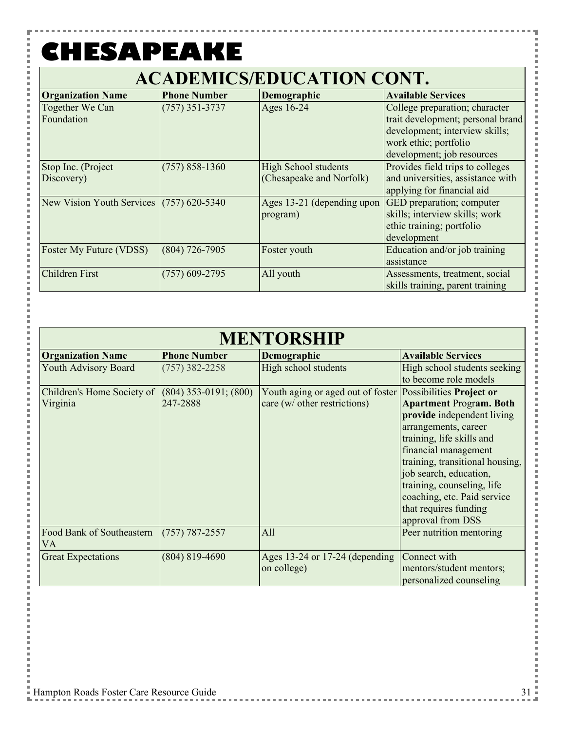# CHESAPEAKE

## ACADEMICS/EDUCATION CONT.

| Organization Name | Phone Number | Demographic | Available Services |
|---|---|---|---|
| Together We Can Foundation | (757) 351-3737 | Ages 16-24 | College preparation; character trait development; personal brand development; interview skills; work ethic; portfolio development; job resources |
| Stop Inc. (Project Discovery) | (757) 858-1360 | High School students (Chesapeake and Norfolk) | Provides field trips to colleges and universities, assistance with applying for financial aid |
| New Vision Youth Services | (757) 620-5340 | Ages 13-21 (depending upon program) | GED preparation; computer skills; interview skills; work ethic training; portfolio development |
| Foster My Future (VDSS) | (804) 726-7905 | Foster youth | Education and/or job training assistance |
| Children First | (757) 609-2795 | All youth | Assessments, treatment, social skills training, parent training |

## MENTORSHIP

| Organization Name | Phone Number | Demographic | Available Services |
|---|---|---|---|
| Youth Advisory Board | (757) 382-2258 | High school students | High school students seeking to become role models |
| Children's Home Society of Virginia | (804) 353-0191; (800) 247-2888 | Youth aging or aged out of foster care (w/ other restrictions) | Possibilities **Project or Apartment** Progr**am. Both provide** independent living arrangements, career training, life skills and financial management training, transitional housing, job search, education, training, counseling, life coaching, etc. Paid service that requires funding approval from DSS |
| Food Bank of Southeastern VA | (757) 787-2557 | All | Peer nutrition mentoring |
| Great Expectations | (804) 819-4690 | Ages 13-24 or 17-24 (depending on college) | Connect with mentors/student mentors; personalized counseling |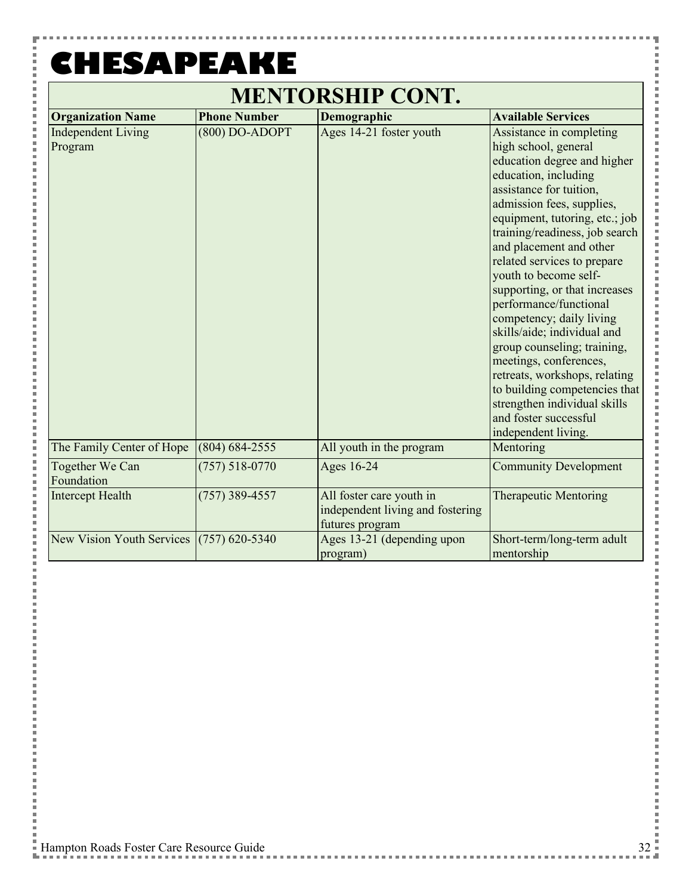# CHESAPEAKE

## MENTORSHIP CONT.

| Organization Name | Phone Number | Demographic | Available Services |
|---|---|---|---|
| Independent Living Program | (800) DO-ADOPT | Ages 14-21 foster youth | Assistance in completing high school, general education degree and higher education, including assistance for tuition, admission fees, supplies, equipment, tutoring, etc.; job training/readiness, job search and placement and other related services to prepare youth to become self-supporting, or that increases performance/functional competency; daily living skills/aide; individual and group counseling; training, meetings, conferences, retreats, workshops, relating to building competencies that strengthen individual skills and foster successful independent living. |
| The Family Center of Hope | (804) 684-2555 | All youth in the program | Mentoring |
| Together We Can Foundation | (757) 518-0770 | Ages 16-24 | Community Development |
| Intercept Health | (757) 389-4557 | All foster care youth in independent living and fostering futures program | Therapeutic Mentoring |
| New Vision Youth Services | (757) 620-5340 | Ages 13-21 (depending upon program) | Short-term/long-term adult mentorship |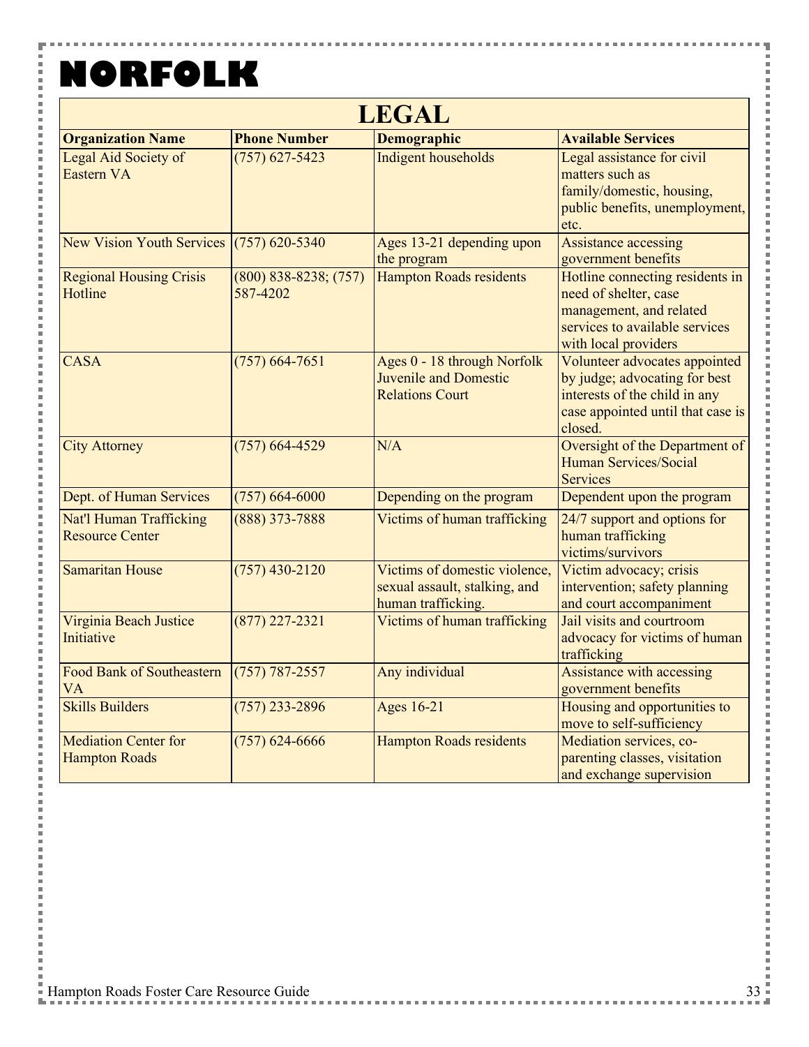# NORFOLK

## LEGAL

| Organization Name | Phone Number | Demographic | Available Services |
|---|---|---|---|
| Legal Aid Society of Eastern VA | (757) 627-5423 | Indigent households | Legal assistance for civil matters such as family/domestic, housing, public benefits, unemployment, etc. |
| New Vision Youth Services | (757) 620-5340 | Ages 13-21 depending upon the program | Assistance accessing government benefits |
| Regional Housing Crisis Hotline | (800) 838-8238; (757) 587-4202 | Hampton Roads residents | Hotline connecting residents in need of shelter, case management, and related services to available services with local providers |
| CASA | (757) 664-7651 | Ages 0 - 18 through Norfolk Juvenile and Domestic Relations Court | Volunteer advocates appointed by judge; advocating for best interests of the child in any case appointed until that case is closed. |
| City Attorney | (757) 664-4529 | N/A | Oversight of the Department of Human Services/Social Services |
| Dept. of Human Services | (757) 664-6000 | Depending on the program | Dependent upon the program |
| Nat'l Human Trafficking Resource Center | (888) 373-7888 | Victims of human trafficking | 24/7 support and options for human trafficking victims/survivors |
| Samaritan House | (757) 430-2120 | Victims of domestic violence, sexual assault, stalking, and human trafficking. | Victim advocacy; crisis intervention; safety planning and court accompaniment |
| Virginia Beach Justice Initiative | (877) 227-2321 | Victims of human trafficking | Jail visits and courtroom advocacy for victims of human trafficking |
| Food Bank of Southeastern VA | (757) 787-2557 | Any individual | Assistance with accessing government benefits |
| Skills Builders | (757) 233-2896 | Ages 16-21 | Housing and opportunities to move to self-sufficiency |
| Mediation Center for Hampton Roads | (757) 624-6666 | Hampton Roads residents | Mediation services, co-parenting classes, visitation and exchange supervision |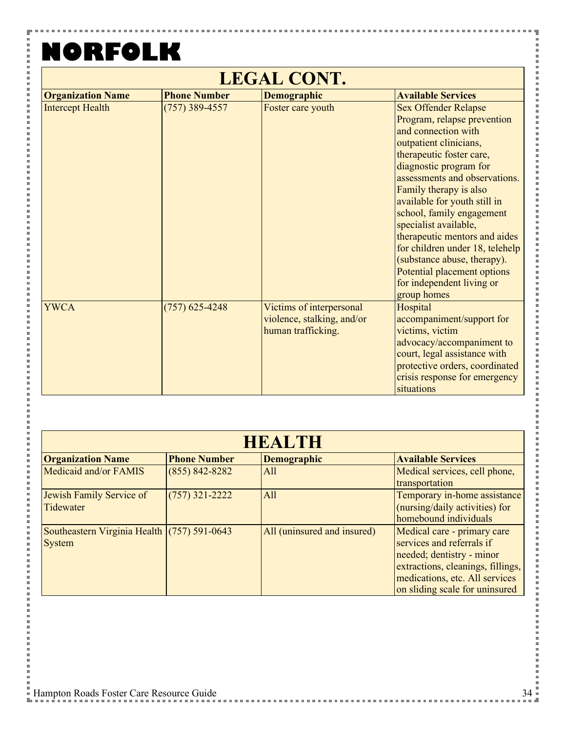# NORFOLK

## LEGAL CONT.

| Organization Name | Phone Number | Demographic | Available Services |
|---|---|---|---|
| Intercept Health | (757) 389-4557 | Foster care youth | Sex Offender Relapse Program, relapse prevention and connection with outpatient clinicians, therapeutic foster care, diagnostic program for assessments and observations. Family therapy is also available for youth still in school, family engagement specialist available, therapeutic mentors and aides for children under 18, telehelp (substance abuse, therapy). Potential placement options for independent living or group homes |
| YWCA | (757) 625-4248 | Victims of interpersonal violence, stalking, and/or human trafficking. | Hospital accompaniment/support for victims, victim advocacy/accompaniment to court, legal assistance with protective orders, coordinated crisis response for emergency situations |

## HEALTH

| Organization Name | Phone Number | Demographic | Available Services |
|---|---|---|---|
| Medicaid and/or FAMIS | (855) 842-8282 | All | Medical services, cell phone, transportation |
| Jewish Family Service of Tidewater | (757) 321-2222 | All | Temporary in-home assistance (nursing/daily activities) for homebound individuals |
| Southeastern Virginia Health System | (757) 591-0643 | All (uninsured and insured) | Medical care - primary care services and referrals if needed; dentistry - minor extractions, cleanings, fillings, medications, etc. All services on sliding scale for uninsured |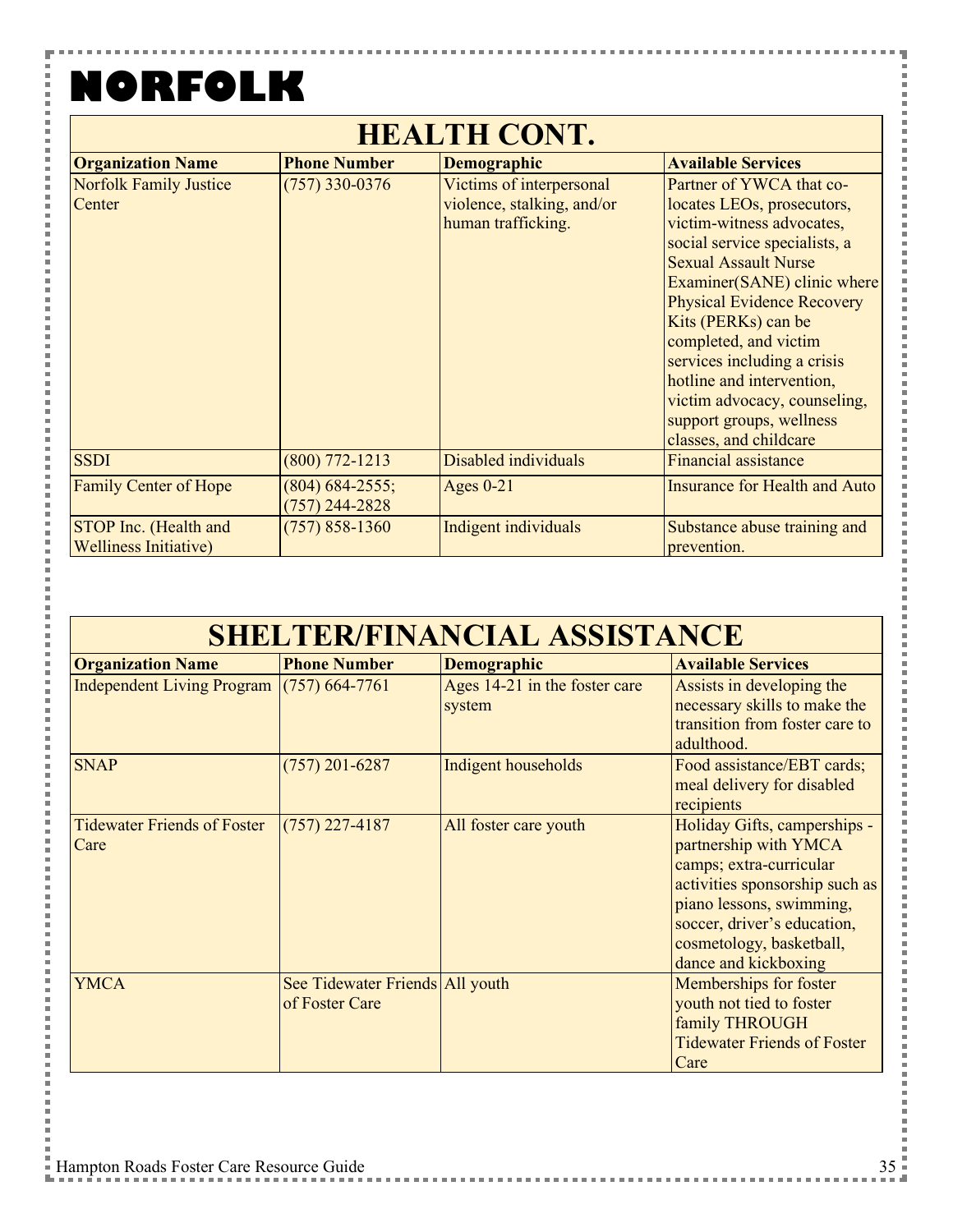# NORFOLK

## HEALTH CONT.

| Organization Name | Phone Number | Demographic | Available Services |
|---|---|---|---|
| Norfolk Family Justice Center | (757) 330-0376 | Victims of interpersonal violence, stalking, and/or human trafficking. | Partner of YWCA that co-locates LEOs, prosecutors, victim-witness advocates, social service specialists, a Sexual Assault Nurse Examiner(SANE) clinic where Physical Evidence Recovery Kits (PERKs) can be completed, and victim services including a crisis hotline and intervention, victim advocacy, counseling, support groups, wellness classes, and childcare |
| SSDI | (800) 772-1213 | Disabled individuals | Financial assistance |
| Family Center of Hope | (804) 684-2555; (757) 244-2828 | Ages 0-21 | Insurance for Health and Auto |
| STOP Inc. (Health and Wellniess Initiative) | (757) 858-1360 | Indigent individuals | Substance abuse training and prevention. |

## SHELTER/FINANCIAL ASSISTANCE

| Organization Name | Phone Number | Demographic | Available Services |
|---|---|---|---|
| Independent Living Program | (757) 664-7761 | Ages 14-21 in the foster care system | Assists in developing the necessary skills to make the transition from foster care to adulthood. |
| SNAP | (757) 201-6287 | Indigent households | Food assistance/EBT cards; meal delivery for disabled recipients |
| Tidewater Friends of Foster Care | (757) 227-4187 | All foster care youth | Holiday Gifts, camperships - partnership with YMCA camps; extra-curricular activities sponsorship such as piano lessons, swimming, soccer, driver's education, cosmetology, basketball, dance and kickboxing |
| YMCA | See Tidewater Friends of Foster Care | All youth | Memberships for foster youth not tied to foster family THROUGH Tidewater Friends of Foster Care |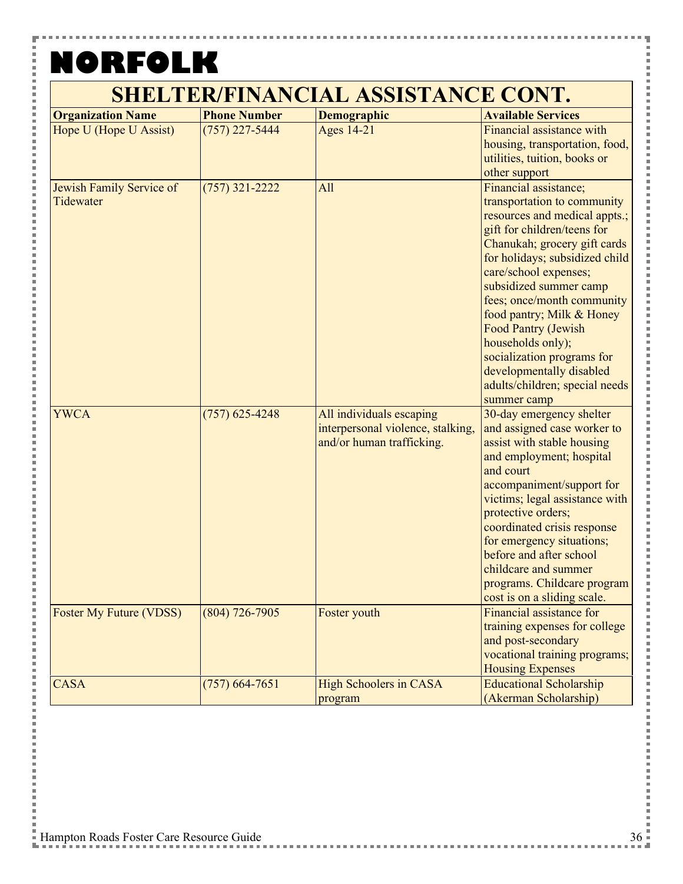# NORFOLK

## SHELTER/FINANCIAL ASSISTANCE CONT.

| Organization Name | Phone Number | Demographic | Available Services |
|---|---|---|---|
| Hope U (Hope U Assist) | (757) 227-5444 | Ages 14-21 | Financial assistance with housing, transportation, food, utilities, tuition, books or other support |
| Jewish Family Service of Tidewater | (757) 321-2222 | All | Financial assistance; transportation to community resources and medical appts.; gift for children/teens for Chanukah; grocery gift cards for holidays; subsidized child care/school expenses; subsidized summer camp fees; once/month community food pantry; Milk & Honey Food Pantry (Jewish households only); socialization programs for developmentally disabled adults/children; special needs summer camp |
| YWCA | (757) 625-4248 | All individuals escaping interpersonal violence, stalking, and/or human trafficking. | 30-day emergency shelter and assigned case worker to assist with stable housing and employment; hospital and court accompaniment/support for victims; legal assistance with protective orders; coordinated crisis response for emergency situations; before and after school childcare and summer programs. Childcare program cost is on a sliding scale. |
| Foster My Future (VDSS) | (804) 726-7905 | Foster youth | Financial assistance for training expenses for college and post-secondary vocational training programs; Housing Expenses |
| CASA | (757) 664-7651 | High Schoolers in CASA program | Educational Scholarship (Akerman Scholarship) |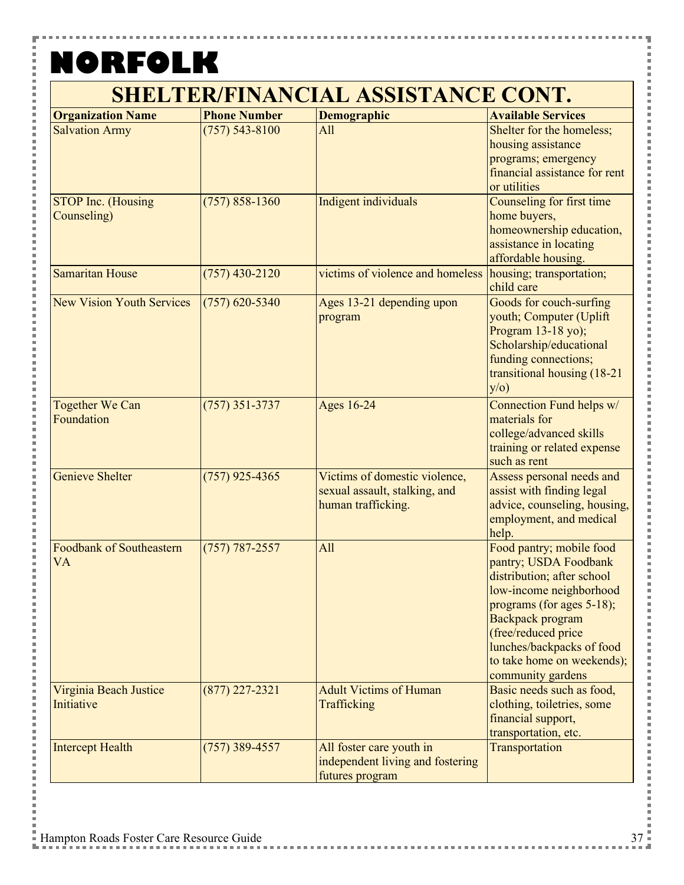# NORFOLK

## SHELTER/FINANCIAL ASSISTANCE CONT.

| Organization Name | Phone Number | Demographic | Available Services |
|---|---|---|---|
| Salvation Army | (757) 543-8100 | All | Shelter for the homeless; housing assistance programs; emergency financial assistance for rent or utilities |
| STOP Inc. (Housing Counseling) | (757) 858-1360 | Indigent individuals | Counseling for first time home buyers, homeownership education, assistance in locating affordable housing. |
| Samaritan House | (757) 430-2120 | victims of violence and homeless | housing; transportation; child care |
| New Vision Youth Services | (757) 620-5340 | Ages 13-21 depending upon program | Goods for couch-surfing youth; Computer (Uplift Program 13-18 yo); Scholarship/educational funding connections; transitional housing (18-21 y/o) |
| Together We Can Foundation | (757) 351-3737 | Ages 16-24 | Connection Fund helps w/ materials for college/advanced skills training or related expense such as rent |
| Genieve Shelter | (757) 925-4365 | Victims of domestic violence, sexual assault, stalking, and human trafficking. | Assess personal needs and assist with finding legal advice, counseling, housing, employment, and medical help. |
| Foodbank of Southeastern VA | (757) 787-2557 | All | Food pantry; mobile food pantry; USDA Foodbank distribution; after school low-income neighborhood programs (for ages 5-18); Backpack program (free/reduced price lunches/backpacks of food to take home on weekends); community gardens |
| Virginia Beach Justice Initiative | (877) 227-2321 | Adult Victims of Human Trafficking | Basic needs such as food, clothing, toiletries, some financial support, transportation, etc. |
| Intercept Health | (757) 389-4557 | All foster care youth in independent living and fostering futures program | Transportation |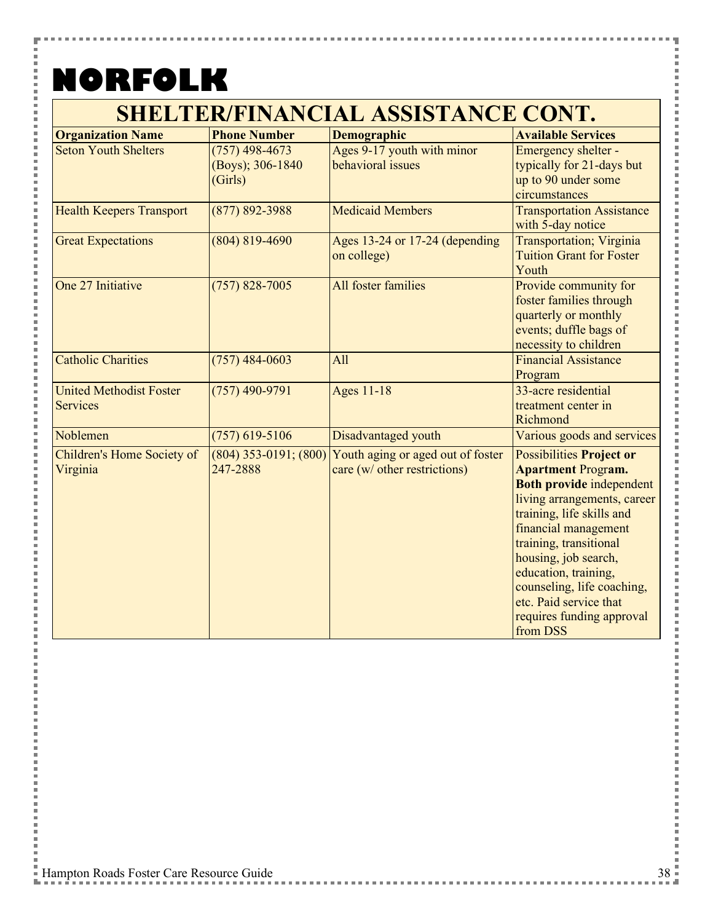# NORFOLK

## SHELTER/FINANCIAL ASSISTANCE CONT.

| Organization Name | Phone Number | Demographic | Available Services |
| --- | --- | --- | --- |
| Seton Youth Shelters | (757) 498-4673 (Boys); 306-1840 (Girls) | Ages 9-17 youth with minor behavioral issues | Emergency shelter - typically for 21-days but up to 90 under some circumstances |
| Health Keepers Transport | (877) 892-3988 | Medicaid Members | Transportation Assistance with 5-day notice |
| Great Expectations | (804) 819-4690 | Ages 13-24 or 17-24 (depending on college) | Transportation; Virginia Tuition Grant for Foster Youth |
| One 27 Initiative | (757) 828-7005 | All foster families | Provide community for foster families through quarterly or monthly events; duffle bags of necessity to children |
| Catholic Charities | (757) 484-0603 | All | Financial Assistance Program |
| United Methodist Foster Services | (757) 490-9791 | Ages 11-18 | 33-acre residential treatment center in Richmond |
| Noblemen | (757) 619-5106 | Disadvantaged youth | Various goods and services |
| Children's Home Society of Virginia | (804) 353-0191; (800) 247-2888 | Youth aging or aged out of foster care (w/ other restrictions) | Possibilities **Project or Apartment** Progr**am. Both provide** independent living arrangements, career training, life skills and financial management training, transitional housing, job search, education, training, counseling, life coaching, etc. Paid service that requires funding approval from DSS |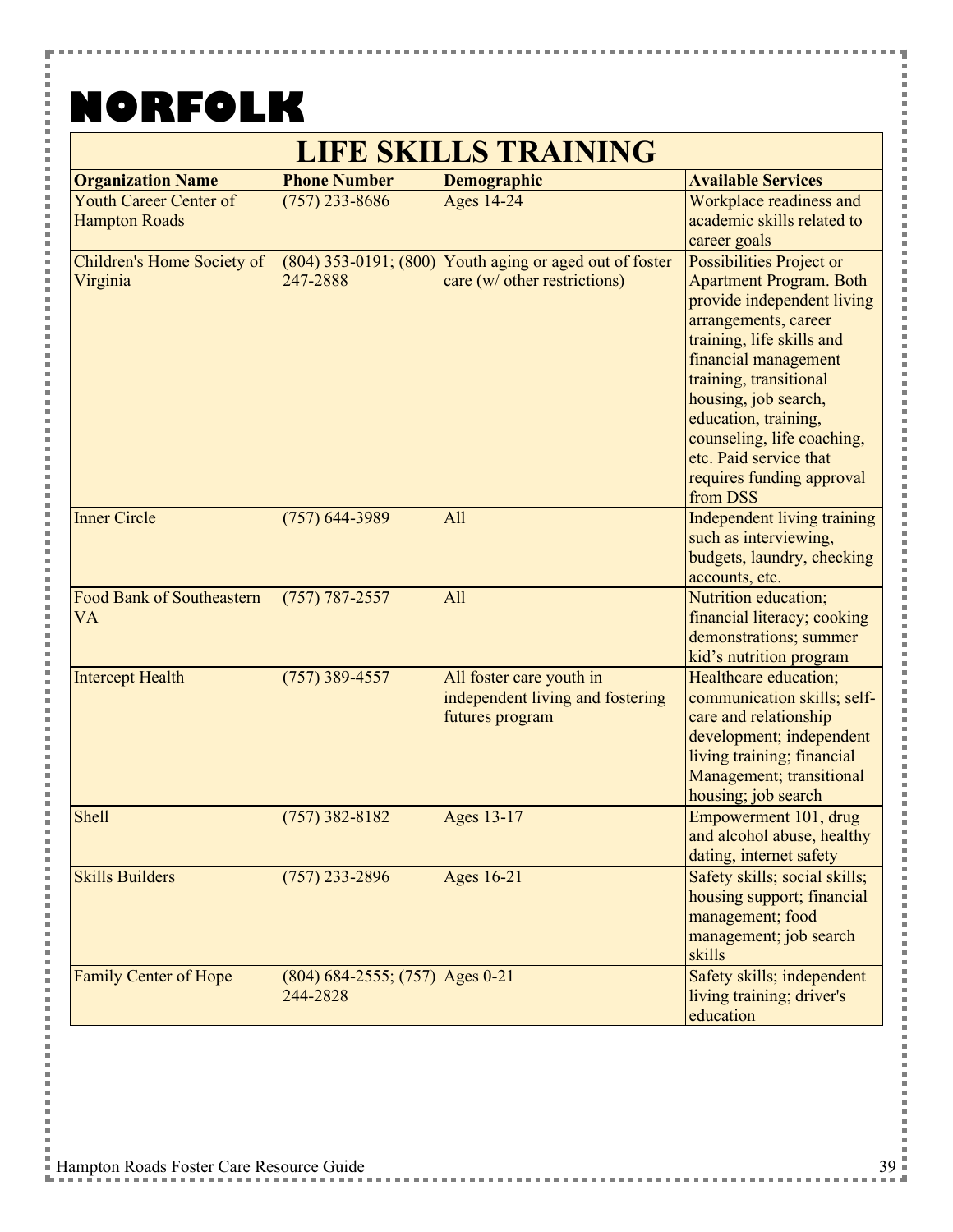# NORFOLK

## LIFE SKILLS TRAINING

| Organization Name | Phone Number | Demographic | Available Services |
|---|---|---|---|
| Youth Career Center of Hampton Roads | (757) 233-8686 | Ages 14-24 | Workplace readiness and academic skills related to career goals |
| Children's Home Society of Virginia | (804) 353-0191; (800) 247-2888 | Youth aging or aged out of foster care (w/ other restrictions) | Possibilities Project or Apartment Program. Both provide independent living arrangements, career training, life skills and financial management training, transitional housing, job search, education, training, counseling, life coaching, etc. Paid service that requires funding approval from DSS |
| Inner Circle | (757) 644-3989 | All | Independent living training such as interviewing, budgets, laundry, checking accounts, etc. |
| Food Bank of Southeastern VA | (757) 787-2557 | All | Nutrition education; financial literacy; cooking demonstrations; summer kid's nutrition program |
| Intercept Health | (757) 389-4557 | All foster care youth in independent living and fostering futures program | Healthcare education; communication skills; self-care and relationship development; independent living training; financial Management; transitional housing; job search |
| Shell | (757) 382-8182 | Ages 13-17 | Empowerment 101, drug and alcohol abuse, healthy dating, internet safety |
| Skills Builders | (757) 233-2896 | Ages 16-21 | Safety skills; social skills; housing support; financial management; food management; job search skills |
| Family Center of Hope | (804) 684-2555; (757) 244-2828 | Ages 0-21 | Safety skills; independent living training; driver's education |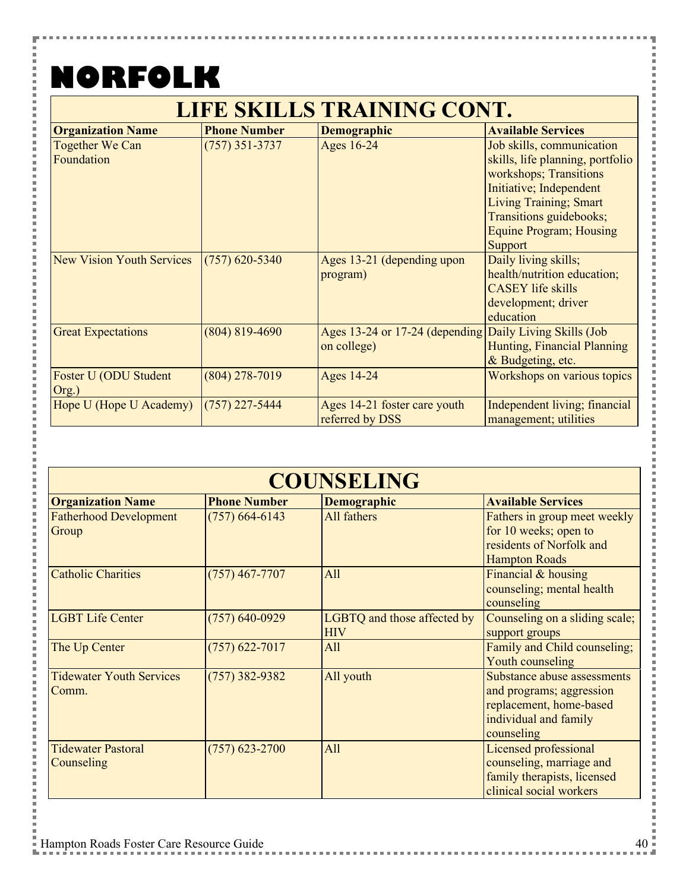# NORFOLK

## LIFE SKILLS TRAINING CONT.

| Organization Name | Phone Number | Demographic | Available Services |
|---|---|---|---|
| Together We Can Foundation | (757) 351-3737 | Ages 16-24 | Job skills, communication skills, life planning, portfolio workshops; Transitions Initiative; Independent Living Training; Smart Transitions guidebooks; Equine Program; Housing Support |
| New Vision Youth Services | (757) 620-5340 | Ages 13-21 (depending upon program) | Daily living skills; health/nutrition education; CASEY life skills development; driver education |
| Great Expectations | (804) 819-4690 | Ages 13-24 or 17-24 (depending on college) | Daily Living Skills (Job Hunting, Financial Planning & Budgeting, etc. |
| Foster U (ODU Student Org.) | (804) 278-7019 | Ages 14-24 | Workshops on various topics |
| Hope U (Hope U Academy) | (757) 227-5444 | Ages 14-21 foster care youth referred by DSS | Independent living; financial management; utilities |

## COUNSELING

| Organization Name | Phone Number | Demographic | Available Services |
|---|---|---|---|
| Fatherhood Development Group | (757) 664-6143 | All fathers | Fathers in group meet weekly for 10 weeks; open to residents of Norfolk and Hampton Roads |
| Catholic Charities | (757) 467-7707 | All | Financial & housing counseling; mental health counseling |
| LGBT Life Center | (757) 640-0929 | LGBTQ and those affected by HIV | Counseling on a sliding scale; support groups |
| The Up Center | (757) 622-7017 | All | Family and Child counseling; Youth counseling |
| Tidewater Youth Services Comm. | (757) 382-9382 | All youth | Substance abuse assessments and programs; aggression replacement, home-based individual and family counseling |
| Tidewater Pastoral Counseling | (757) 623-2700 | All | Licensed professional counseling, marriage and family therapists, licensed clinical social workers |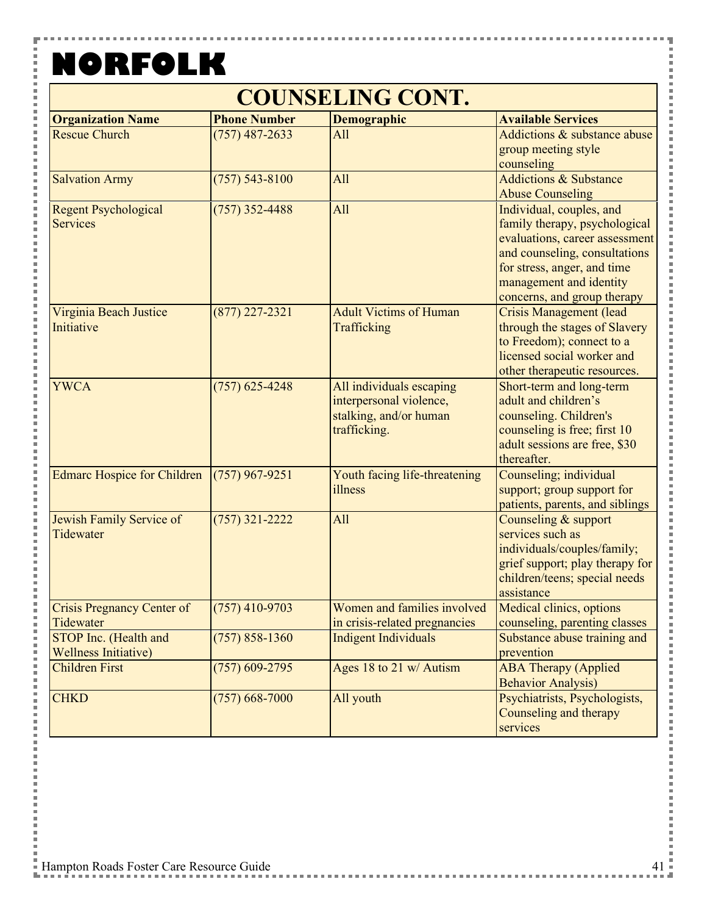# NORFOLK

## COUNSELING CONT.

| Organization Name | Phone Number | Demographic | Available Services |
|---|---|---|---|
| Rescue Church | (757) 487-2633 | All | Addictions & substance abuse group meeting style counseling |
| Salvation Army | (757) 543-8100 | All | Addictions & Substance Abuse Counseling |
| Regent Psychological Services | (757) 352-4488 | All | Individual, couples, and family therapy, psychological evaluations, career assessment and counseling, consultations for stress, anger, and time management and identity concerns, and group therapy |
| Virginia Beach Justice Initiative | (877) 227-2321 | Adult Victims of Human Trafficking | Crisis Management (lead through the stages of Slavery to Freedom); connect to a licensed social worker and other therapeutic resources. |
| YWCA | (757) 625-4248 | All individuals escaping interpersonal violence, stalking, and/or human trafficking. | Short-term and long-term adult and children's counseling. Children's counseling is free; first 10 adult sessions are free, $30 thereafter. |
| Edmarc Hospice for Children | (757) 967-9251 | Youth facing life-threatening illness | Counseling; individual support; group support for patients, parents, and siblings |
| Jewish Family Service of Tidewater | (757) 321-2222 | All | Counseling & support services such as individuals/couples/family; grief support; play therapy for children/teens; special needs assistance |
| Crisis Pregnancy Center of Tidewater | (757) 410-9703 | Women and families involved in crisis-related pregnancies | Medical clinics, options counseling, parenting classes |
| STOP Inc. (Health and Wellness Initiative) | (757) 858-1360 | Indigent Individuals | Substance abuse training and prevention |
| Children First | (757) 609-2795 | Ages 18 to 21 w/ Autism | ABA Therapy (Applied Behavior Analysis) |
| CHKD | (757) 668-7000 | All youth | Psychiatrists, Psychologists, Counseling and therapy services |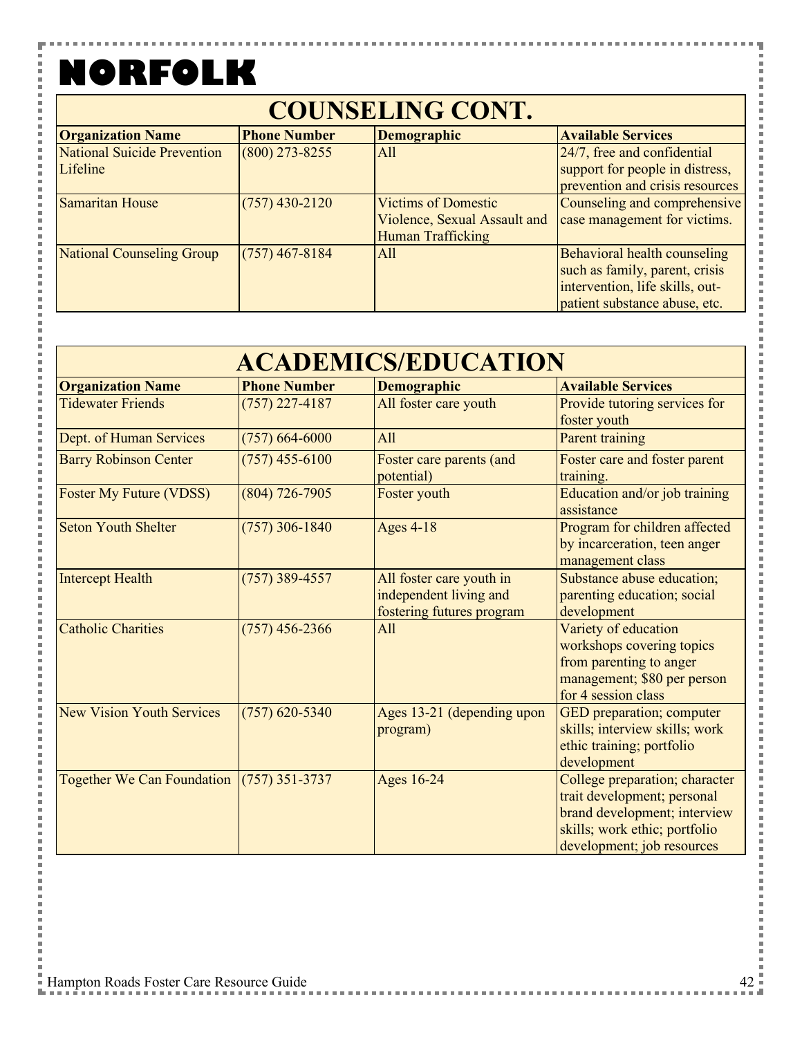# NORFOLK

## COUNSELING CONT.

| Organization Name | Phone Number | Demographic | Available Services |
|---|---|---|---|
| National Suicide Prevention Lifeline | (800) 273-8255 | All | 24/7, free and confidential support for people in distress, prevention and crisis resources |
| Samaritan House | (757) 430-2120 | Victims of Domestic Violence, Sexual Assault and Human Trafficking | Counseling and comprehensive case management for victims. |
| National Counseling Group | (757) 467-8184 | All | Behavioral health counseling such as family, parent, crisis intervention, life skills, out-patient substance abuse, etc. |

## ACADEMICS/EDUCATION

| Organization Name | Phone Number | Demographic | Available Services |
|---|---|---|---|
| Tidewater Friends | (757) 227-4187 | All foster care youth | Provide tutoring services for foster youth |
| Dept. of Human Services | (757) 664-6000 | All | Parent training |
| Barry Robinson Center | (757) 455-6100 | Foster care parents (and potential) | Foster care and foster parent training. |
| Foster My Future (VDSS) | (804) 726-7905 | Foster youth | Education and/or job training assistance |
| Seton Youth Shelter | (757) 306-1840 | Ages 4-18 | Program for children affected by incarceration, teen anger management class |
| Intercept Health | (757) 389-4557 | All foster care youth in independent living and fostering futures program | Substance abuse education; parenting education; social development |
| Catholic Charities | (757) 456-2366 | All | Variety of education workshops covering topics from parenting to anger management; $80 per person for 4 session class |
| New Vision Youth Services | (757) 620-5340 | Ages 13-21 (depending upon program) | GED preparation; computer skills; interview skills; work ethic training; portfolio development |
| Together We Can Foundation | (757) 351-3737 | Ages 16-24 | College preparation; character trait development; personal brand development; interview skills; work ethic; portfolio development; job resources |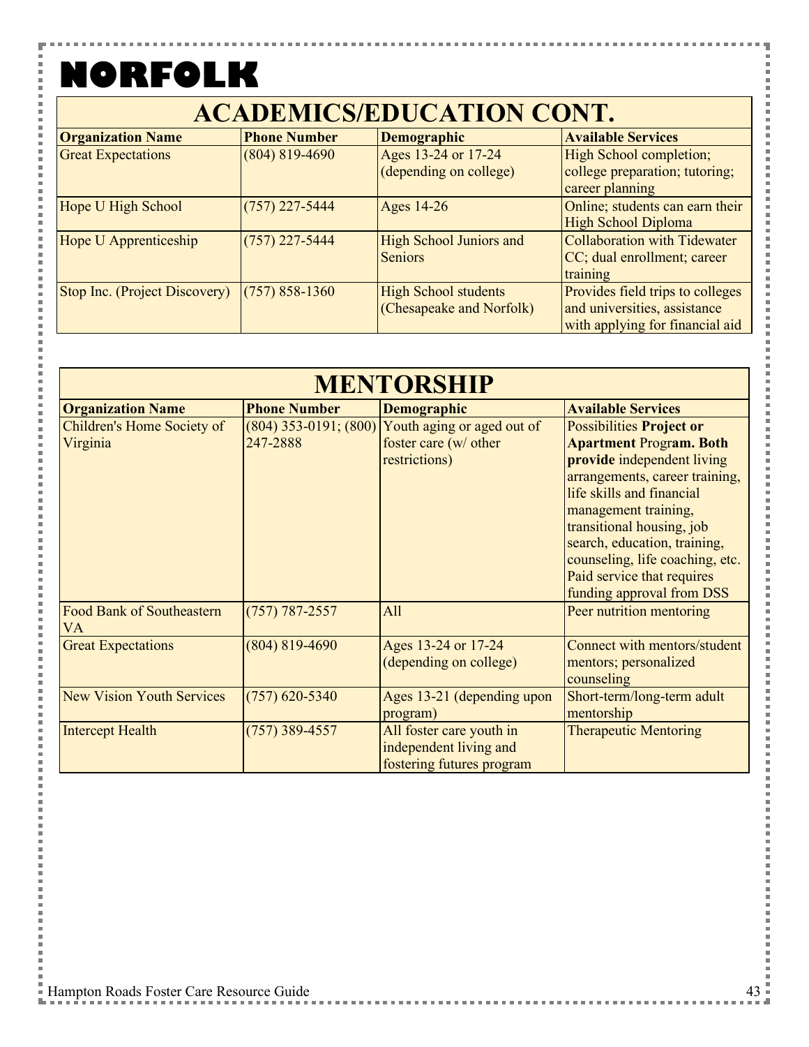# NORFOLK

## ACADEMICS/EDUCATION CONT.

| Organization Name | Phone Number | Demographic | Available Services |
|---|---|---|---|
| Great Expectations | (804) 819-4690 | Ages 13-24 or 17-24 (depending on college) | High School completion; college preparation; tutoring; career planning |
| Hope U High School | (757) 227-5444 | Ages 14-26 | Online; students can earn their High School Diploma |
| Hope U Apprenticeship | (757) 227-5444 | High School Juniors and Seniors | Collaboration with Tidewater CC; dual enrollment; career training |
| Stop Inc. (Project Discovery) | (757) 858-1360 | High School students (Chesapeake and Norfolk) | Provides field trips to colleges and universities, assistance with applying for financial aid |

## MENTORSHIP

| Organization Name | Phone Number | Demographic | Available Services |
|---|---|---|---|
| Children's Home Society of Virginia | (804) 353-0191; (800) 247-2888 | Youth aging or aged out of foster care (w/ other restrictions) | Possibilities **Project or Apartment** Progr**am. Both provide** independent living arrangements, career training, life skills and financial management training, transitional housing, job search, education, training, counseling, life coaching, etc. Paid service that requires funding approval from DSS |
| Food Bank of Southeastern VA | (757) 787-2557 | All | Peer nutrition mentoring |
| Great Expectations | (804) 819-4690 | Ages 13-24 or 17-24 (depending on college) | Connect with mentors/student mentors; personalized counseling |
| New Vision Youth Services | (757) 620-5340 | Ages 13-21 (depending upon program) | Short-term/long-term adult mentorship |
| Intercept Health | (757) 389-4557 | All foster care youth in independent living and fostering futures program | Therapeutic Mentoring |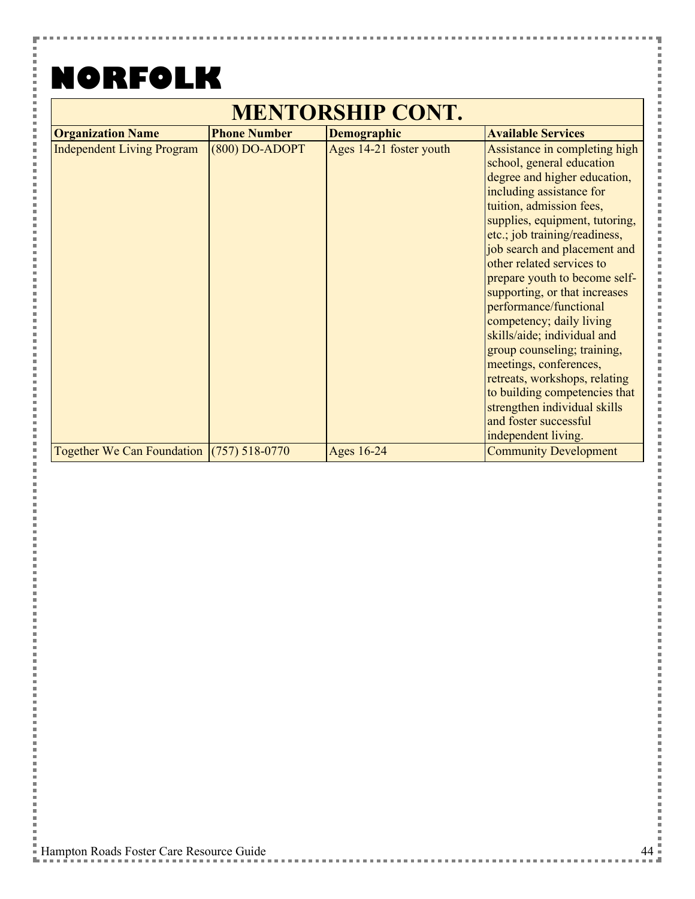# NORFOLK

## MENTORSHIP CONT.

| Organization Name | Phone Number | Demographic | Available Services |
| --- | --- | --- | --- |
| Independent Living Program | (800) DO-ADOPT | Ages 14-21 foster youth | Assistance in completing high school, general education degree and higher education, including assistance for tuition, admission fees, supplies, equipment, tutoring, etc.; job training/readiness, job search and placement and other related services to prepare youth to become self-supporting, or that increases performance/functional competency; daily living skills/aide; individual and group counseling; training, meetings, conferences, retreats, workshops, relating to building competencies that strengthen individual skills and foster successful independent living. |
| Together We Can Foundation | (757) 518-0770 | Ages 16-24 | Community Development |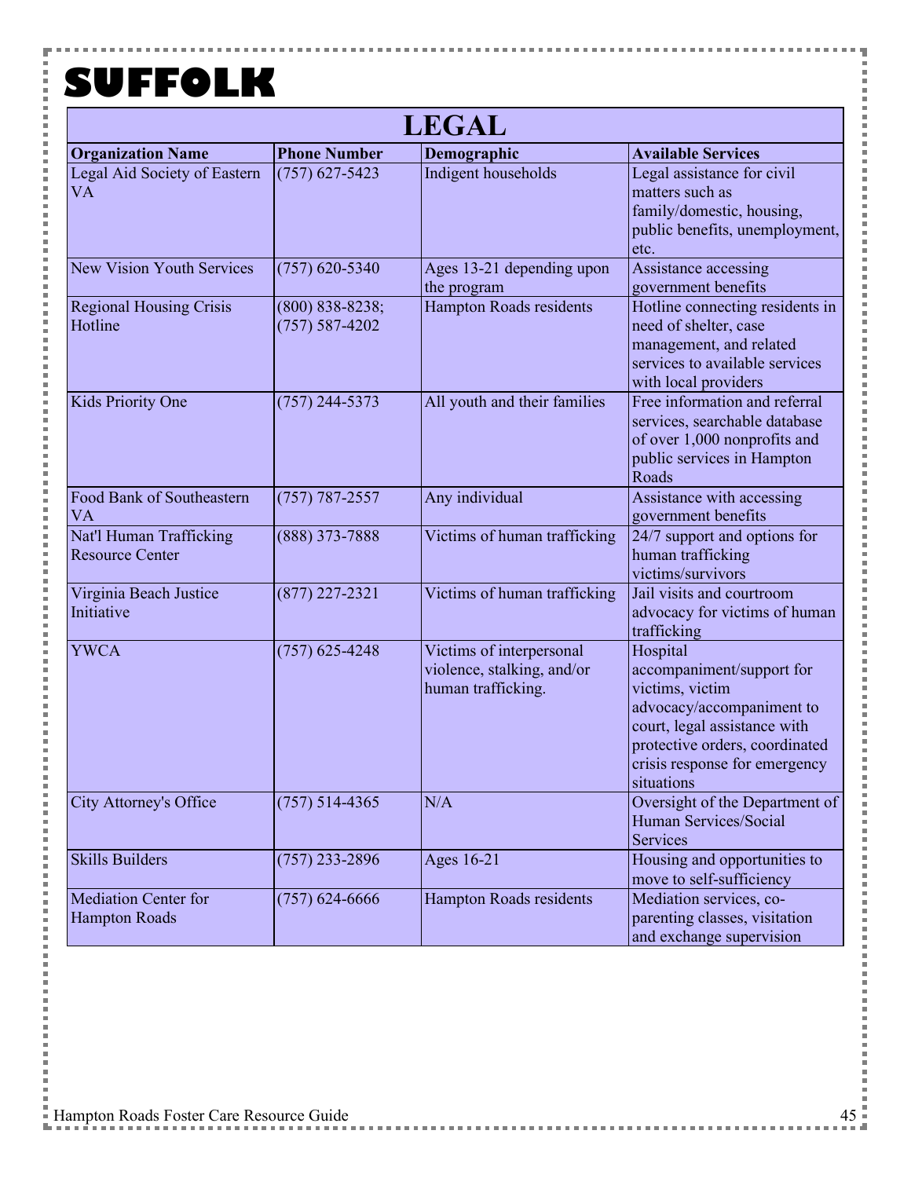# SUFFOLK

## LEGAL

| Organization Name | Phone Number | Demographic | Available Services |
|---|---|---|---|
| Legal Aid Society of Eastern VA | (757) 627-5423 | Indigent households | Legal assistance for civil matters such as family/domestic, housing, public benefits, unemployment, etc. |
| New Vision Youth Services | (757) 620-5340 | Ages 13-21 depending upon the program | Assistance accessing government benefits |
| Regional Housing Crisis Hotline | (800) 838-8238; (757) 587-4202 | Hampton Roads residents | Hotline connecting residents in need of shelter, case management, and related services to available services with local providers |
| Kids Priority One | (757) 244-5373 | All youth and their families | Free information and referral services, searchable database of over 1,000 nonprofits and public services in Hampton Roads |
| Food Bank of Southeastern VA | (757) 787-2557 | Any individual | Assistance with accessing government benefits |
| Nat'l Human Trafficking Resource Center | (888) 373-7888 | Victims of human trafficking | 24/7 support and options for human trafficking victims/survivors |
| Virginia Beach Justice Initiative | (877) 227-2321 | Victims of human trafficking | Jail visits and courtroom advocacy for victims of human trafficking |
| YWCA | (757) 625-4248 | Victims of interpersonal violence, stalking, and/or human trafficking. | Hospital accompaniment/support for victims, victim advocacy/accompaniment to court, legal assistance with protective orders, coordinated crisis response for emergency situations |
| City Attorney's Office | (757) 514-4365 | N/A | Oversight of the Department of Human Services/Social Services |
| Skills Builders | (757) 233-2896 | Ages 16-21 | Housing and opportunities to move to self-sufficiency |
| Mediation Center for Hampton Roads | (757) 624-6666 | Hampton Roads residents | Mediation services, co-parenting classes, visitation and exchange supervision |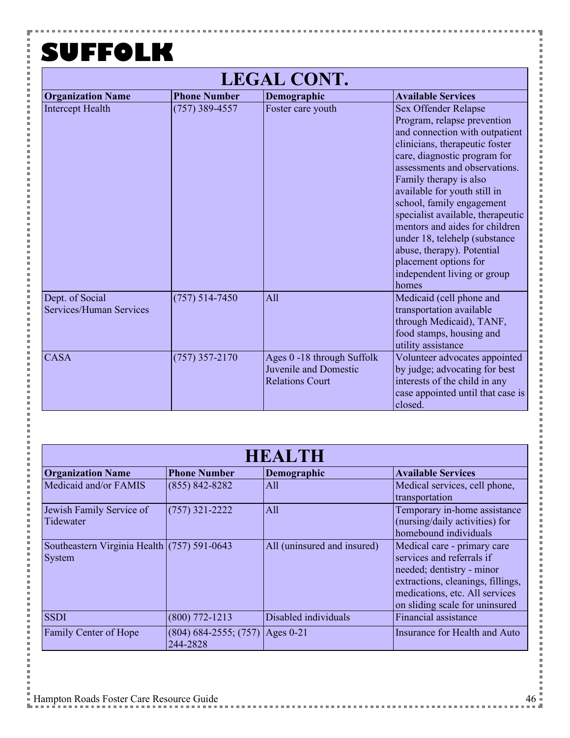# SUFFOLK

## LEGAL CONT.

| Organization Name | Phone Number | Demographic | Available Services |
|---|---|---|---|
| Intercept Health | (757) 389-4557 | Foster care youth | Sex Offender Relapse Program, relapse prevention and connection with outpatient clinicians, therapeutic foster care, diagnostic program for assessments and observations. Family therapy is also available for youth still in school, family engagement specialist available, therapeutic mentors and aides for children under 18, telehelp (substance abuse, therapy). Potential placement options for independent living or group homes |
| Dept. of Social Services/Human Services | (757) 514-7450 | All | Medicaid (cell phone and transportation available through Medicaid), TANF, food stamps, housing and utility assistance |
| CASA | (757) 357-2170 | Ages 0 -18 through Suffolk Juvenile and Domestic Relations Court | Volunteer advocates appointed by judge; advocating for best interests of the child in any case appointed until that case is closed. |

## HEALTH

| Organization Name | Phone Number | Demographic | Available Services |
|---|---|---|---|
| Medicaid and/or FAMIS | (855) 842-8282 | All | Medical services, cell phone, transportation |
| Jewish Family Service of Tidewater | (757) 321-2222 | All | Temporary in-home assistance (nursing/daily activities) for homebound individuals |
| Southeastern Virginia Health System | (757) 591-0643 | All (uninsured and insured) | Medical care - primary care services and referrals if needed; dentistry - minor extractions, cleanings, fillings, medications, etc. All services on sliding scale for uninsured |
| SSDI | (800) 772-1213 | Disabled individuals | Financial assistance |
| Family Center of Hope | (804) 684-2555; (757) 244-2828 | Ages 0-21 | Insurance for Health and Auto |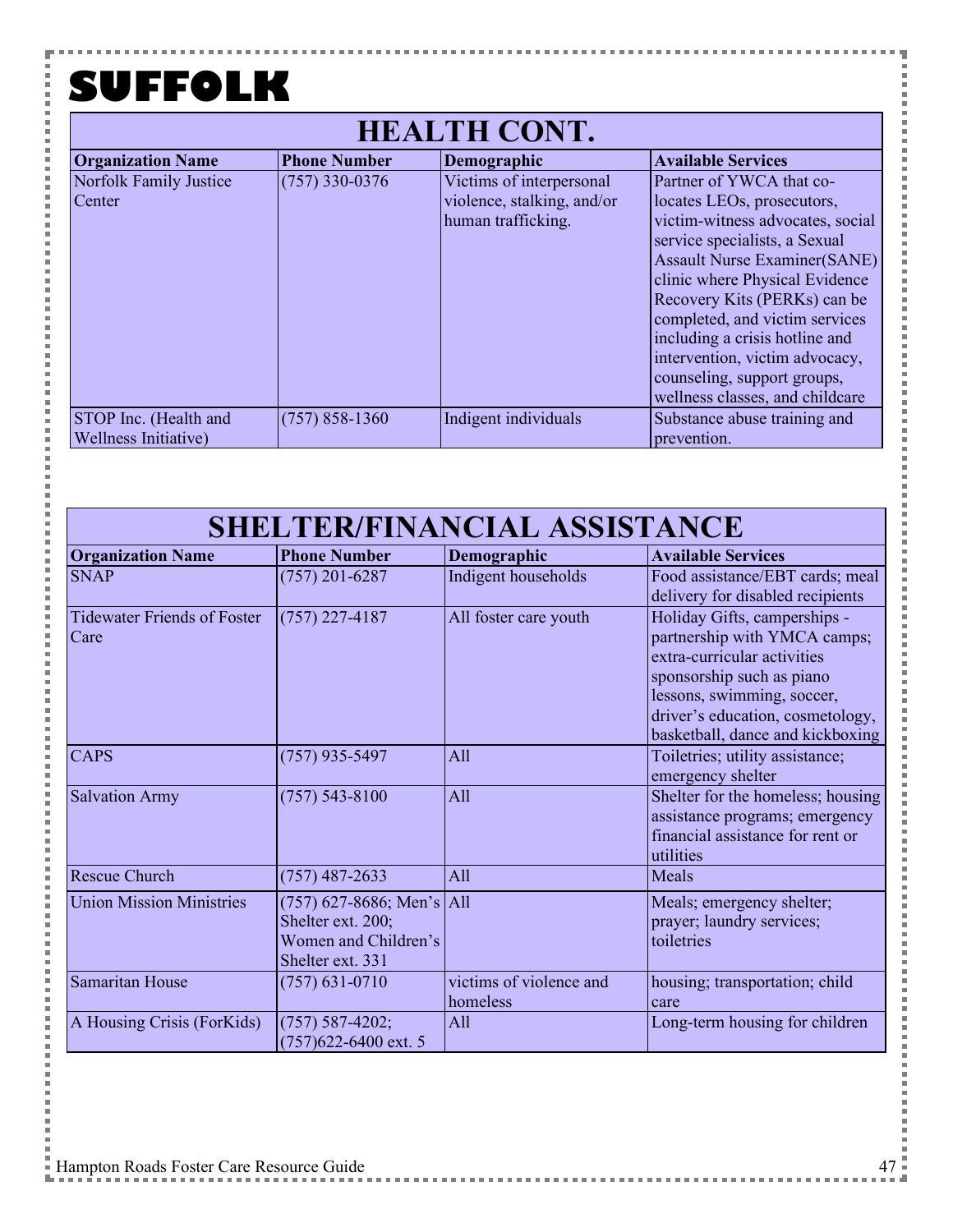# SUFFOLK

## HEALTH CONT.

| Organization Name | Phone Number | Demographic | Available Services |
|---|---|---|---|
| Norfolk Family Justice Center | (757) 330-0376 | Victims of interpersonal violence, stalking, and/or human trafficking. | Partner of YWCA that co-locates LEOs, prosecutors, victim-witness advocates, social service specialists, a Sexual Assault Nurse Examiner(SANE) clinic where Physical Evidence Recovery Kits (PERKs) can be completed, and victim services including a crisis hotline and intervention, victim advocacy, counseling, support groups, wellness classes, and childcare |
| STOP Inc. (Health and Wellness Initiative) | (757) 858-1360 | Indigent individuals | Substance abuse training and prevention. |

## SHELTER/FINANCIAL ASSISTANCE

| Organization Name | Phone Number | Demographic | Available Services |
|---|---|---|---|
| SNAP | (757) 201-6287 | Indigent households | Food assistance/EBT cards; meal delivery for disabled recipients |
| Tidewater Friends of Foster Care | (757) 227-4187 | All foster care youth | Holiday Gifts, camperships - partnership with YMCA camps; extra-curricular activities sponsorship such as piano lessons, swimming, soccer, driver's education, cosmetology, basketball, dance and kickboxing |
| CAPS | (757) 935-5497 | All | Toiletries; utility assistance; emergency shelter |
| Salvation Army | (757) 543-8100 | All | Shelter for the homeless; housing assistance programs; emergency financial assistance for rent or utilities |
| Rescue Church | (757) 487-2633 | All | Meals |
| Union Mission Ministries | (757) 627-8686; Men's Shelter ext. 200; Women and Children's Shelter ext. 331 | All | Meals; emergency shelter; prayer; laundry services; toiletries |
| Samaritan House | (757) 631-0710 | victims of violence and homeless | housing; transportation; child care |
| A Housing Crisis (ForKids) | (757) 587-4202; (757)622-6400 ext. 5 | All | Long-term housing for children |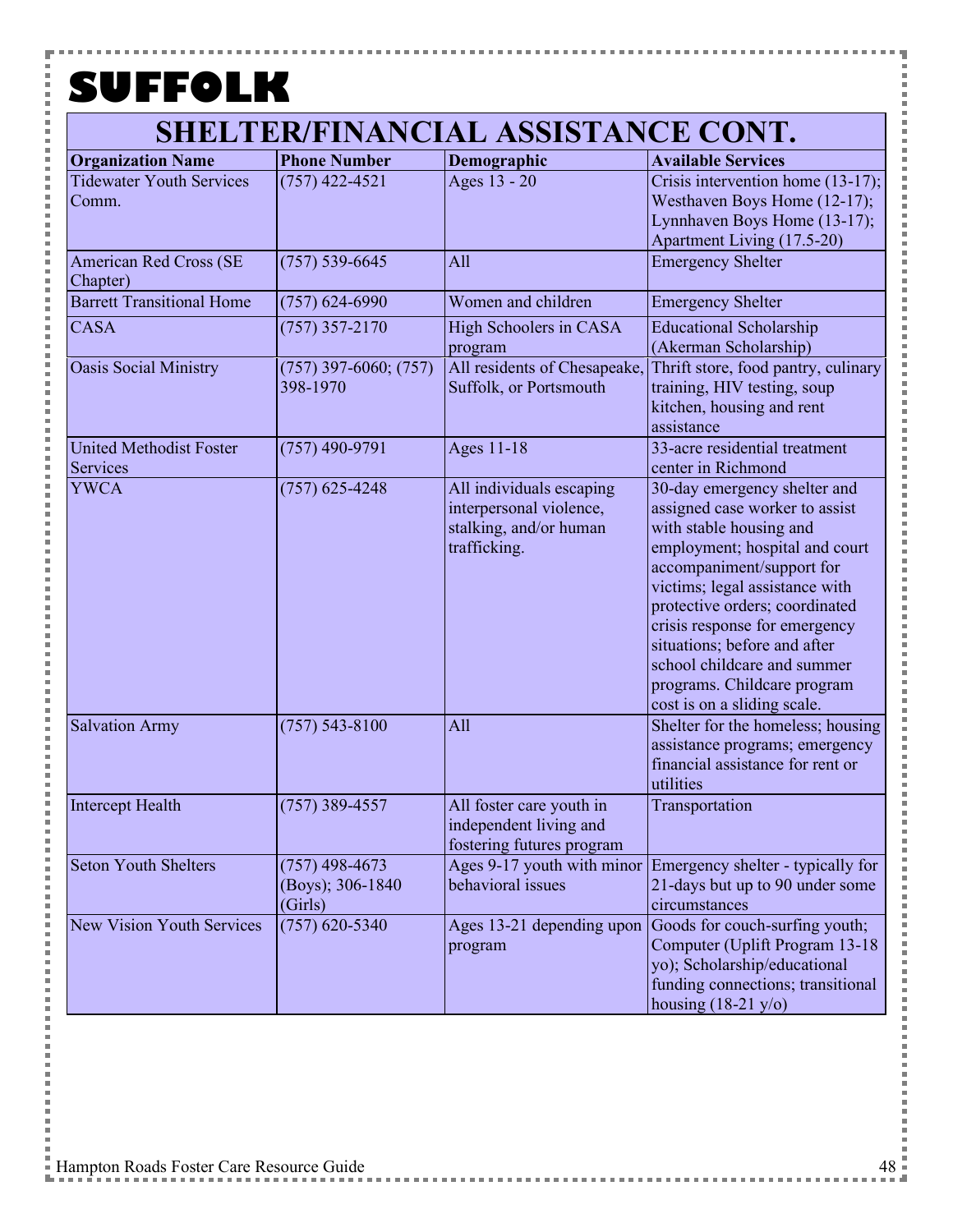# SUFFOLK

## SHELTER/FINANCIAL ASSISTANCE CONT.

| Organization Name | Phone Number | Demographic | Available Services |
|---|---|---|---|
| Tidewater Youth Services Comm. | (757) 422-4521 | Ages 13 - 20 | Crisis intervention home (13-17); Westhaven Boys Home (12-17); Lynnhaven Boys Home (13-17); Apartment Living (17.5-20) |
| American Red Cross (SE Chapter) | (757) 539-6645 | All | Emergency Shelter |
| Barrett Transitional Home | (757) 624-6990 | Women and children | Emergency Shelter |
| CASA | (757) 357-2170 | High Schoolers in CASA program | Educational Scholarship (Akerman Scholarship) |
| Oasis Social Ministry | (757) 397-6060; (757) 398-1970 | All residents of Chesapeake, Suffolk, or Portsmouth | Thrift store, food pantry, culinary training, HIV testing, soup kitchen, housing and rent assistance |
| United Methodist Foster Services | (757) 490-9791 | Ages 11-18 | 33-acre residential treatment center in Richmond |
| YWCA | (757) 625-4248 | All individuals escaping interpersonal violence, stalking, and/or human trafficking. | 30-day emergency shelter and assigned case worker to assist with stable housing and employment; hospital and court accompaniment/support for victims; legal assistance with protective orders; coordinated crisis response for emergency situations; before and after school childcare and summer programs. Childcare program cost is on a sliding scale. |
| Salvation Army | (757) 543-8100 | All | Shelter for the homeless; housing assistance programs; emergency financial assistance for rent or utilities |
| Intercept Health | (757) 389-4557 | All foster care youth in independent living and fostering futures program | Transportation |
| Seton Youth Shelters | (757) 498-4673 (Boys); 306-1840 (Girls) | Ages 9-17 youth with minor behavioral issues | Emergency shelter - typically for 21-days but up to 90 under some circumstances |
| New Vision Youth Services | (757) 620-5340 | Ages 13-21 depending upon program | Goods for couch-surfing youth; Computer (Uplift Program 13-18 yo); Scholarship/educational funding connections; transitional housing (18-21 y/o) |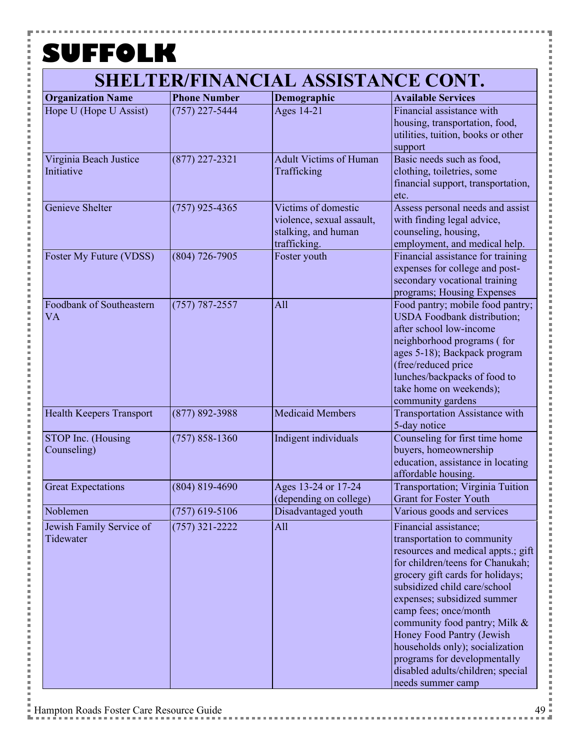# SUFFOLK

## SHELTER/FINANCIAL ASSISTANCE CONT.

| Organization Name | Phone Number | Demographic | Available Services |
| --- | --- | --- | --- |
| Hope U (Hope U Assist) | (757) 227-5444 | Ages 14-21 | Financial assistance with housing, transportation, food, utilities, tuition, books or other support |
| Virginia Beach Justice Initiative | (877) 227-2321 | Adult Victims of Human Trafficking | Basic needs such as food, clothing, toiletries, some financial support, transportation, etc. |
| Genieve Shelter | (757) 925-4365 | Victims of domestic violence, sexual assault, stalking, and human trafficking. | Assess personal needs and assist with finding legal advice, counseling, housing, employment, and medical help. |
| Foster My Future (VDSS) | (804) 726-7905 | Foster youth | Financial assistance for training expenses for college and post-secondary vocational training programs; Housing Expenses |
| Foodbank of Southeastern VA | (757) 787-2557 | All | Food pantry; mobile food pantry; USDA Foodbank distribution; after school low-income neighborhood programs ( for ages 5-18); Backpack program (free/reduced price lunches/backpacks of food to take home on weekends); community gardens |
| Health Keepers Transport | (877) 892-3988 | Medicaid Members | Transportation Assistance with 5-day notice |
| STOP Inc. (Housing Counseling) | (757) 858-1360 | Indigent individuals | Counseling for first time home buyers, homeownership education, assistance in locating affordable housing. |
| Great Expectations | (804) 819-4690 | Ages 13-24 or 17-24 (depending on college) | Transportation; Virginia Tuition Grant for Foster Youth |
| Noblemen | (757) 619-5106 | Disadvantaged youth | Various goods and services |
| Jewish Family Service of Tidewater | (757) 321-2222 | All | Financial assistance; transportation to community resources and medical appts.; gift for children/teens for Chanukah; grocery gift cards for holidays; subsidized child care/school expenses; subsidized summer camp fees; once/month community food pantry; Milk & Honey Food Pantry (Jewish households only); socialization programs for developmentally disabled adults/children; special needs summer camp |

Hampton Roads Foster Care Resource Guide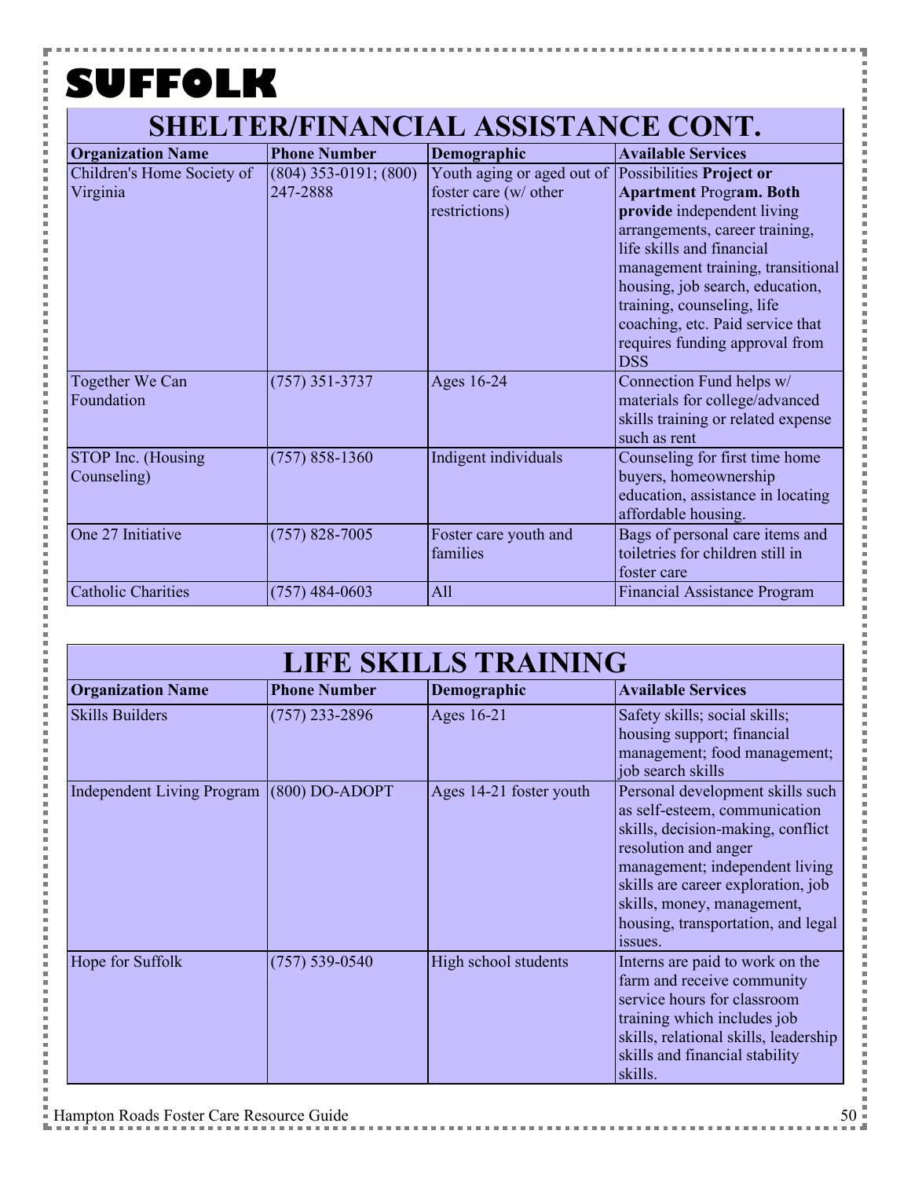# SUFFOLK

## SHELTER/FINANCIAL ASSISTANCE CONT.

| Organization Name | Phone Number | Demographic | Available Services |
|---|---|---|---|
| Children's Home Society of Virginia | (804) 353-0191; (800) 247-2888 | Youth aging or aged out of foster care (w/ other restrictions) | Possibilities **Project or Apartment** Progr**am. Both provide** independent living arrangements, career training, life skills and financial management training, transitional housing, job search, education, training, counseling, life coaching, etc. Paid service that requires funding approval from DSS |
| Together We Can Foundation | (757) 351-3737 | Ages 16-24 | Connection Fund helps w/ materials for college/advanced skills training or related expense such as rent |
| STOP Inc. (Housing Counseling) | (757) 858-1360 | Indigent individuals | Counseling for first time home buyers, homeownership education, assistance in locating affordable housing. |
| One 27 Initiative | (757) 828-7005 | Foster care youth and families | Bags of personal care items and toiletries for children still in foster care |
| Catholic Charities | (757) 484-0603 | All | Financial Assistance Program |

## LIFE SKILLS TRAINING

| Organization Name | Phone Number | Demographic | Available Services |
|---|---|---|---|
| Skills Builders | (757) 233-2896 | Ages 16-21 | Safety skills; social skills; housing support; financial management; food management; job search skills |
| Independent Living Program | (800) DO-ADOPT | Ages 14-21 foster youth | Personal development skills such as self-esteem, communication skills, decision-making, conflict resolution and anger management; independent living skills are career exploration, job skills, money, management, housing, transportation, and legal issues. |
| Hope for Suffolk | (757) 539-0540 | High school students | Interns are paid to work on the farm and receive community service hours for classroom training which includes job skills, relational skills, leadership skills and financial stability skills. |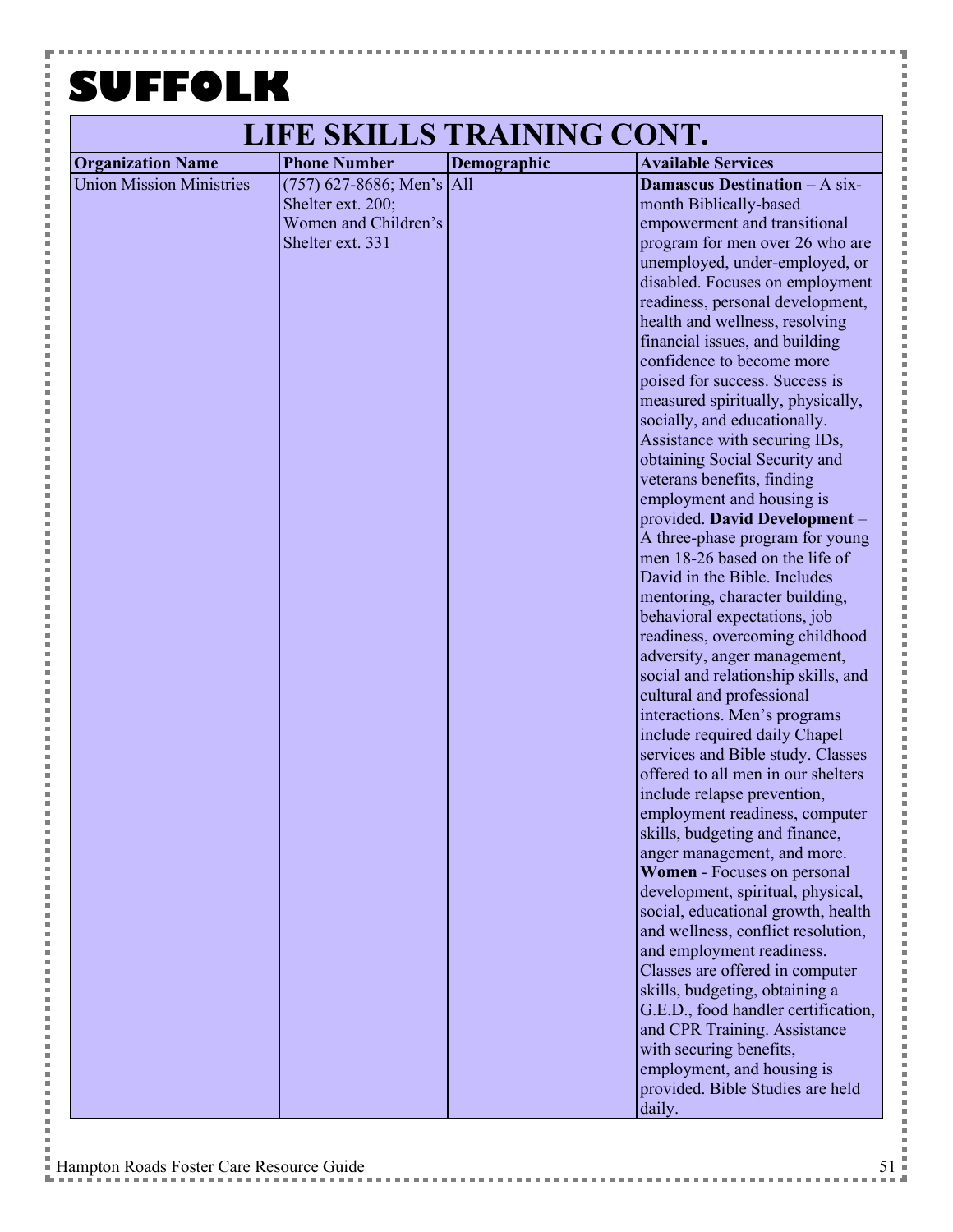# SUFFOLK

| LIFE SKILLS TRAINING CONT. | | | |
|---|---|---|---|
| **Organization Name** | **Phone Number** | **Demographic** | **Available Services** |
| Union Mission Ministries | (757) 627-8686; Men's Shelter ext. 200; Women and Children's Shelter ext. 331 | All | **Damascus Destination** – A six-month Biblically-based empowerment and transitional program for men over 26 who are unemployed, under-employed, or disabled. Focuses on employment readiness, personal development, health and wellness, resolving financial issues, and building confidence to become more poised for success. Success is measured spiritually, physically, socially, and educationally. Assistance with securing IDs, obtaining Social Security and veterans benefits, finding employment and housing is provided. **David Development** – A three-phase program for young men 18-26 based on the life of David in the Bible. Includes mentoring, character building, behavioral expectations, job readiness, overcoming childhood adversity, anger management, social and relationship skills, and cultural and professional interactions. Men's programs include required daily Chapel services and Bible study. Classes offered to all men in our shelters include relapse prevention, employment readiness, computer skills, budgeting and finance, anger management, and more. **Women** - Focuses on personal development, spiritual, physical, social, educational growth, health and wellness, conflict resolution, and employment readiness. Classes are offered in computer skills, budgeting, obtaining a G.E.D., food handler certification, and CPR Training. Assistance with securing benefits, employment, and housing is provided. Bible Studies are held daily. |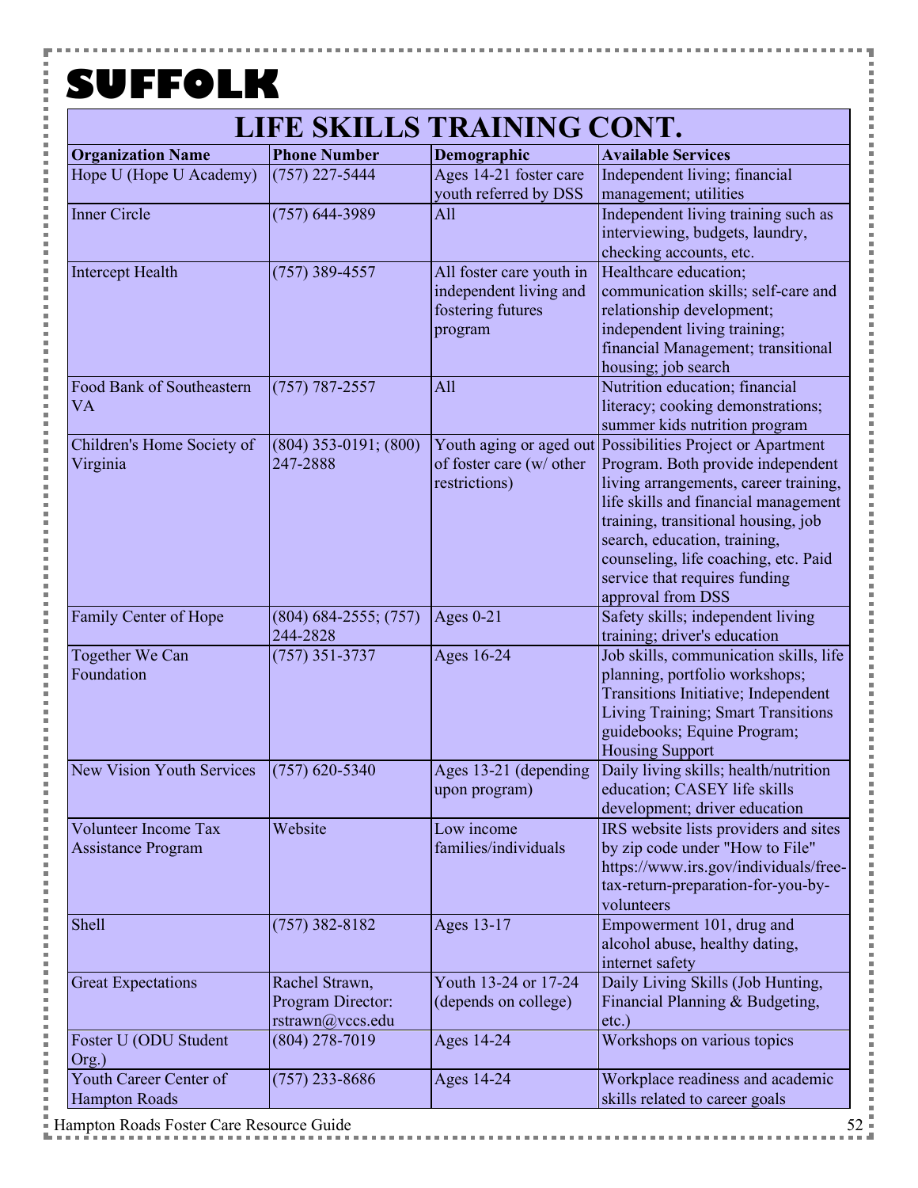# SUFFOLK

## LIFE SKILLS TRAINING CONT.

| Organization Name | Phone Number | Demographic | Available Services |
|---|---|---|---|
| Hope U (Hope U Academy) | (757) 227-5444 | Ages 14-21 foster care youth referred by DSS | Independent living; financial management; utilities |
| Inner Circle | (757) 644-3989 | All | Independent living training such as interviewing, budgets, laundry, checking accounts, etc. |
| Intercept Health | (757) 389-4557 | All foster care youth in independent living and fostering futures program | Healthcare education; communication skills; self-care and relationship development; independent living training; financial Management; transitional housing; job search |
| Food Bank of Southeastern VA | (757) 787-2557 | All | Nutrition education; financial literacy; cooking demonstrations; summer kids nutrition program |
| Children's Home Society of Virginia | (804) 353-0191; (800) 247-2888 | Youth aging or aged out of foster care (w/ other restrictions) | Possibilities Project or Apartment Program. Both provide independent living arrangements, career training, life skills and financial management training, transitional housing, job search, education, training, counseling, life coaching, etc. Paid service that requires funding approval from DSS |
| Family Center of Hope | (804) 684-2555; (757) 244-2828 | Ages 0-21 | Safety skills; independent living training; driver's education |
| Together We Can Foundation | (757) 351-3737 | Ages 16-24 | Job skills, communication skills, life planning, portfolio workshops; Transitions Initiative; Independent Living Training; Smart Transitions guidebooks; Equine Program; Housing Support |
| New Vision Youth Services | (757) 620-5340 | Ages 13-21 (depending upon program) | Daily living skills; health/nutrition education; CASEY life skills development; driver education |
| Volunteer Income Tax Assistance Program | Website | Low income families/individuals | IRS website lists providers and sites by zip code under "How to File" https://www.irs.gov/individuals/free-tax-return-preparation-for-you-by-volunteers |
| Shell | (757) 382-8182 | Ages 13-17 | Empowerment 101, drug and alcohol abuse, healthy dating, internet safety |
| Great Expectations | Rachel Strawn, Program Director: rstrawn@vccs.edu | Youth 13-24 or 17-24 (depends on college) | Daily Living Skills (Job Hunting, Financial Planning & Budgeting, etc.) |
| Foster U (ODU Student Org.) | (804) 278-7019 | Ages 14-24 | Workshops on various topics |
| Youth Career Center of Hampton Roads | (757) 233-8686 | Ages 14-24 | Workplace readiness and academic skills related to career goals |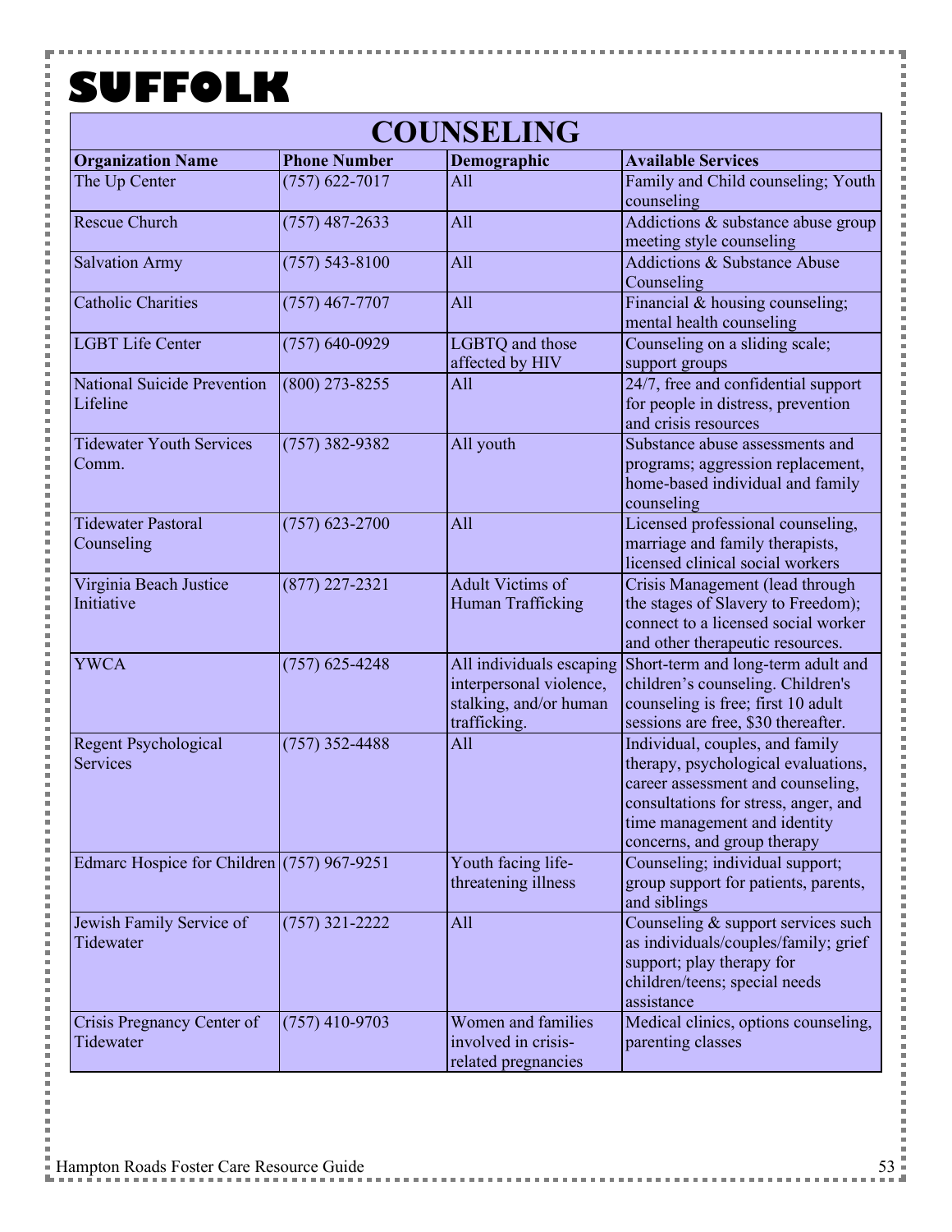# SUFFOLK

## COUNSELING

| Organization Name | Phone Number | Demographic | Available Services |
|---|---|---|---|
| The Up Center | (757) 622-7017 | All | Family and Child counseling; Youth counseling |
| Rescue Church | (757) 487-2633 | All | Addictions & substance abuse group meeting style counseling |
| Salvation Army | (757) 543-8100 | All | Addictions & Substance Abuse Counseling |
| Catholic Charities | (757) 467-7707 | All | Financial & housing counseling; mental health counseling |
| LGBT Life Center | (757) 640-0929 | LGBTQ and those affected by HIV | Counseling on a sliding scale; support groups |
| National Suicide Prevention Lifeline | (800) 273-8255 | All | 24/7, free and confidential support for people in distress, prevention and crisis resources |
| Tidewater Youth Services Comm. | (757) 382-9382 | All youth | Substance abuse assessments and programs; aggression replacement, home-based individual and family counseling |
| Tidewater Pastoral Counseling | (757) 623-2700 | All | Licensed professional counseling, marriage and family therapists, licensed clinical social workers |
| Virginia Beach Justice Initiative | (877) 227-2321 | Adult Victims of Human Trafficking | Crisis Management (lead through the stages of Slavery to Freedom); connect to a licensed social worker and other therapeutic resources. |
| YWCA | (757) 625-4248 | All individuals escaping interpersonal violence, stalking, and/or human trafficking. | Short-term and long-term adult and children's counseling. Children's counseling is free; first 10 adult sessions are free, $30 thereafter. |
| Regent Psychological Services | (757) 352-4488 | All | Individual, couples, and family therapy, psychological evaluations, career assessment and counseling, consultations for stress, anger, and time management and identity concerns, and group therapy |
| Edmarc Hospice for Children | (757) 967-9251 | Youth facing life-threatening illness | Counseling; individual support; group support for patients, parents, and siblings |
| Jewish Family Service of Tidewater | (757) 321-2222 | All | Counseling & support services such as individuals/couples/family; grief support; play therapy for children/teens; special needs assistance |
| Crisis Pregnancy Center of Tidewater | (757) 410-9703 | Women and families involved in crisis-related pregnancies | Medical clinics, options counseling, parenting classes |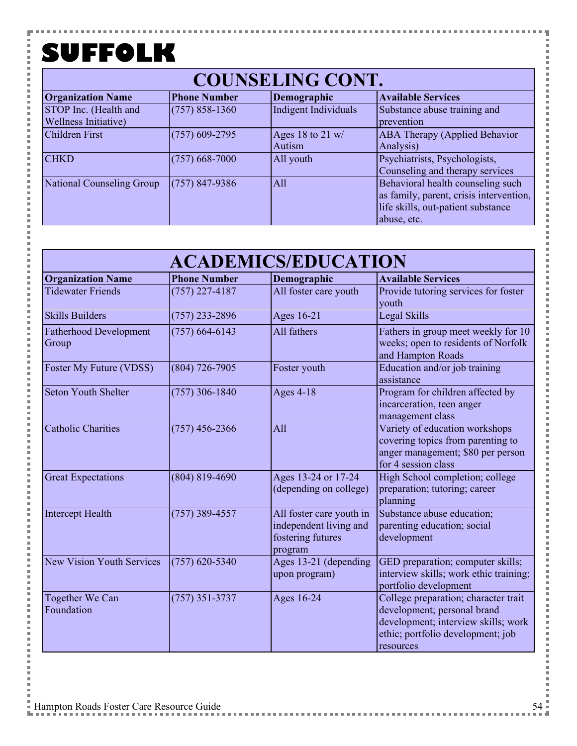# SUFFOLK

## COUNSELING CONT.

| Organization Name | Phone Number | Demographic | Available Services |
|---|---|---|---|
| STOP Inc. (Health and Wellness Initiative) | (757) 858-1360 | Indigent Individuals | Substance abuse training and prevention |
| Children First | (757) 609-2795 | Ages 18 to 21 w/ Autism | ABA Therapy (Applied Behavior Analysis) |
| CHKD | (757) 668-7000 | All youth | Psychiatrists, Psychologists, Counseling and therapy services |
| National Counseling Group | (757) 847-9386 | All | Behavioral health counseling such as family, parent, crisis intervention, life skills, out-patient substance abuse, etc. |

## ACADEMICS/EDUCATION

| Organization Name | Phone Number | Demographic | Available Services |
|---|---|---|---|
| Tidewater Friends | (757) 227-4187 | All foster care youth | Provide tutoring services for foster youth |
| Skills Builders | (757) 233-2896 | Ages 16-21 | Legal Skills |
| Fatherhood Development Group | (757) 664-6143 | All fathers | Fathers in group meet weekly for 10 weeks; open to residents of Norfolk and Hampton Roads |
| Foster My Future (VDSS) | (804) 726-7905 | Foster youth | Education and/or job training assistance |
| Seton Youth Shelter | (757) 306-1840 | Ages 4-18 | Program for children affected by incarceration, teen anger management class |
| Catholic Charities | (757) 456-2366 | All | Variety of education workshops covering topics from parenting to anger management; $80 per person for 4 session class |
| Great Expectations | (804) 819-4690 | Ages 13-24 or 17-24 (depending on college) | High School completion; college preparation; tutoring; career planning |
| Intercept Health | (757) 389-4557 | All foster care youth in independent living and fostering futures program | Substance abuse education; parenting education; social development |
| New Vision Youth Services | (757) 620-5340 | Ages 13-21 (depending upon program) | GED preparation; computer skills; interview skills; work ethic training; portfolio development |
| Together We Can Foundation | (757) 351-3737 | Ages 16-24 | College preparation; character trait development; personal brand development; interview skills; work ethic; portfolio development; job resources |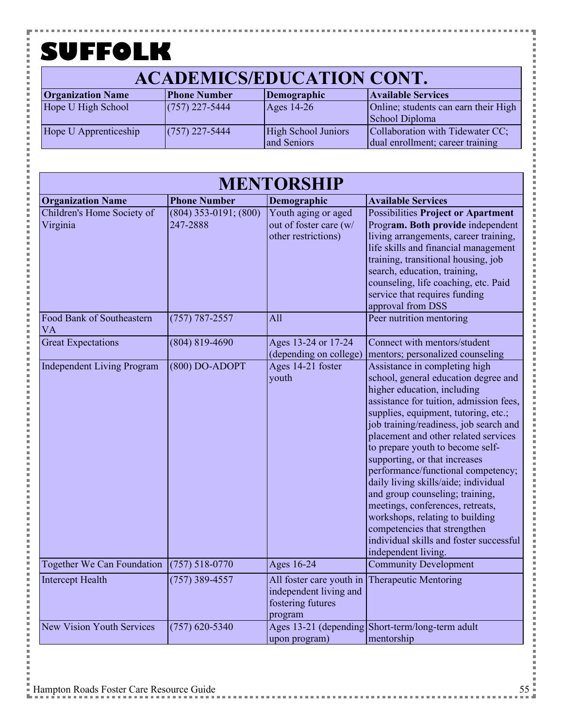# SUFFOLK

## ACADEMICS/EDUCATION CONT.

| Organization Name | Phone Number | Demographic | Available Services |
|---|---|---|---|
| Hope U High School | (757) 227-5444 | Ages 14-26 | Online; students can earn their High School Diploma |
| Hope U Apprenticeship | (757) 227-5444 | High School Juniors and Seniors | Collaboration with Tidewater CC; dual enrollment; career training |

## MENTORSHIP

| Organization Name | Phone Number | Demographic | Available Services |
|---|---|---|---|
| Children's Home Society of Virginia | (804) 353-0191; (800) 247-2888 | Youth aging or aged out of foster care (w/ other restrictions) | Possibilities **Project or Apartment** Progr**am. Both provide** independent living arrangements, career training, life skills and financial management training, transitional housing, job search, education, training, counseling, life coaching, etc. Paid service that requires funding approval from DSS |
| Food Bank of Southeastern VA | (757) 787-2557 | All | Peer nutrition mentoring |
| Great Expectations | (804) 819-4690 | Ages 13-24 or 17-24 (depending on college) | Connect with mentors/student mentors; personalized counseling |
| Independent Living Program | (800) DO-ADOPT | Ages 14-21 foster youth | Assistance in completing high school, general education degree and higher education, including assistance for tuition, admission fees, supplies, equipment, tutoring, etc.; job training/readiness, job search and placement and other related services to prepare youth to become self-supporting, or that increases performance/functional competency; daily living skills/aide; individual and group counseling; training, meetings, conferences, retreats, workshops, relating to building competencies that strengthen individual skills and foster successful independent living. |
| Together We Can Foundation | (757) 518-0770 | Ages 16-24 | Community Development |
| Intercept Health | (757) 389-4557 | All foster care youth in independent living and fostering futures program | Therapeutic Mentoring |
| New Vision Youth Services | (757) 620-5340 | Ages 13-21 (depending upon program) | Short-term/long-term adult mentorship |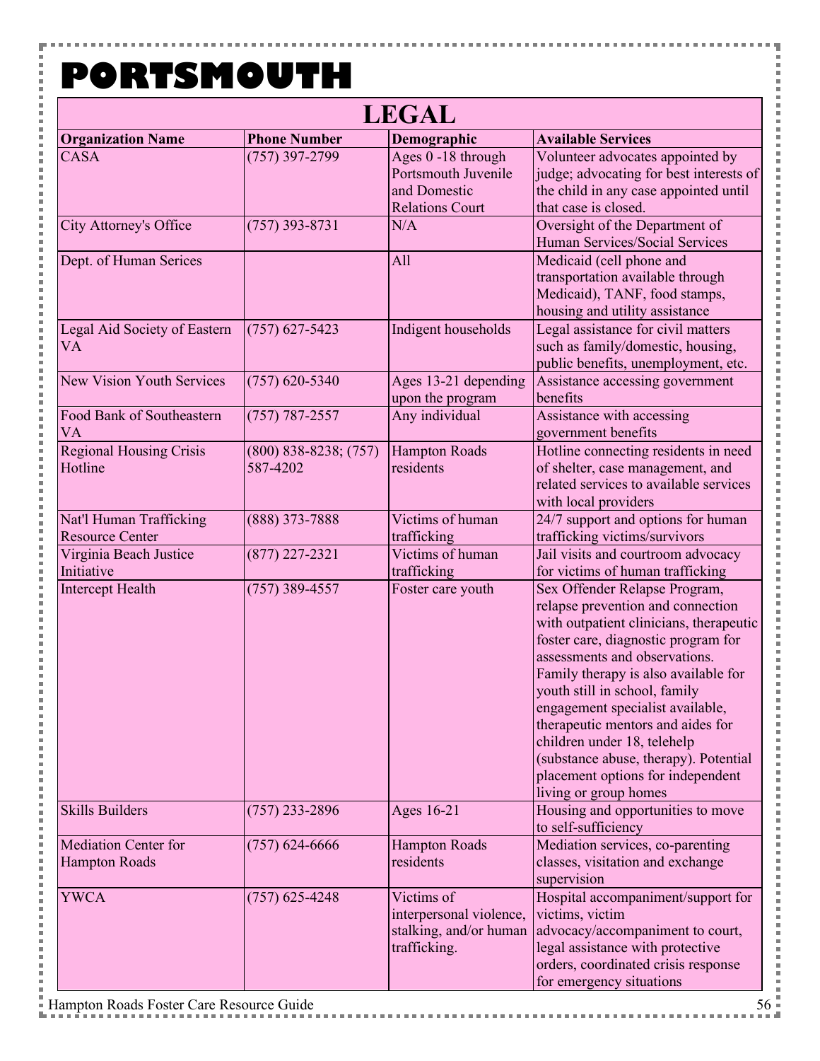# PORTSMOUTH

## LEGAL

| Organization Name | Phone Number | Demographic | Available Services |
|---|---|---|---|
| CASA | (757) 397-2799 | Ages 0 -18 through Portsmouth Juvenile and Domestic Relations Court | Volunteer advocates appointed by judge; advocating for best interests of the child in any case appointed until that case is closed. |
| City Attorney's Office | (757) 393-8731 | N/A | Oversight of the Department of Human Services/Social Services |
| Dept. of Human Serices | | All | Medicaid (cell phone and transportation available through Medicaid), TANF, food stamps, housing and utility assistance |
| Legal Aid Society of Eastern VA | (757) 627-5423 | Indigent households | Legal assistance for civil matters such as family/domestic, housing, public benefits, unemployment, etc. |
| New Vision Youth Services | (757) 620-5340 | Ages 13-21 depending upon the program | Assistance accessing government benefits |
| Food Bank of Southeastern VA | (757) 787-2557 | Any individual | Assistance with accessing government benefits |
| Regional Housing Crisis Hotline | (800) 838-8238; (757) 587-4202 | Hampton Roads residents | Hotline connecting residents in need of shelter, case management, and related services to available services with local providers |
| Nat'l Human Trafficking Resource Center | (888) 373-7888 | Victims of human trafficking | 24/7 support and options for human trafficking victims/survivors |
| Virginia Beach Justice Initiative | (877) 227-2321 | Victims of human trafficking | Jail visits and courtroom advocacy for victims of human trafficking |
| Intercept Health | (757) 389-4557 | Foster care youth | Sex Offender Relapse Program, relapse prevention and connection with outpatient clinicians, therapeutic foster care, diagnostic program for assessments and observations. Family therapy is also available for youth still in school, family engagement specialist available, therapeutic mentors and aides for children under 18, telehelp (substance abuse, therapy). Potential placement options for independent living or group homes |
| Skills Builders | (757) 233-2896 | Ages 16-21 | Housing and opportunities to move to self-sufficiency |
| Mediation Center for Hampton Roads | (757) 624-6666 | Hampton Roads residents | Mediation services, co-parenting classes, visitation and exchange supervision |
| YWCA | (757) 625-4248 | Victims of interpersonal violence, stalking, and/or human trafficking. | Hospital accompaniment/support for victims, victim advocacy/accompaniment to court, legal assistance with protective orders, coordinated crisis response for emergency situations |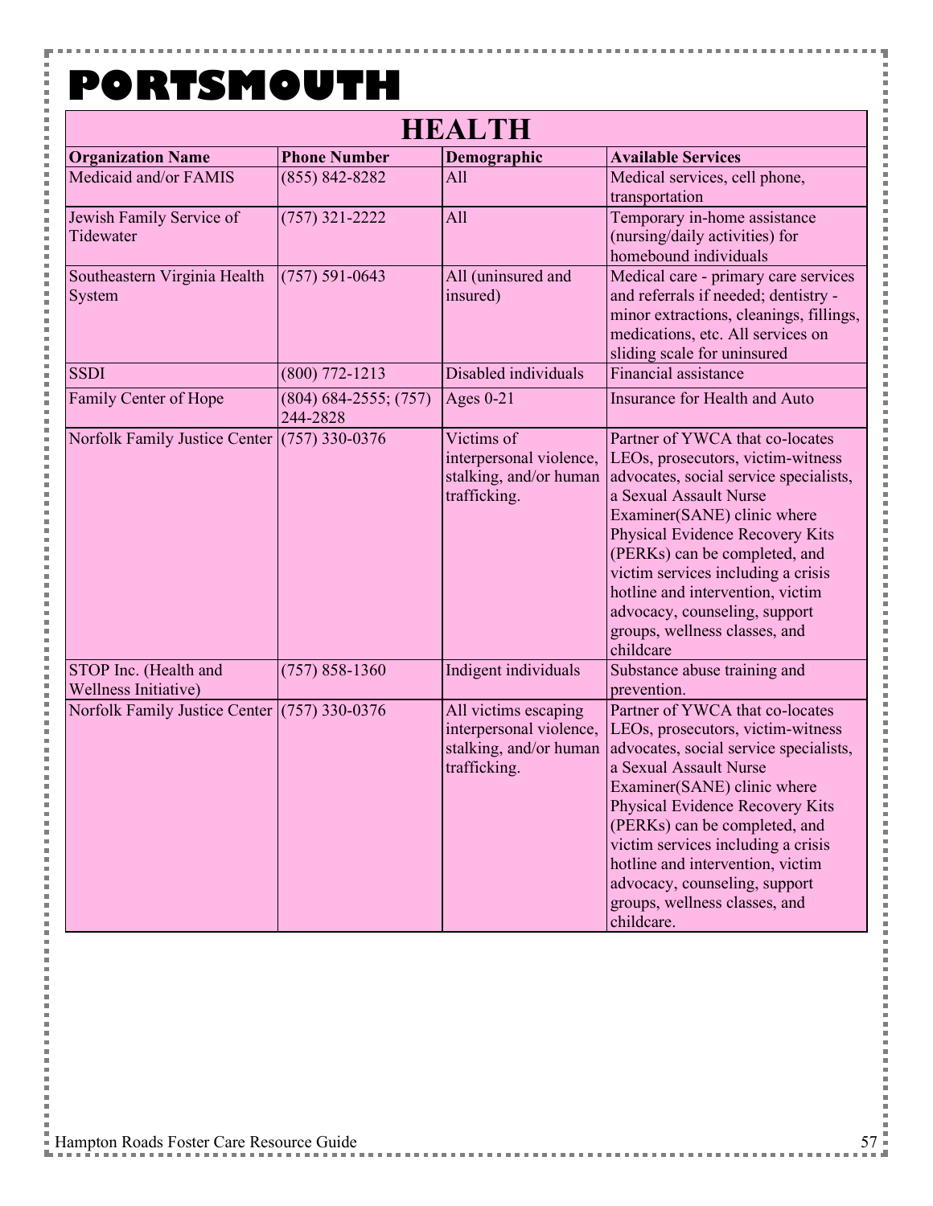# PORTSMOUTH

## HEALTH

| Organization Name | Phone Number | Demographic | Available Services |
|---|---|---|---|
| Medicaid and/or FAMIS | (855) 842-8282 | All | Medical services, cell phone, transportation |
| Jewish Family Service of Tidewater | (757) 321-2222 | All | Temporary in-home assistance (nursing/daily activities) for homebound individuals |
| Southeastern Virginia Health System | (757) 591-0643 | All (uninsured and insured) | Medical care - primary care services and referrals if needed; dentistry - minor extractions, cleanings, fillings, medications, etc. All services on sliding scale for uninsured |
| SSDI | (800) 772-1213 | Disabled individuals | Financial assistance |
| Family Center of Hope | (804) 684-2555; (757) 244-2828 | Ages 0-21 | Insurance for Health and Auto |
| Norfolk Family Justice Center | (757) 330-0376 | Victims of interpersonal violence, stalking, and/or human trafficking. | Partner of YWCA that co-locates LEOs, prosecutors, victim-witness advocates, social service specialists, a Sexual Assault Nurse Examiner(SANE) clinic where Physical Evidence Recovery Kits (PERKs) can be completed, and victim services including a crisis hotline and intervention, victim advocacy, counseling, support groups, wellness classes, and childcare |
| STOP Inc. (Health and Wellness Initiative) | (757) 858-1360 | Indigent individuals | Substance abuse training and prevention. |
| Norfolk Family Justice Center | (757) 330-0376 | All victims escaping interpersonal violence, stalking, and/or human trafficking. | Partner of YWCA that co-locates LEOs, prosecutors, victim-witness advocates, social service specialists, a Sexual Assault Nurse Examiner(SANE) clinic where Physical Evidence Recovery Kits (PERKs) can be completed, and victim services including a crisis hotline and intervention, victim advocacy, counseling, support groups, wellness classes, and childcare. |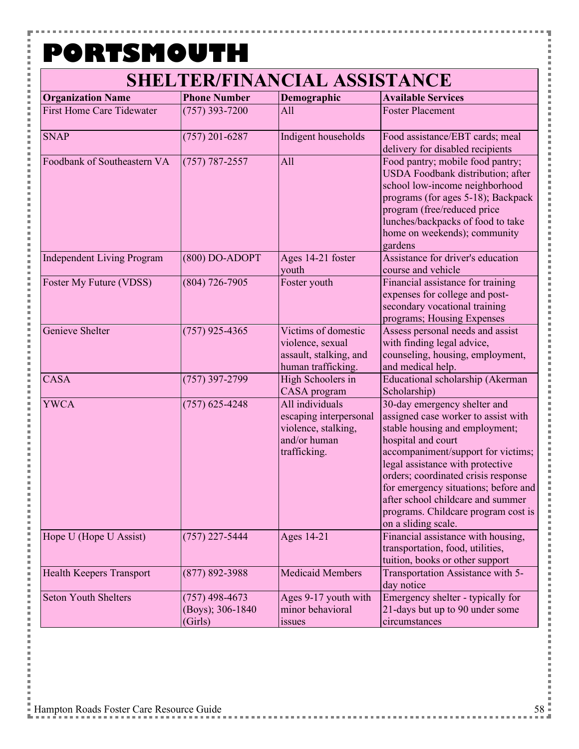# PORTSMOUTH

## SHELTER/FINANCIAL ASSISTANCE

| Organization Name | Phone Number | Demographic | Available Services |
|---|---|---|---|
| First Home Care Tidewater | (757) 393-7200 | All | Foster Placement |
| SNAP | (757) 201-6287 | Indigent households | Food assistance/EBT cards; meal delivery for disabled recipients |
| Foodbank of Southeastern VA | (757) 787-2557 | All | Food pantry; mobile food pantry; USDA Foodbank distribution; after school low-income neighborhood programs (for ages 5-18); Backpack program (free/reduced price lunches/backpacks of food to take home on weekends); community gardens |
| Independent Living Program | (800) DO-ADOPT | Ages 14-21 foster youth | Assistance for driver's education course and vehicle |
| Foster My Future (VDSS) | (804) 726-7905 | Foster youth | Financial assistance for training expenses for college and post-secondary vocational training programs; Housing Expenses |
| Genieve Shelter | (757) 925-4365 | Victims of domestic violence, sexual assault, stalking, and human trafficking. | Assess personal needs and assist with finding legal advice, counseling, housing, employment, and medical help. |
| CASA | (757) 397-2799 | High Schoolers in CASA program | Educational scholarship (Akerman Scholarship) |
| YWCA | (757) 625-4248 | All individuals escaping interpersonal violence, stalking, and/or human trafficking. | 30-day emergency shelter and assigned case worker to assist with stable housing and employment; hospital and court accompaniment/support for victims; legal assistance with protective orders; coordinated crisis response for emergency situations; before and after school childcare and summer programs. Childcare program cost is on a sliding scale. |
| Hope U (Hope U Assist) | (757) 227-5444 | Ages 14-21 | Financial assistance with housing, transportation, food, utilities, tuition, books or other support |
| Health Keepers Transport | (877) 892-3988 | Medicaid Members | Transportation Assistance with 5-day notice |
| Seton Youth Shelters | (757) 498-4673 (Boys); 306-1840 (Girls) | Ages 9-17 youth with minor behavioral issues | Emergency shelter - typically for 21-days but up to 90 under some circumstances |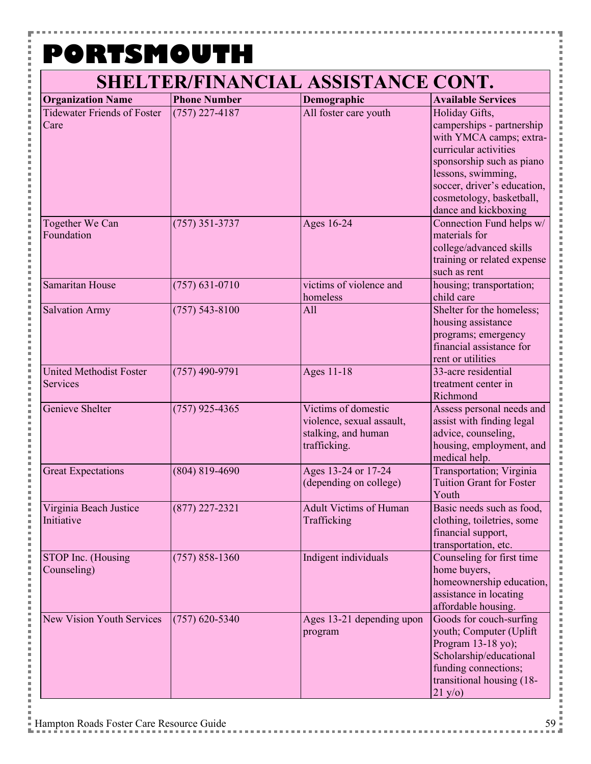# PORTSMOUTH

## SHELTER/FINANCIAL ASSISTANCE CONT.

| Organization Name | Phone Number | Demographic | Available Services |
|---|---|---|---|
| Tidewater Friends of Foster Care | (757) 227-4187 | All foster care youth | Holiday Gifts, camperships - partnership with YMCA camps; extra-curricular activities sponsorship such as piano lessons, swimming, soccer, driver's education, cosmetology, basketball, dance and kickboxing |
| Together We Can Foundation | (757) 351-3737 | Ages 16-24 | Connection Fund helps w/ materials for college/advanced skills training or related expense such as rent |
| Samaritan House | (757) 631-0710 | victims of violence and homeless | housing; transportation; child care |
| Salvation Army | (757) 543-8100 | All | Shelter for the homeless; housing assistance programs; emergency financial assistance for rent or utilities |
| United Methodist Foster Services | (757) 490-9791 | Ages 11-18 | 33-acre residential treatment center in Richmond |
| Genieve Shelter | (757) 925-4365 | Victims of domestic violence, sexual assault, stalking, and human trafficking. | Assess personal needs and assist with finding legal advice, counseling, housing, employment, and medical help. |
| Great Expectations | (804) 819-4690 | Ages 13-24 or 17-24 (depending on college) | Transportation; Virginia Tuition Grant for Foster Youth |
| Virginia Beach Justice Initiative | (877) 227-2321 | Adult Victims of Human Trafficking | Basic needs such as food, clothing, toiletries, some financial support, transportation, etc. |
| STOP Inc. (Housing Counseling) | (757) 858-1360 | Indigent individuals | Counseling for first time home buyers, homeownership education, assistance in locating affordable housing. |
| New Vision Youth Services | (757) 620-5340 | Ages 13-21 depending upon program | Goods for couch-surfing youth; Computer (Uplift Program 13-18 yo); Scholarship/educational funding connections; transitional housing (18-21 y/o) |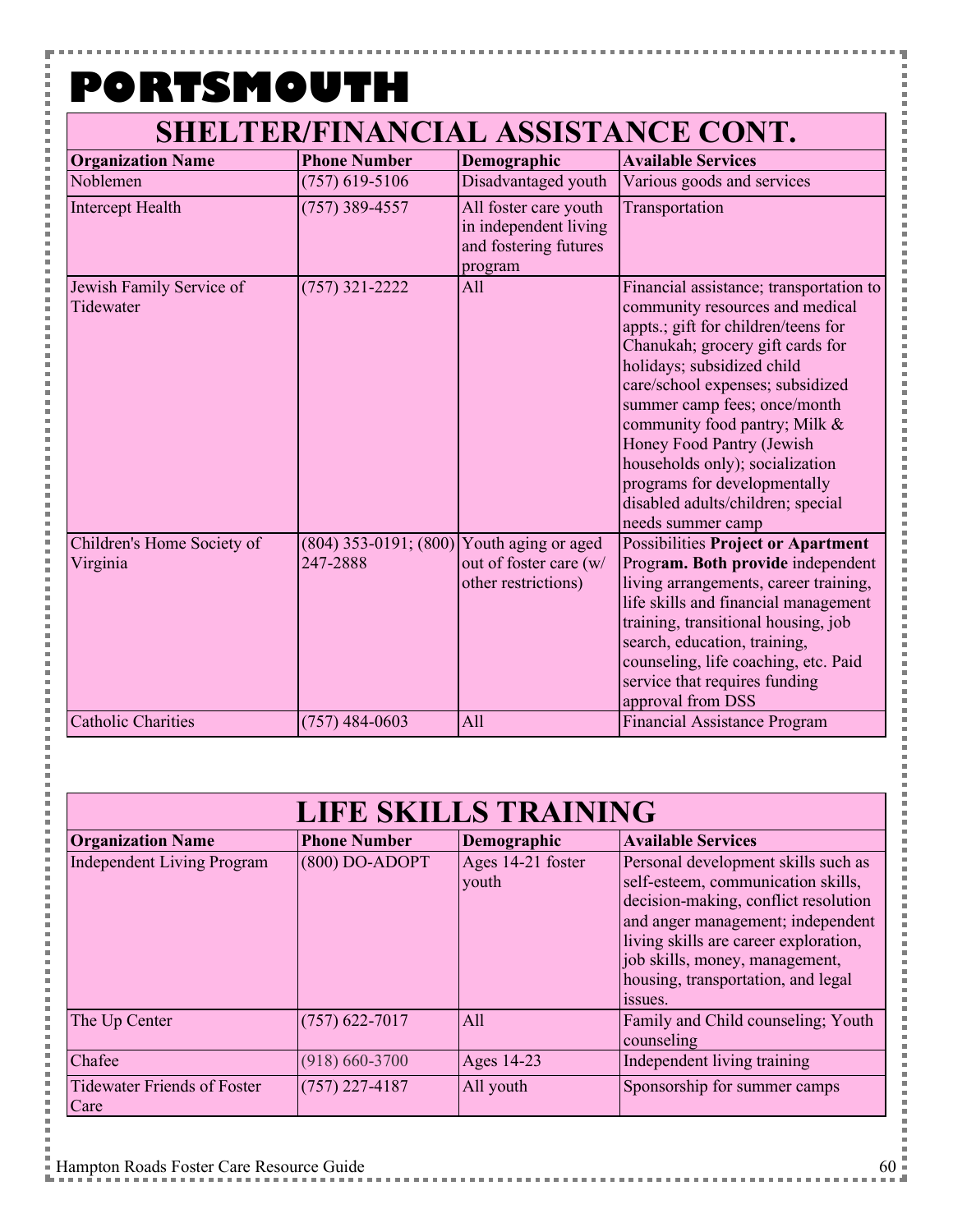# PORTSMOUTH

## SHELTER/FINANCIAL ASSISTANCE CONT.

| Organization Name | Phone Number | Demographic | Available Services |
|---|---|---|---|
| Noblemen | (757) 619-5106 | Disadvantaged youth | Various goods and services |
| Intercept Health | (757) 389-4557 | All foster care youth in independent living and fostering futures program | Transportation |
| Jewish Family Service of Tidewater | (757) 321-2222 | All | Financial assistance; transportation to community resources and medical appts.; gift for children/teens for Chanukah; grocery gift cards for holidays; subsidized child care/school expenses; subsidized summer camp fees; once/month community food pantry; Milk & Honey Food Pantry (Jewish households only); socialization programs for developmentally disabled adults/children; special needs summer camp |
| Children's Home Society of Virginia | (804) 353-0191; (800) 247-2888 | Youth aging or aged out of foster care (w/ other restrictions) | Possibilities **Project or Apartment** Progr**am. Both provide** independent living arrangements, career training, life skills and financial management training, transitional housing, job search, education, training, counseling, life coaching, etc. Paid service that requires funding approval from DSS |
| Catholic Charities | (757) 484-0603 | All | Financial Assistance Program |

## LIFE SKILLS TRAINING

| Organization Name | Phone Number | Demographic | Available Services |
|---|---|---|---|
| Independent Living Program | (800) DO-ADOPT | Ages 14-21 foster youth | Personal development skills such as self-esteem, communication skills, decision-making, conflict resolution and anger management; independent living skills are career exploration, job skills, money, management, housing, transportation, and legal issues. |
| The Up Center | (757) 622-7017 | All | Family and Child counseling; Youth counseling |
| Chafee | (918) 660-3700 | Ages 14-23 | Independent living training |
| Tidewater Friends of Foster Care | (757) 227-4187 | All youth | Sponsorship for summer camps |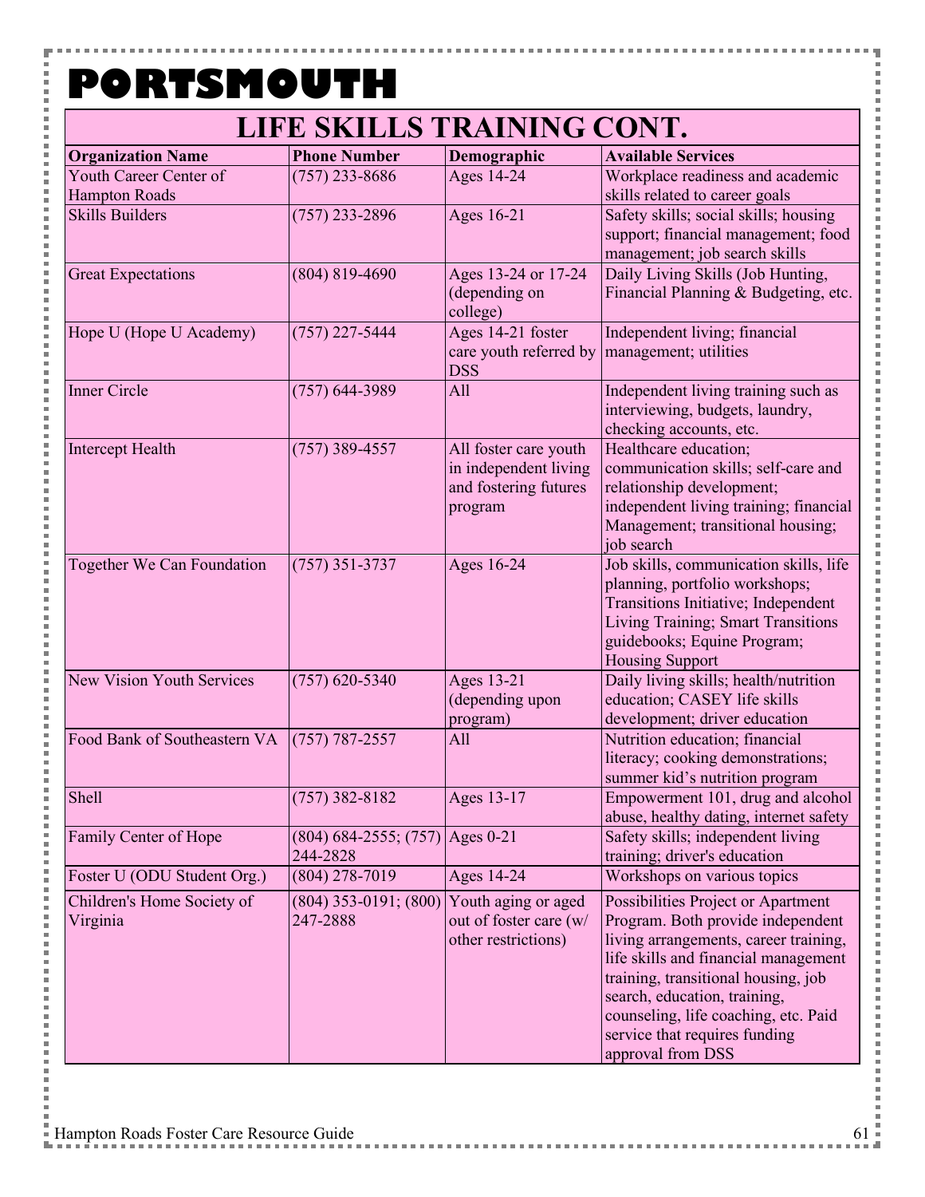# PORTSMOUTH

## LIFE SKILLS TRAINING CONT.

| Organization Name | Phone Number | Demographic | Available Services |
|---|---|---|---|
| Youth Career Center of Hampton Roads | (757) 233-8686 | Ages 14-24 | Workplace readiness and academic skills related to career goals |
| Skills Builders | (757) 233-2896 | Ages 16-21 | Safety skills; social skills; housing support; financial management; food management; job search skills |
| Great Expectations | (804) 819-4690 | Ages 13-24 or 17-24 (depending on college) | Daily Living Skills (Job Hunting, Financial Planning & Budgeting, etc. |
| Hope U (Hope U Academy) | (757) 227-5444 | Ages 14-21 foster care youth referred by DSS | Independent living; financial management; utilities |
| Inner Circle | (757) 644-3989 | All | Independent living training such as interviewing, budgets, laundry, checking accounts, etc. |
| Intercept Health | (757) 389-4557 | All foster care youth in independent living and fostering futures program | Healthcare education; communication skills; self-care and relationship development; independent living training; financial Management; transitional housing; job search |
| Together We Can Foundation | (757) 351-3737 | Ages 16-24 | Job skills, communication skills, life planning, portfolio workshops; Transitions Initiative; Independent Living Training; Smart Transitions guidebooks; Equine Program; Housing Support |
| New Vision Youth Services | (757) 620-5340 | Ages 13-21 (depending upon program) | Daily living skills; health/nutrition education; CASEY life skills development; driver education |
| Food Bank of Southeastern VA | (757) 787-2557 | All | Nutrition education; financial literacy; cooking demonstrations; summer kid's nutrition program |
| Shell | (757) 382-8182 | Ages 13-17 | Empowerment 101, drug and alcohol abuse, healthy dating, internet safety |
| Family Center of Hope | (804) 684-2555; (757) 244-2828 | Ages 0-21 | Safety skills; independent living training; driver's education |
| Foster U (ODU Student Org.) | (804) 278-7019 | Ages 14-24 | Workshops on various topics |
| Children's Home Society of Virginia | (804) 353-0191; (800) 247-2888 | Youth aging or aged out of foster care (w/ other restrictions) | Possibilities Project or Apartment Program. Both provide independent living arrangements, career training, life skills and financial management training, transitional housing, job search, education, training, counseling, life coaching, etc. Paid service that requires funding approval from DSS |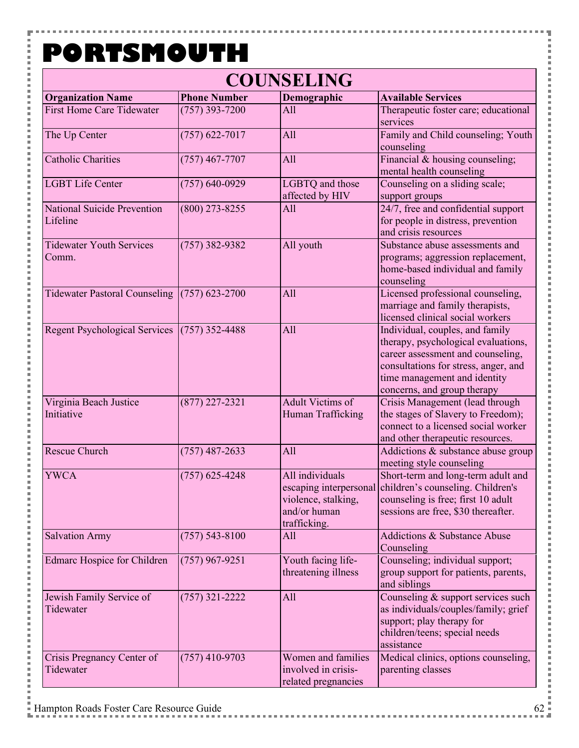# PORTSMOUTH

## COUNSELING

| Organization Name | Phone Number | Demographic | Available Services |
|---|---|---|---|
| First Home Care Tidewater | (757) 393-7200 | All | Therapeutic foster care; educational services |
| The Up Center | (757) 622-7017 | All | Family and Child counseling; Youth counseling |
| Catholic Charities | (757) 467-7707 | All | Financial & housing counseling; mental health counseling |
| LGBT Life Center | (757) 640-0929 | LGBTQ and those affected by HIV | Counseling on a sliding scale; support groups |
| National Suicide Prevention Lifeline | (800) 273-8255 | All | 24/7, free and confidential support for people in distress, prevention and crisis resources |
| Tidewater Youth Services Comm. | (757) 382-9382 | All youth | Substance abuse assessments and programs; aggression replacement, home-based individual and family counseling |
| Tidewater Pastoral Counseling | (757) 623-2700 | All | Licensed professional counseling, marriage and family therapists, licensed clinical social workers |
| Regent Psychological Services | (757) 352-4488 | All | Individual, couples, and family therapy, psychological evaluations, career assessment and counseling, consultations for stress, anger, and time management and identity concerns, and group therapy |
| Virginia Beach Justice Initiative | (877) 227-2321 | Adult Victims of Human Trafficking | Crisis Management (lead through the stages of Slavery to Freedom); connect to a licensed social worker and other therapeutic resources. |
| Rescue Church | (757) 487-2633 | All | Addictions & substance abuse group meeting style counseling |
| YWCA | (757) 625-4248 | All individuals escaping interpersonal violence, stalking, and/or human trafficking. | Short-term and long-term adult and children's counseling. Children's counseling is free; first 10 adult sessions are free, $30 thereafter. |
| Salvation Army | (757) 543-8100 | All | Addictions & Substance Abuse Counseling |
| Edmarc Hospice for Children | (757) 967-9251 | Youth facing life-threatening illness | Counseling; individual support; group support for patients, parents, and siblings |
| Jewish Family Service of Tidewater | (757) 321-2222 | All | Counseling & support services such as individuals/couples/family; grief support; play therapy for children/teens; special needs assistance |
| Crisis Pregnancy Center of Tidewater | (757) 410-9703 | Women and families involved in crisis-related pregnancies | Medical clinics, options counseling, parenting classes |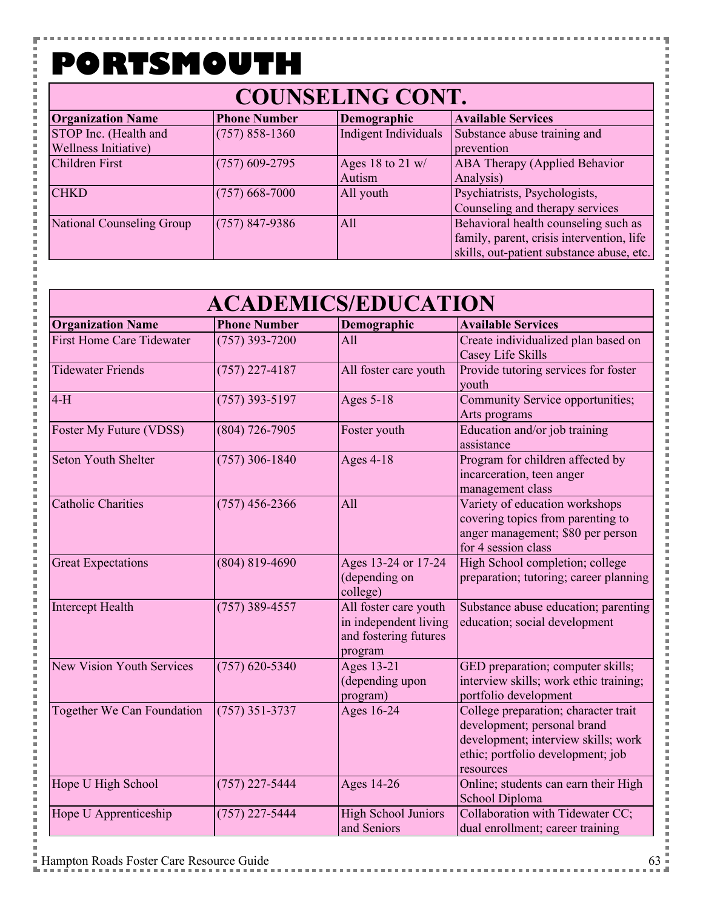# PORTSMOUTH

## COUNSELING CONT.

| Organization Name | Phone Number | Demographic | Available Services |
|---|---|---|---|
| STOP Inc. (Health and Wellness Initiative) | (757) 858-1360 | Indigent Individuals | Substance abuse training and prevention |
| Children First | (757) 609-2795 | Ages 18 to 21 w/ Autism | ABA Therapy (Applied Behavior Analysis) |
| CHKD | (757) 668-7000 | All youth | Psychiatrists, Psychologists, Counseling and therapy services |
| National Counseling Group | (757) 847-9386 | All | Behavioral health counseling such as family, parent, crisis intervention, life skills, out-patient substance abuse, etc. |

## ACADEMICS/EDUCATION

| Organization Name | Phone Number | Demographic | Available Services |
|---|---|---|---|
| First Home Care Tidewater | (757) 393-7200 | All | Create individualized plan based on Casey Life Skills |
| Tidewater Friends | (757) 227-4187 | All foster care youth | Provide tutoring services for foster youth |
| 4-H | (757) 393-5197 | Ages 5-18 | Community Service opportunities; Arts programs |
| Foster My Future (VDSS) | (804) 726-7905 | Foster youth | Education and/or job training assistance |
| Seton Youth Shelter | (757) 306-1840 | Ages 4-18 | Program for children affected by incarceration, teen anger management class |
| Catholic Charities | (757) 456-2366 | All | Variety of education workshops covering topics from parenting to anger management; $80 per person for 4 session class |
| Great Expectations | (804) 819-4690 | Ages 13-24 or 17-24 (depending on college) | High School completion; college preparation; tutoring; career planning |
| Intercept Health | (757) 389-4557 | All foster care youth in independent living and fostering futures program | Substance abuse education; parenting education; social development |
| New Vision Youth Services | (757) 620-5340 | Ages 13-21 (depending upon program) | GED preparation; computer skills; interview skills; work ethic training; portfolio development |
| Together We Can Foundation | (757) 351-3737 | Ages 16-24 | College preparation; character trait development; personal brand development; interview skills; work ethic; portfolio development; job resources |
| Hope U High School | (757) 227-5444 | Ages 14-26 | Online; students can earn their High School Diploma |
| Hope U Apprenticeship | (757) 227-5444 | High School Juniors and Seniors | Collaboration with Tidewater CC; dual enrollment; career training |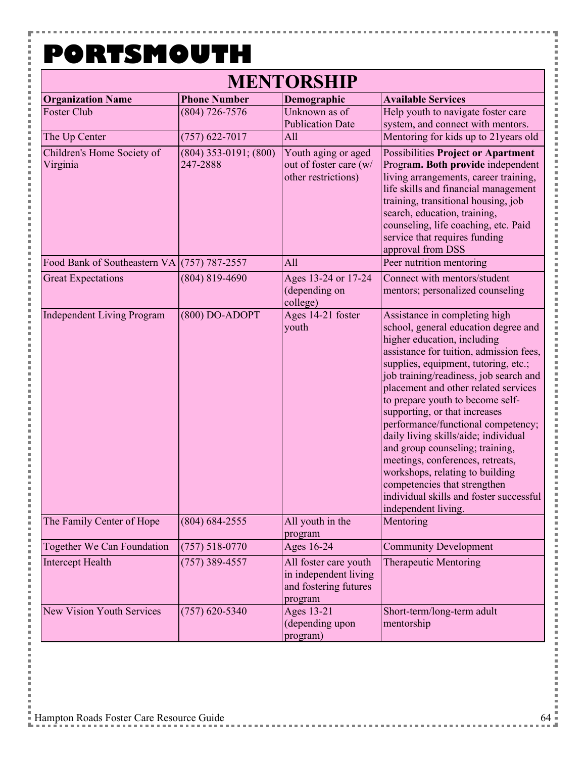# PORTSMOUTH

| MENTORSHIP | | | |
|---|---|---|---|
| **Organization Name** | **Phone Number** | **Demographic** | **Available Services** |
| Foster Club | (804) 726-7576 | Unknown as of Publication Date | Help youth to navigate foster care system, and connect with mentors. |
| The Up Center | (757) 622-7017 | All | Mentoring for kids up to 21years old |
| Children's Home Society of Virginia | (804) 353-0191; (800) 247-2888 | Youth aging or aged out of foster care (w/ other restrictions) | Possibilities **Project or Apartment** Progr**am. Both provide** independent living arrangements, career training, life skills and financial management training, transitional housing, job search, education, training, counseling, life coaching, etc. Paid service that requires funding approval from DSS |
| Food Bank of Southeastern VA | (757) 787-2557 | All | Peer nutrition mentoring |
| Great Expectations | (804) 819-4690 | Ages 13-24 or 17-24 (depending on college) | Connect with mentors/student mentors; personalized counseling |
| Independent Living Program | (800) DO-ADOPT | Ages 14-21 foster youth | Assistance in completing high school, general education degree and higher education, including assistance for tuition, admission fees, supplies, equipment, tutoring, etc.; job training/readiness, job search and placement and other related services to prepare youth to become self-supporting, or that increases performance/functional competency; daily living skills/aide; individual and group counseling; training, meetings, conferences, retreats, workshops, relating to building competencies that strengthen individual skills and foster successful independent living. |
| The Family Center of Hope | (804) 684-2555 | All youth in the program | Mentoring |
| Together We Can Foundation | (757) 518-0770 | Ages 16-24 | Community Development |
| Intercept Health | (757) 389-4557 | All foster care youth in independent living and fostering futures program | Therapeutic Mentoring |
| New Vision Youth Services | (757) 620-5340 | Ages 13-21 (depending upon program) | Short-term/long-term adult mentorship |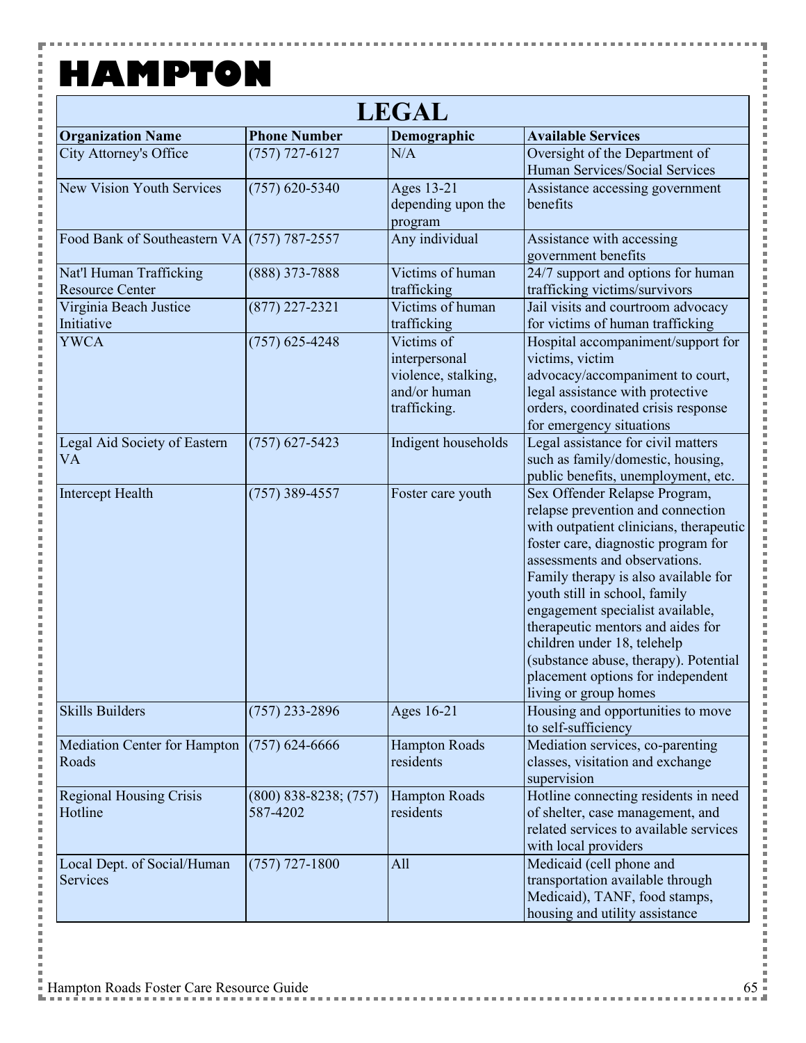# HAMPTON

## LEGAL

| Organization Name | Phone Number | Demographic | Available Services |
|---|---|---|---|
| City Attorney's Office | (757) 727-6127 | N/A | Oversight of the Department of Human Services/Social Services |
| New Vision Youth Services | (757) 620-5340 | Ages 13-21 depending upon the program | Assistance accessing government benefits |
| Food Bank of Southeastern VA | (757) 787-2557 | Any individual | Assistance with accessing government benefits |
| Nat'l Human Trafficking Resource Center | (888) 373-7888 | Victims of human trafficking | 24/7 support and options for human trafficking victims/survivors |
| Virginia Beach Justice Initiative | (877) 227-2321 | Victims of human trafficking | Jail visits and courtroom advocacy for victims of human trafficking |
| YWCA | (757) 625-4248 | Victims of interpersonal violence, stalking, and/or human trafficking. | Hospital accompaniment/support for victims, victim advocacy/accompaniment to court, legal assistance with protective orders, coordinated crisis response for emergency situations |
| Legal Aid Society of Eastern VA | (757) 627-5423 | Indigent households | Legal assistance for civil matters such as family/domestic, housing, public benefits, unemployment, etc. |
| Intercept Health | (757) 389-4557 | Foster care youth | Sex Offender Relapse Program, relapse prevention and connection with outpatient clinicians, therapeutic foster care, diagnostic program for assessments and observations. Family therapy is also available for youth still in school, family engagement specialist available, therapeutic mentors and aides for children under 18, telehelp (substance abuse, therapy). Potential placement options for independent living or group homes |
| Skills Builders | (757) 233-2896 | Ages 16-21 | Housing and opportunities to move to self-sufficiency |
| Mediation Center for Hampton Roads | (757) 624-6666 | Hampton Roads residents | Mediation services, co-parenting classes, visitation and exchange supervision |
| Regional Housing Crisis Hotline | (800) 838-8238; (757) 587-4202 | Hampton Roads residents | Hotline connecting residents in need of shelter, case management, and related services to available services with local providers |
| Local Dept. of Social/Human Services | (757) 727-1800 | All | Medicaid (cell phone and transportation available through Medicaid), TANF, food stamps, housing and utility assistance |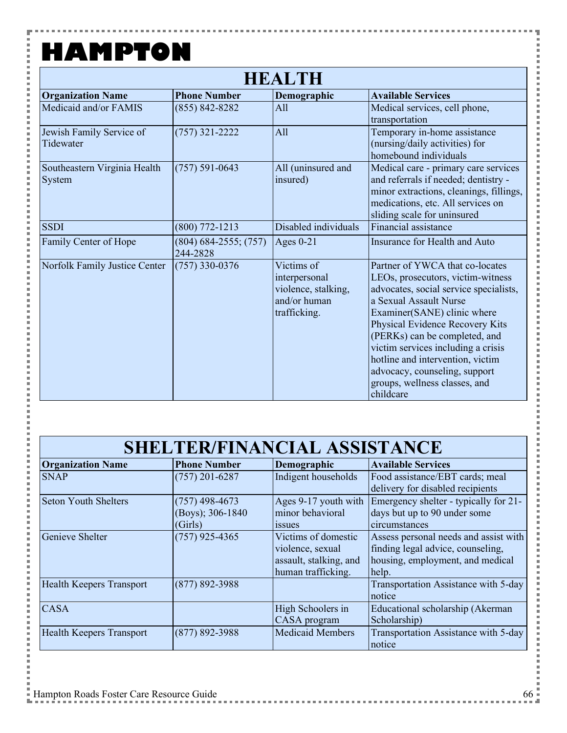# HAMPTON

## HEALTH

| Organization Name | Phone Number | Demographic | Available Services |
|---|---|---|---|
| Medicaid and/or FAMIS | (855) 842-8282 | All | Medical services, cell phone, transportation |
| Jewish Family Service of Tidewater | (757) 321-2222 | All | Temporary in-home assistance (nursing/daily activities) for homebound individuals |
| Southeastern Virginia Health System | (757) 591-0643 | All (uninsured and insured) | Medical care - primary care services and referrals if needed; dentistry - minor extractions, cleanings, fillings, medications, etc. All services on sliding scale for uninsured |
| SSDI | (800) 772-1213 | Disabled individuals | Financial assistance |
| Family Center of Hope | (804) 684-2555; (757) 244-2828 | Ages 0-21 | Insurance for Health and Auto |
| Norfolk Family Justice Center | (757) 330-0376 | Victims of interpersonal violence, stalking, and/or human trafficking. | Partner of YWCA that co-locates LEOs, prosecutors, victim-witness advocates, social service specialists, a Sexual Assault Nurse Examiner(SANE) clinic where Physical Evidence Recovery Kits (PERKs) can be completed, and victim services including a crisis hotline and intervention, victim advocacy, counseling, support groups, wellness classes, and childcare |

## SHELTER/FINANCIAL ASSISTANCE

| Organization Name | Phone Number | Demographic | Available Services |
|---|---|---|---|
| SNAP | (757) 201-6287 | Indigent households | Food assistance/EBT cards; meal delivery for disabled recipients |
| Seton Youth Shelters | (757) 498-4673 (Boys); 306-1840 (Girls) | Ages 9-17 youth with minor behavioral issues | Emergency shelter - typically for 21-days but up to 90 under some circumstances |
| Genieve Shelter | (757) 925-4365 | Victims of domestic violence, sexual assault, stalking, and human trafficking. | Assess personal needs and assist with finding legal advice, counseling, housing, employment, and medical help. |
| Health Keepers Transport | (877) 892-3988 | | Transportation Assistance with 5-day notice |
| CASA | | High Schoolers in CASA program | Educational scholarship (Akerman Scholarship) |
| Health Keepers Transport | (877) 892-3988 | Medicaid Members | Transportation Assistance with 5-day notice |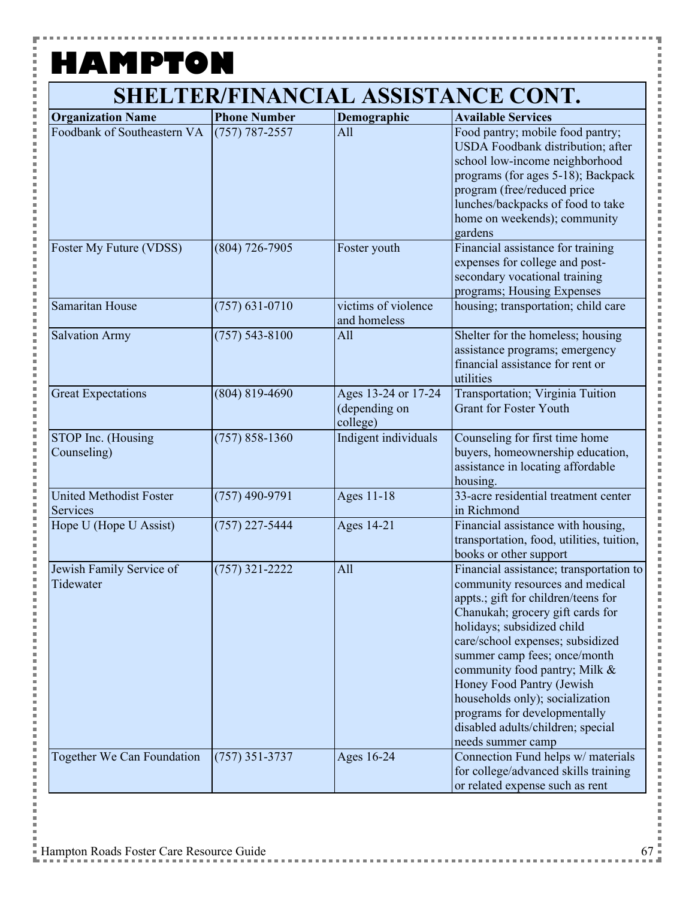# HAMPTON

## SHELTER/FINANCIAL ASSISTANCE CONT.

| Organization Name | Phone Number | Demographic | Available Services |
|---|---|---|---|
| Foodbank of Southeastern VA | (757) 787-2557 | All | Food pantry; mobile food pantry; USDA Foodbank distribution; after school low-income neighborhood programs (for ages 5-18); Backpack program (free/reduced price lunches/backpacks of food to take home on weekends); community gardens |
| Foster My Future (VDSS) | (804) 726-7905 | Foster youth | Financial assistance for training expenses for college and post-secondary vocational training programs; Housing Expenses |
| Samaritan House | (757) 631-0710 | victims of violence and homeless | housing; transportation; child care |
| Salvation Army | (757) 543-8100 | All | Shelter for the homeless; housing assistance programs; emergency financial assistance for rent or utilities |
| Great Expectations | (804) 819-4690 | Ages 13-24 or 17-24 (depending on college) | Transportation; Virginia Tuition Grant for Foster Youth |
| STOP Inc. (Housing Counseling) | (757) 858-1360 | Indigent individuals | Counseling for first time home buyers, homeownership education, assistance in locating affordable housing. |
| United Methodist Foster Services | (757) 490-9791 | Ages 11-18 | 33-acre residential treatment center in Richmond |
| Hope U (Hope U Assist) | (757) 227-5444 | Ages 14-21 | Financial assistance with housing, transportation, food, utilities, tuition, books or other support |
| Jewish Family Service of Tidewater | (757) 321-2222 | All | Financial assistance; transportation to community resources and medical appts.; gift for children/teens for Chanukah; grocery gift cards for holidays; subsidized child care/school expenses; subsidized summer camp fees; once/month community food pantry; Milk & Honey Food Pantry (Jewish households only); socialization programs for developmentally disabled adults/children; special needs summer camp |
| Together We Can Foundation | (757) 351-3737 | Ages 16-24 | Connection Fund helps w/ materials for college/advanced skills training or related expense such as rent |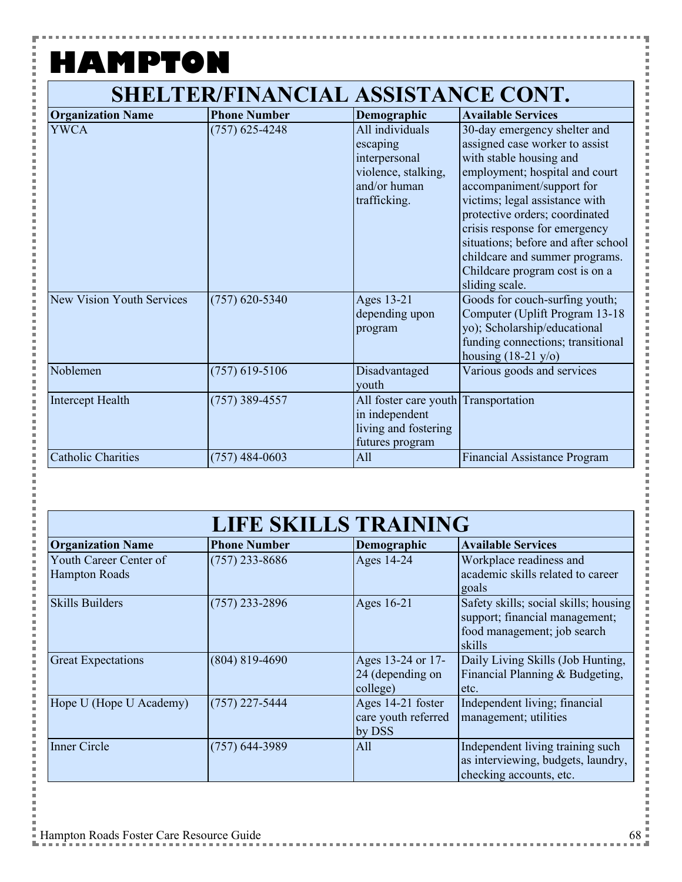# HAMPTON

## SHELTER/FINANCIAL ASSISTANCE CONT.

| Organization Name | Phone Number | Demographic | Available Services |
|---|---|---|---|
| YWCA | (757) 625-4248 | All individuals escaping interpersonal violence, stalking, and/or human trafficking. | 30-day emergency shelter and assigned case worker to assist with stable housing and employment; hospital and court accompaniment/support for victims; legal assistance with protective orders; coordinated crisis response for emergency situations; before and after school childcare and summer programs. Childcare program cost is on a sliding scale. |
| New Vision Youth Services | (757) 620-5340 | Ages 13-21 depending upon program | Goods for couch-surfing youth; Computer (Uplift Program 13-18 yo); Scholarship/educational funding connections; transitional housing (18-21 y/o) |
| Noblemen | (757) 619-5106 | Disadvantaged youth | Various goods and services |
| Intercept Health | (757) 389-4557 | All foster care youth in independent living and fostering futures program | Transportation |
| Catholic Charities | (757) 484-0603 | All | Financial Assistance Program |

## LIFE SKILLS TRAINING

| Organization Name | Phone Number | Demographic | Available Services |
|---|---|---|---|
| Youth Career Center of Hampton Roads | (757) 233-8686 | Ages 14-24 | Workplace readiness and academic skills related to career goals |
| Skills Builders | (757) 233-2896 | Ages 16-21 | Safety skills; social skills; housing support; financial management; food management; job search skills |
| Great Expectations | (804) 819-4690 | Ages 13-24 or 17-24 (depending on college) | Daily Living Skills (Job Hunting, Financial Planning & Budgeting, etc. |
| Hope U (Hope U Academy) | (757) 227-5444 | Ages 14-21 foster care youth referred by DSS | Independent living; financial management; utilities |
| Inner Circle | (757) 644-3989 | All | Independent living training such as interviewing, budgets, laundry, checking accounts, etc. |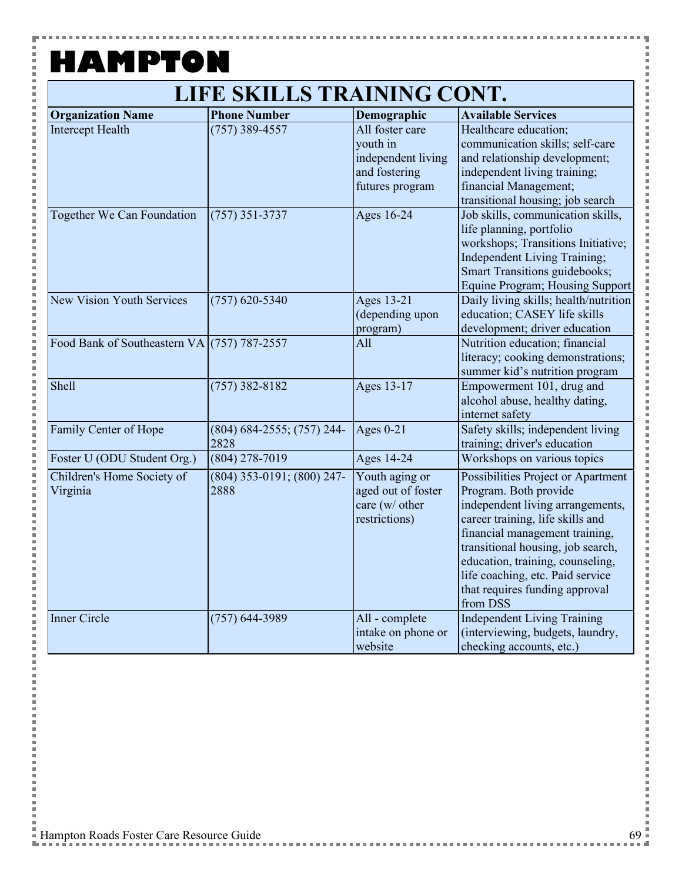# HAMPTON

## LIFE SKILLS TRAINING CONT.

| Organization Name | Phone Number | Demographic | Available Services |
|---|---|---|---|
| Intercept Health | (757) 389-4557 | All foster care youth in independent living and fostering futures program | Healthcare education; communication skills; self-care and relationship development; independent living training; financial Management; transitional housing; job search |
| Together We Can Foundation | (757) 351-3737 | Ages 16-24 | Job skills, communication skills, life planning, portfolio workshops; Transitions Initiative; Independent Living Training; Smart Transitions guidebooks; Equine Program; Housing Support |
| New Vision Youth Services | (757) 620-5340 | Ages 13-21 (depending upon program) | Daily living skills; health/nutrition education; CASEY life skills development; driver education |
| Food Bank of Southeastern VA | (757) 787-2557 | All | Nutrition education; financial literacy; cooking demonstrations; summer kid's nutrition program |
| Shell | (757) 382-8182 | Ages 13-17 | Empowerment 101, drug and alcohol abuse, healthy dating, internet safety |
| Family Center of Hope | (804) 684-2555; (757) 244-2828 | Ages 0-21 | Safety skills; independent living training; driver's education |
| Foster U (ODU Student Org.) | (804) 278-7019 | Ages 14-24 | Workshops on various topics |
| Children's Home Society of Virginia | (804) 353-0191; (800) 247-2888 | Youth aging or aged out of foster care (w/ other restrictions) | Possibilities Project or Apartment Program. Both provide independent living arrangements, career training, life skills and financial management training, transitional housing, job search, education, training, counseling, life coaching, etc. Paid service that requires funding approval from DSS |
| Inner Circle | (757) 644-3989 | All - complete intake on phone or website | Independent Living Training (interviewing, budgets, laundry, checking accounts, etc.) |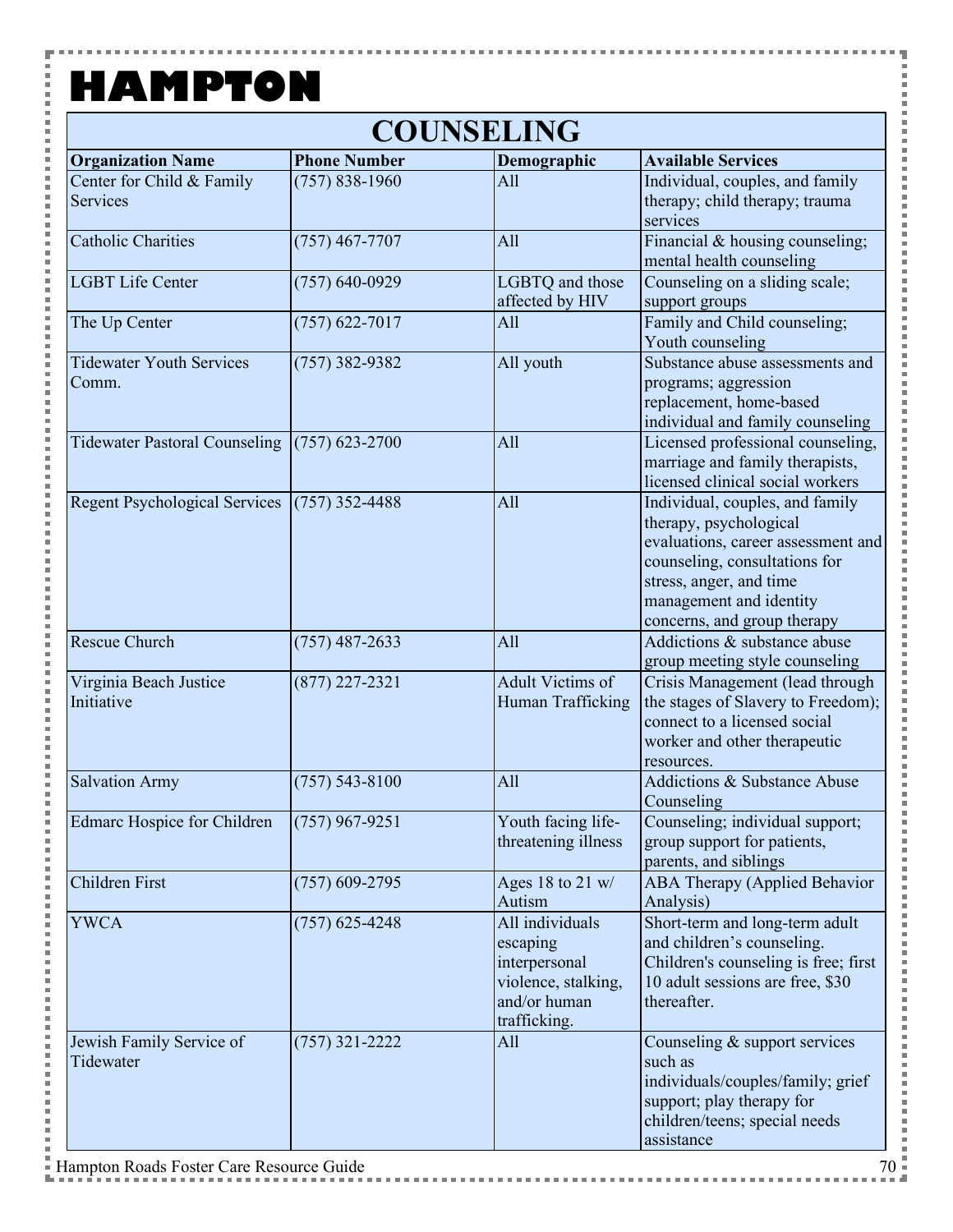# HAMPTON

## COUNSELING

| Organization Name | Phone Number | Demographic | Available Services |
|---|---|---|---|
| Center for Child & Family Services | (757) 838-1960 | All | Individual, couples, and family therapy; child therapy; trauma services |
| Catholic Charities | (757) 467-7707 | All | Financial & housing counseling; mental health counseling |
| LGBT Life Center | (757) 640-0929 | LGBTQ and those affected by HIV | Counseling on a sliding scale; support groups |
| The Up Center | (757) 622-7017 | All | Family and Child counseling; Youth counseling |
| Tidewater Youth Services Comm. | (757) 382-9382 | All youth | Substance abuse assessments and programs; aggression replacement, home-based individual and family counseling |
| Tidewater Pastoral Counseling | (757) 623-2700 | All | Licensed professional counseling, marriage and family therapists, licensed clinical social workers |
| Regent Psychological Services | (757) 352-4488 | All | Individual, couples, and family therapy, psychological evaluations, career assessment and counseling, consultations for stress, anger, and time management and identity concerns, and group therapy |
| Rescue Church | (757) 487-2633 | All | Addictions & substance abuse group meeting style counseling |
| Virginia Beach Justice Initiative | (877) 227-2321 | Adult Victims of Human Trafficking | Crisis Management (lead through the stages of Slavery to Freedom); connect to a licensed social worker and other therapeutic resources. |
| Salvation Army | (757) 543-8100 | All | Addictions & Substance Abuse Counseling |
| Edmarc Hospice for Children | (757) 967-9251 | Youth facing life-threatening illness | Counseling; individual support; group support for patients, parents, and siblings |
| Children First | (757) 609-2795 | Ages 18 to 21 w/ Autism | ABA Therapy (Applied Behavior Analysis) |
| YWCA | (757) 625-4248 | All individuals escaping interpersonal violence, stalking, and/or human trafficking. | Short-term and long-term adult and children's counseling. Children's counseling is free; first 10 adult sessions are free, $30 thereafter. |
| Jewish Family Service of Tidewater | (757) 321-2222 | All | Counseling & support services such as individuals/couples/family; grief support; play therapy for children/teens; special needs assistance |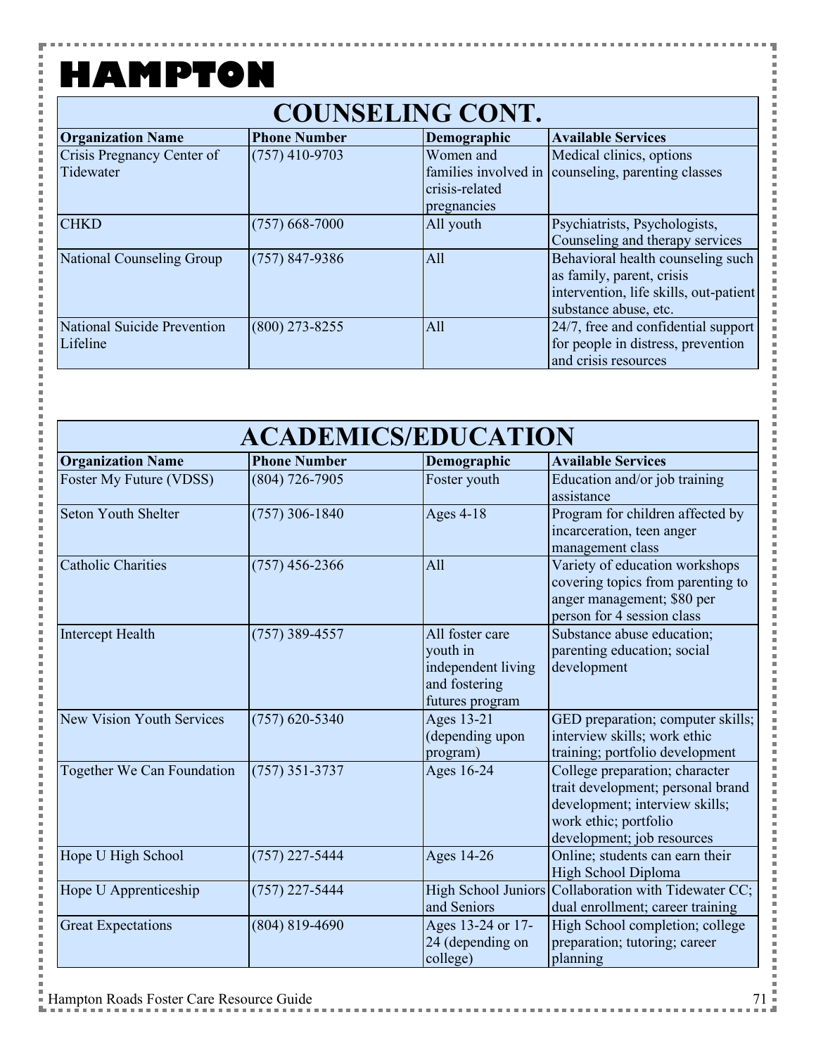# HAMPTON

## COUNSELING CONT.

| Organization Name | Phone Number | Demographic | Available Services |
|---|---|---|---|
| Crisis Pregnancy Center of Tidewater | (757) 410-9703 | Women and families involved in crisis-related pregnancies | Medical clinics, options counseling, parenting classes |
| CHKD | (757) 668-7000 | All youth | Psychiatrists, Psychologists, Counseling and therapy services |
| National Counseling Group | (757) 847-9386 | All | Behavioral health counseling such as family, parent, crisis intervention, life skills, out-patient substance abuse, etc. |
| National Suicide Prevention Lifeline | (800) 273-8255 | All | 24/7, free and confidential support for people in distress, prevention and crisis resources |

## ACADEMICS/EDUCATION

| Organization Name | Phone Number | Demographic | Available Services |
|---|---|---|---|
| Foster My Future (VDSS) | (804) 726-7905 | Foster youth | Education and/or job training assistance |
| Seton Youth Shelter | (757) 306-1840 | Ages 4-18 | Program for children affected by incarceration, teen anger management class |
| Catholic Charities | (757) 456-2366 | All | Variety of education workshops covering topics from parenting to anger management; $80 per person for 4 session class |
| Intercept Health | (757) 389-4557 | All foster care youth in independent living and fostering futures program | Substance abuse education; parenting education; social development |
| New Vision Youth Services | (757) 620-5340 | Ages 13-21 (depending upon program) | GED preparation; computer skills; interview skills; work ethic training; portfolio development |
| Together We Can Foundation | (757) 351-3737 | Ages 16-24 | College preparation; character trait development; personal brand development; interview skills; work ethic; portfolio development; job resources |
| Hope U High School | (757) 227-5444 | Ages 14-26 | Online; students can earn their High School Diploma |
| Hope U Apprenticeship | (757) 227-5444 | High School Juniors and Seniors | Collaboration with Tidewater CC; dual enrollment; career training |
| Great Expectations | (804) 819-4690 | Ages 13-24 or 17-24 (depending on college) | High School completion; college preparation; tutoring; career planning |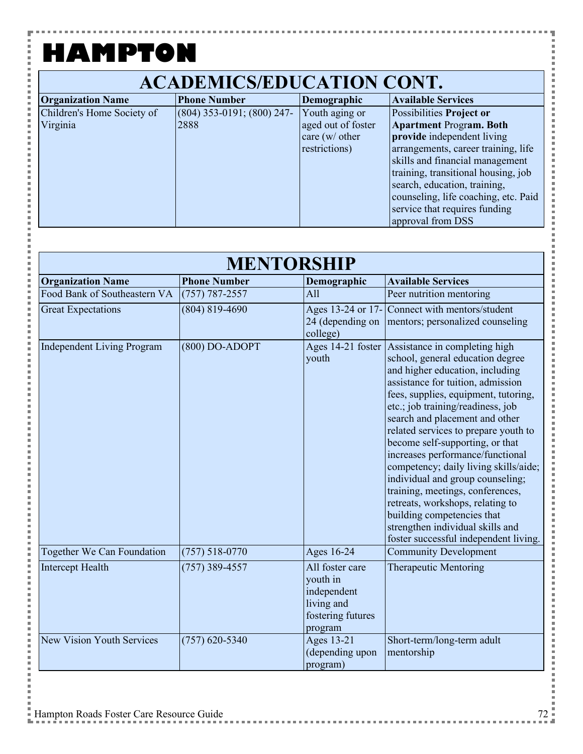# HAMPTON

## ACADEMICS/EDUCATION CONT.

| Organization Name | Phone Number | Demographic | Available Services |
|---|---|---|---|
| Children's Home Society of Virginia | (804) 353-0191; (800) 247-2888 | Youth aging or aged out of foster care (w/ other restrictions) | Possibilities **Project or Apartment** Progr**am. Both provide** independent living arrangements, career training, life skills and financial management training, transitional housing, job search, education, training, counseling, life coaching, etc. Paid service that requires funding approval from DSS |

## MENTORSHIP

| Organization Name | Phone Number | Demographic | Available Services |
|---|---|---|---|
| Food Bank of Southeastern VA | (757) 787-2557 | All | Peer nutrition mentoring |
| Great Expectations | (804) 819-4690 | Ages 13-24 or 17-24 (depending on college) | Connect with mentors/student mentors; personalized counseling |
| Independent Living Program | (800) DO-ADOPT | Ages 14-21 foster youth | Assistance in completing high school, general education degree and higher education, including assistance for tuition, admission fees, supplies, equipment, tutoring, etc.; job training/readiness, job search and placement and other related services to prepare youth to become self-supporting, or that increases performance/functional competency; daily living skills/aide; individual and group counseling; training, meetings, conferences, retreats, workshops, relating to building competencies that strengthen individual skills and foster successful independent living. |
| Together We Can Foundation | (757) 518-0770 | Ages 16-24 | Community Development |
| Intercept Health | (757) 389-4557 | All foster care youth in independent living and fostering futures program | Therapeutic Mentoring |
| New Vision Youth Services | (757) 620-5340 | Ages 13-21 (depending upon program) | Short-term/long-term adult mentorship |